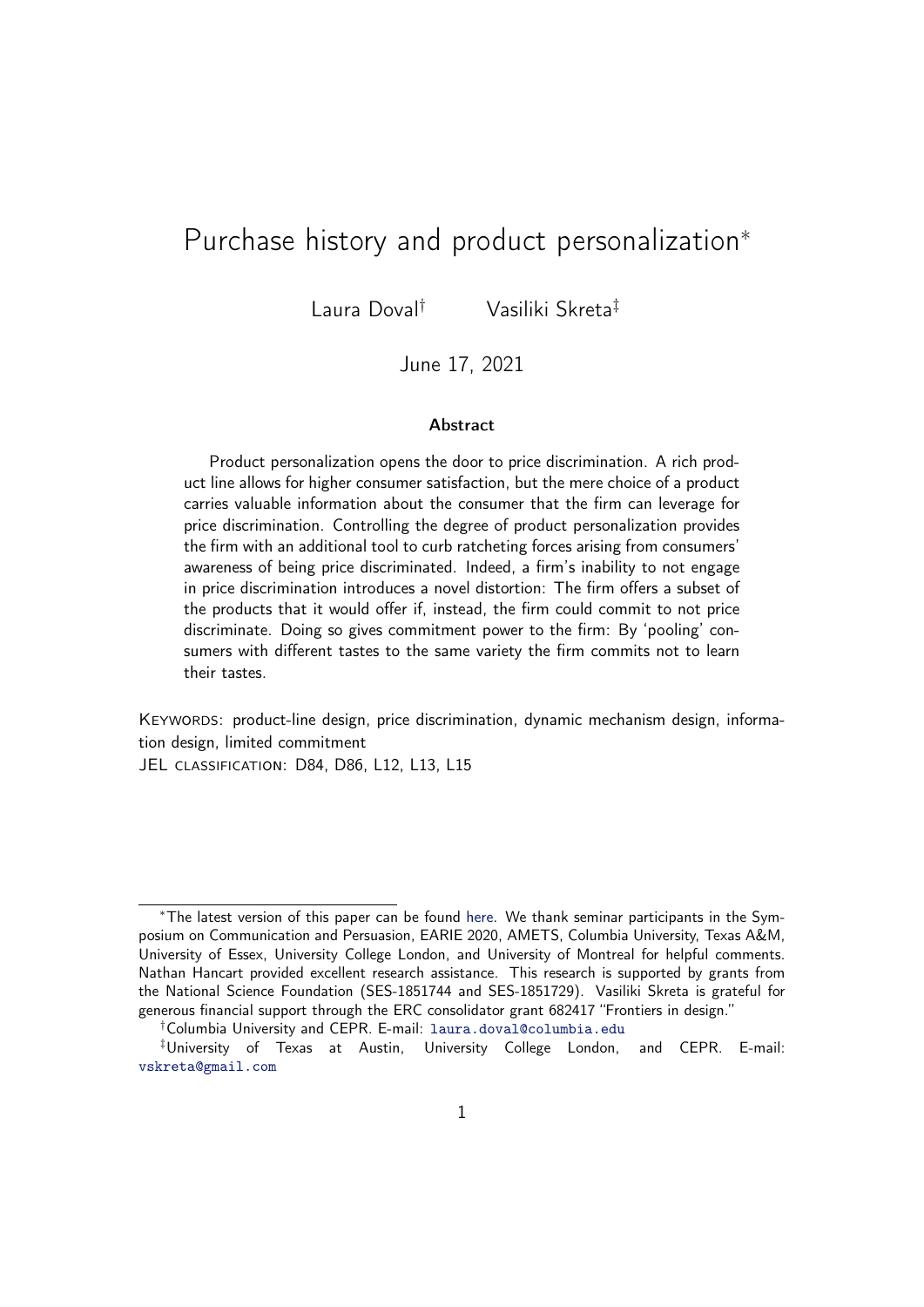# Purchase history and product personalization*

Laura Doval[†] Vasiliki Skreta[‡]

June 17, 2021

### Abstract

Product personalization opens the door to price discrimination. A rich product line allows for higher consumer satisfaction, but the mere choice of a product carries valuable information about the consumer that the firm can leverage for price discrimination. Controlling the degree of product personalization provides the firm with an additional tool to curb ratcheting forces arising from consumers' awareness of being price discriminated. Indeed, a firm's inability to not engage in price discrimination introduces a novel distortion: The firm offers a subset of the products that it would offer if, instead, the firm could commit to not price discriminate. Doing so gives commitment power to the firm: By 'pooling' consumers with different tastes to the same variety the firm commits not to learn their tastes.

KEYWORDS: product-line design, price discrimination, dynamic mechanism design, information design, limited commitment

JEL CLASSIFICATION: D84, D86, L12, L13, L15

---

*The latest version of this paper can be found here. We thank seminar participants in the Symposium on Communication and Persuasion, EARIE 2020, AMETS, Columbia University, Texas A&M, University of Essex, University College London, and University of Montreal for helpful comments. Nathan Hancart provided excellent research assistance. This research is supported by grants from the National Science Foundation (SES-1851744 and SES-1851729). Vasiliki Skreta is grateful for generous financial support through the ERC consolidator grant 682417 "Frontiers in design."

[†]Columbia University and CEPR. E-mail: laura.doval@columbia.edu

[‡]University of Texas at Austin, University College London, and CEPR. E-mail: vskreta@gmail.com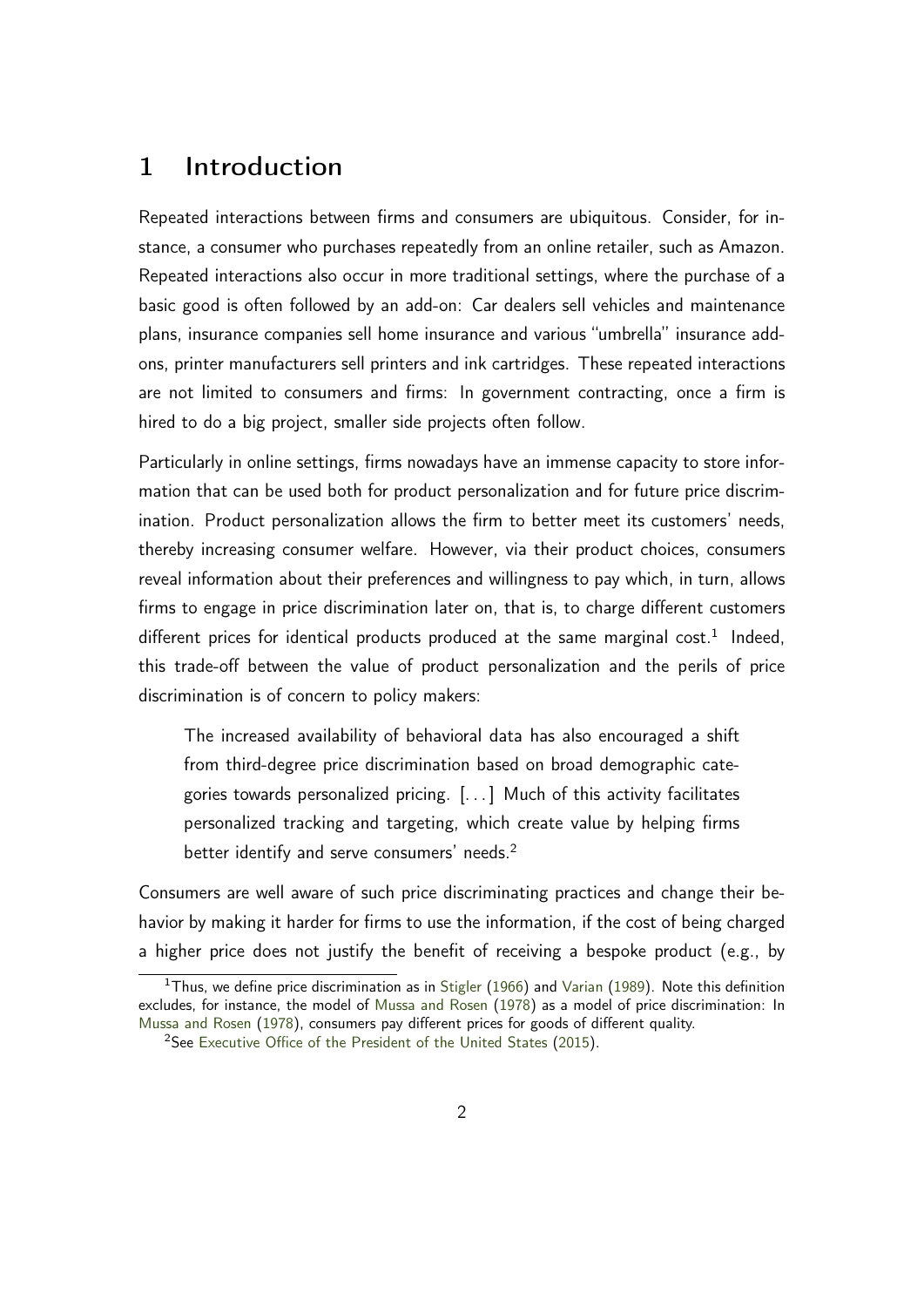# 1 Introduction

Repeated interactions between firms and consumers are ubiquitous. Consider, for instance, a consumer who purchases repeatedly from an online retailer, such as Amazon. Repeated interactions also occur in more traditional settings, where the purchase of a basic good is often followed by an add-on: Car dealers sell vehicles and maintenance plans, insurance companies sell home insurance and various "umbrella" insurance add-ons, printer manufacturers sell printers and ink cartridges. These repeated interactions are not limited to consumers and firms: In government contracting, once a firm is hired to do a big project, smaller side projects often follow.

Particularly in online settings, firms nowadays have an immense capacity to store information that can be used both for product personalization and for future price discrimination. Product personalization allows the firm to better meet its customers' needs, thereby increasing consumer welfare. However, via their product choices, consumers reveal information about their preferences and willingness to pay which, in turn, allows firms to engage in price discrimination later on, that is, to charge different customers different prices for identical products produced at the same marginal cost.[1] Indeed, this trade-off between the value of product personalization and the perils of price discrimination is of concern to policy makers:

> The increased availability of behavioral data has also encouraged a shift from third-degree price discrimination based on broad demographic categories towards personalized pricing. [...] Much of this activity facilitates personalized tracking and targeting, which create value by helping firms better identify and serve consumers' needs.[2]

Consumers are well aware of such price discriminating practices and change their behavior by making it harder for firms to use the information, if the cost of being charged a higher price does not justify the benefit of receiving a bespoke product (e.g., by

[1] Thus, we define price discrimination as in Stigler (1966) and Varian (1989). Note this definition excludes, for instance, the model of Mussa and Rosen (1978) as a model of price discrimination: In Mussa and Rosen (1978), consumers pay different prices for goods of different quality.

[2] See Executive Office of the President of the United States (2015).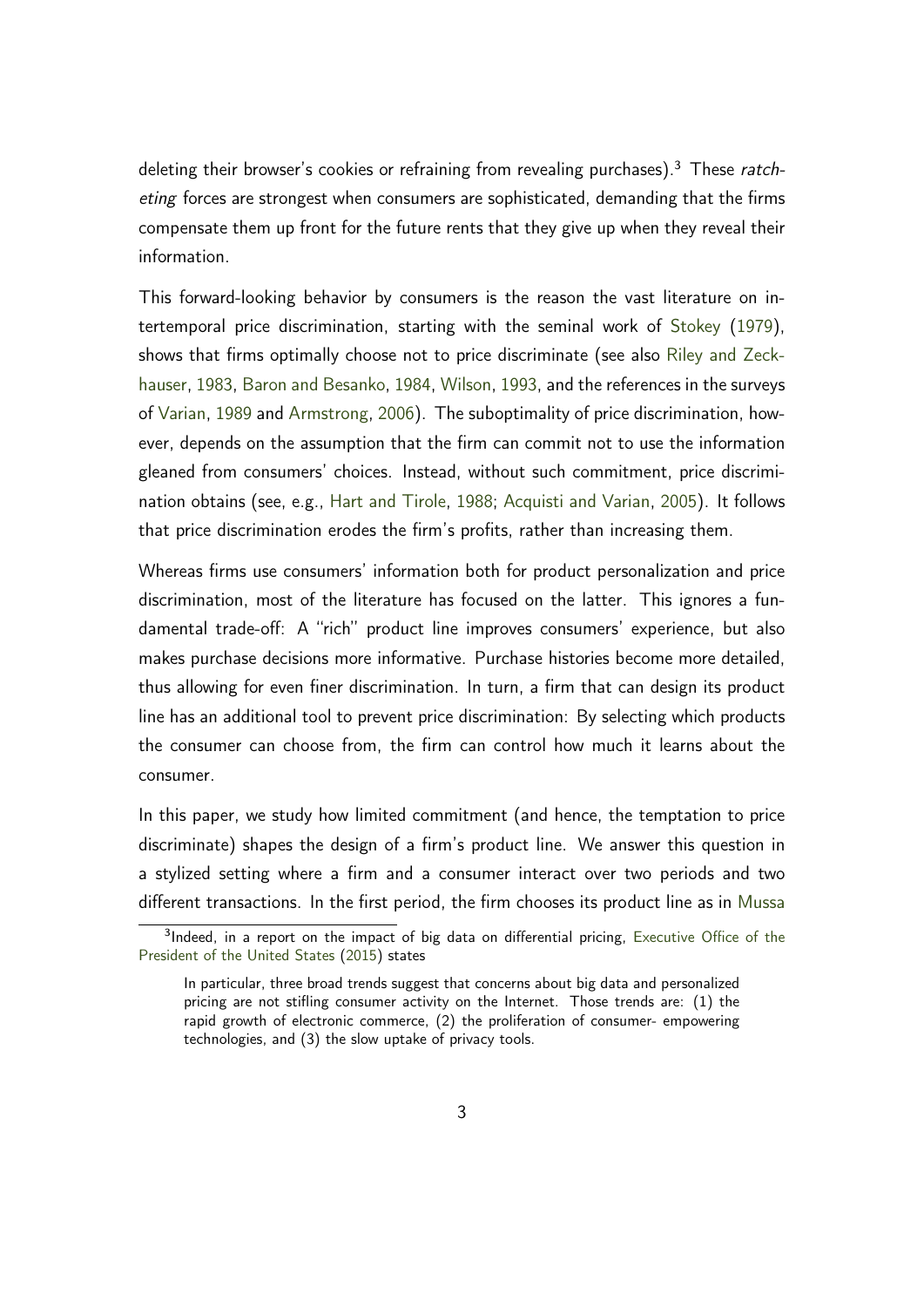deleting their browser's cookies or refraining from revealing purchases).[3] These *ratcheting* forces are strongest when consumers are sophisticated, demanding that the firms compensate them up front for the future rents that they give up when they reveal their information.

This forward-looking behavior by consumers is the reason the vast literature on intertemporal price discrimination, starting with the seminal work of Stokey (1979), shows that firms optimally choose not to price discriminate (see also Riley and Zeckhauser, 1983, Baron and Besanko, 1984, Wilson, 1993, and the references in the surveys of Varian, 1989 and Armstrong, 2006). The suboptimality of price discrimination, however, depends on the assumption that the firm can commit not to use the information gleaned from consumers' choices. Instead, without such commitment, price discrimination obtains (see, e.g., Hart and Tirole, 1988; Acquisti and Varian, 2005). It follows that price discrimination erodes the firm's profits, rather than increasing them.

Whereas firms use consumers' information both for product personalization and price discrimination, most of the literature has focused on the latter. This ignores a fundamental trade-off: A "rich" product line improves consumers' experience, but also makes purchase decisions more informative. Purchase histories become more detailed, thus allowing for even finer discrimination. In turn, a firm that can design its product line has an additional tool to prevent price discrimination: By selecting which products the consumer can choose from, the firm can control how much it learns about the consumer.

In this paper, we study how limited commitment (and hence, the temptation to price discriminate) shapes the design of a firm's product line. We answer this question in a stylized setting where a firm and a consumer interact over two periods and two different transactions. In the first period, the firm chooses its product line as in Mussa

[3] Indeed, in a report on the impact of big data on differential pricing, Executive Office of the President of the United States (2015) states

> In particular, three broad trends suggest that concerns about big data and personalized pricing are not stifling consumer activity on the Internet. Those trends are: (1) the rapid growth of electronic commerce, (2) the proliferation of consumer- empowering technologies, and (3) the slow uptake of privacy tools.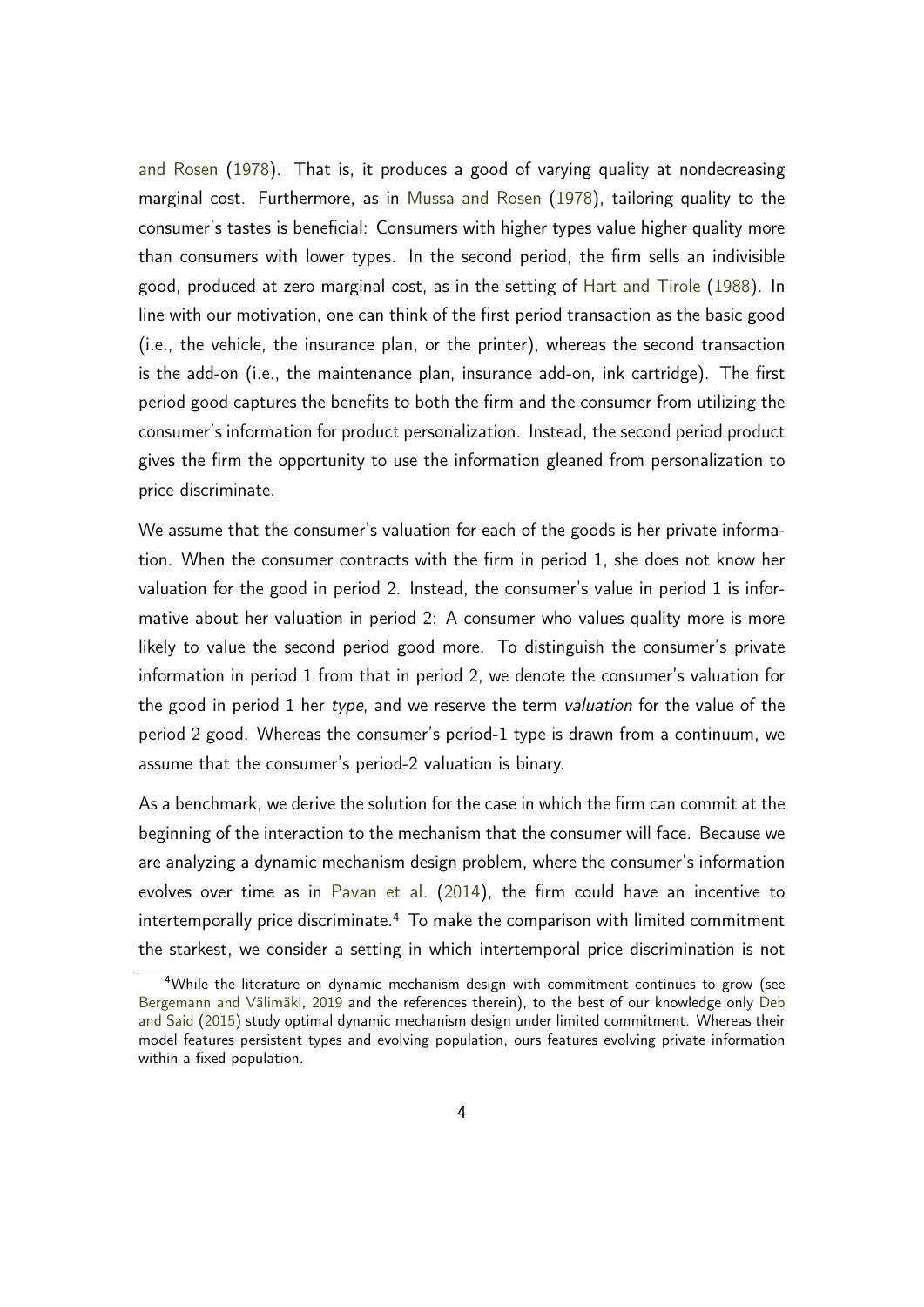and Rosen (1978). That is, it produces a good of varying quality at nondecreasing marginal cost. Furthermore, as in Mussa and Rosen (1978), tailoring quality to the consumer's tastes is beneficial: Consumers with higher types value higher quality more than consumers with lower types. In the second period, the firm sells an indivisible good, produced at zero marginal cost, as in the setting of Hart and Tirole (1988). In line with our motivation, one can think of the first period transaction as the basic good (i.e., the vehicle, the insurance plan, or the printer), whereas the second transaction is the add-on (i.e., the maintenance plan, insurance add-on, ink cartridge). The first period good captures the benefits to both the firm and the consumer from utilizing the consumer's information for product personalization. Instead, the second period product gives the firm the opportunity to use the information gleaned from personalization to price discriminate.

We assume that the consumer's valuation for each of the goods is her private information. When the consumer contracts with the firm in period 1, she does not know her valuation for the good in period 2. Instead, the consumer's value in period 1 is informative about her valuation in period 2: A consumer who values quality more is more likely to value the second period good more. To distinguish the consumer's private information in period 1 from that in period 2, we denote the consumer's valuation for the good in period 1 her *type*, and we reserve the term *valuation* for the value of the period 2 good. Whereas the consumer's period-1 type is drawn from a continuum, we assume that the consumer's period-2 valuation is binary.

As a benchmark, we derive the solution for the case in which the firm can commit at the beginning of the interaction to the mechanism that the consumer will face. Because we are analyzing a dynamic mechanism design problem, where the consumer's information evolves over time as in Pavan et al. (2014), the firm could have an incentive to intertemporally price discriminate.[4] To make the comparison with limited commitment the starkest, we consider a setting in which intertemporal price discrimination is not

[4] While the literature on dynamic mechanism design with commitment continues to grow (see Bergemann and Välimäki, 2019 and the references therein), to the best of our knowledge only Deb and Said (2015) study optimal dynamic mechanism design under limited commitment. Whereas their model features persistent types and evolving population, ours features evolving private information within a fixed population.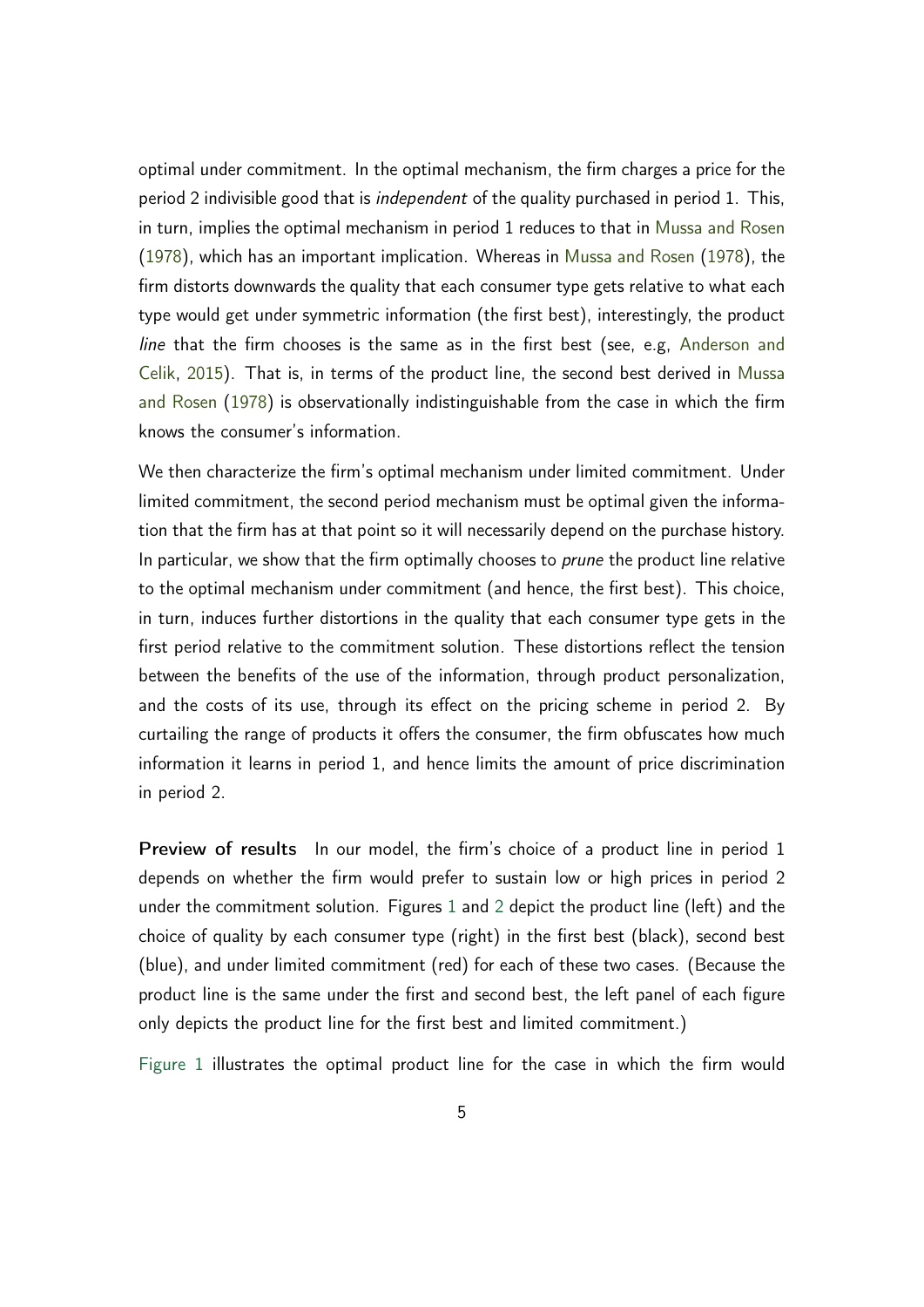optimal under commitment. In the optimal mechanism, the firm charges a price for the period 2 indivisible good that is *independent* of the quality purchased in period 1. This, in turn, implies the optimal mechanism in period 1 reduces to that in Mussa and Rosen (1978), which has an important implication. Whereas in Mussa and Rosen (1978), the firm distorts downwards the quality that each consumer type gets relative to what each type would get under symmetric information (the first best), interestingly, the product *line* that the firm chooses is the same as in the first best (see, e.g, Anderson and Celik, 2015). That is, in terms of the product line, the second best derived in Mussa and Rosen (1978) is observationally indistinguishable from the case in which the firm knows the consumer's information.

We then characterize the firm's optimal mechanism under limited commitment. Under limited commitment, the second period mechanism must be optimal given the information that the firm has at that point so it will necessarily depend on the purchase history. In particular, we show that the firm optimally chooses to *prune* the product line relative to the optimal mechanism under commitment (and hence, the first best). This choice, in turn, induces further distortions in the quality that each consumer type gets in the first period relative to the commitment solution. These distortions reflect the tension between the benefits of the use of the information, through product personalization, and the costs of its use, through its effect on the pricing scheme in period 2. By curtailing the range of products it offers the consumer, the firm obfuscates how much information it learns in period 1, and hence limits the amount of price discrimination in period 2.

**Preview of results** In our model, the firm's choice of a product line in period 1 depends on whether the firm would prefer to sustain low or high prices in period 2 under the commitment solution. Figures 1 and 2 depict the product line (left) and the choice of quality by each consumer type (right) in the first best (black), second best (blue), and under limited commitment (red) for each of these two cases. (Because the product line is the same under the first and second best, the left panel of each figure only depicts the product line for the first best and limited commitment.)

Figure 1 illustrates the optimal product line for the case in which the firm would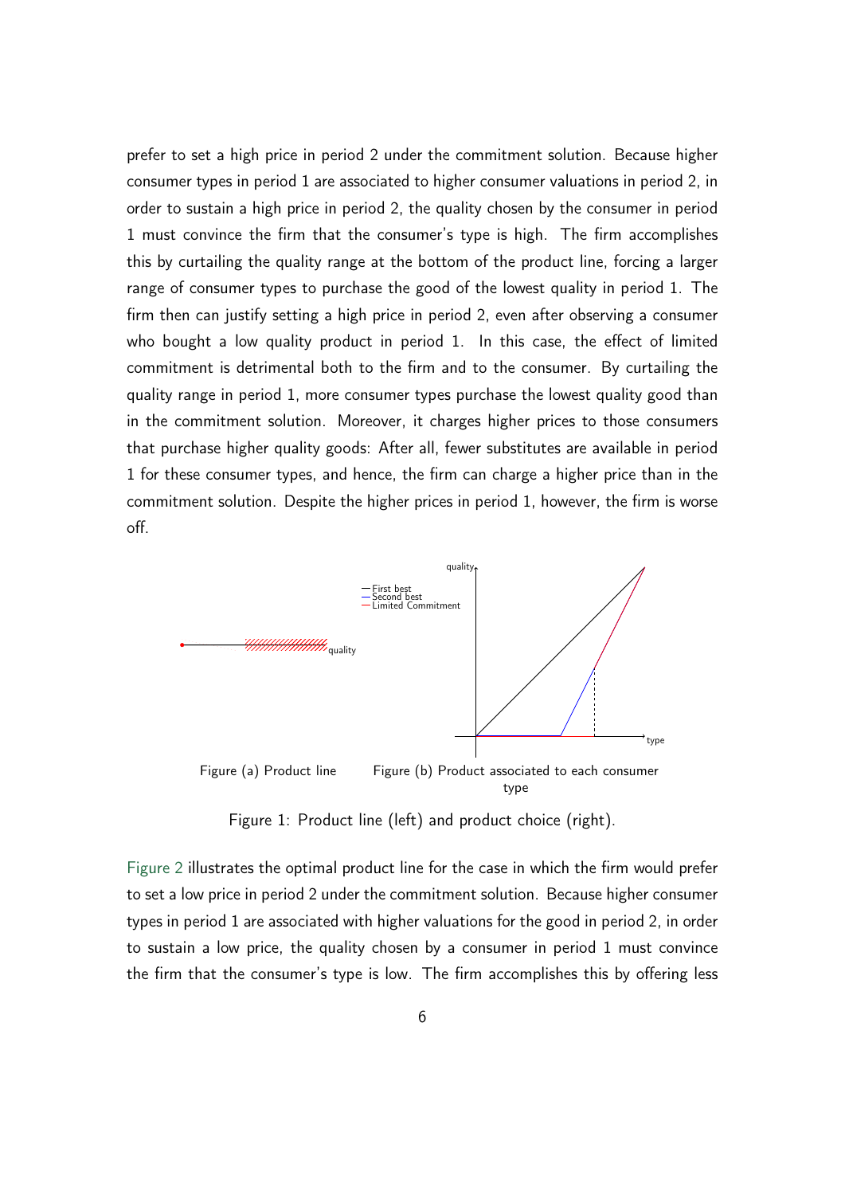prefer to set a high price in period 2 under the commitment solution. Because higher consumer types in period 1 are associated to higher consumer valuations in period 2, in order to sustain a high price in period 2, the quality chosen by the consumer in period 1 must convince the firm that the consumer's type is high. The firm accomplishes this by curtailing the quality range at the bottom of the product line, forcing a larger range of consumer types to purchase the good of the lowest quality in period 1. The firm then can justify setting a high price in period 2, even after observing a consumer who bought a low quality product in period 1. In this case, the effect of limited commitment is detrimental both to the firm and to the consumer. By curtailing the quality range in period 1, more consumer types purchase the lowest quality good than in the commitment solution. Moreover, it charges higher prices to those consumers that purchase higher quality goods: After all, fewer substitutes are available in period 1 for these consumer types, and hence, the firm can charge a higher price than in the commitment solution. Despite the higher prices in period 1, however, the firm is worse off.

Figure (a) Product line

Figure (b) Product associated to each consumer type

Figure 1: Product line (left) and product choice (right).

Figure 2 illustrates the optimal product line for the case in which the firm would prefer to set a low price in period 2 under the commitment solution. Because higher consumer types in period 1 are associated with higher valuations for the good in period 2, in order to sustain a low price, the quality chosen by a consumer in period 1 must convince the firm that the consumer's type is low. The firm accomplishes this by offering less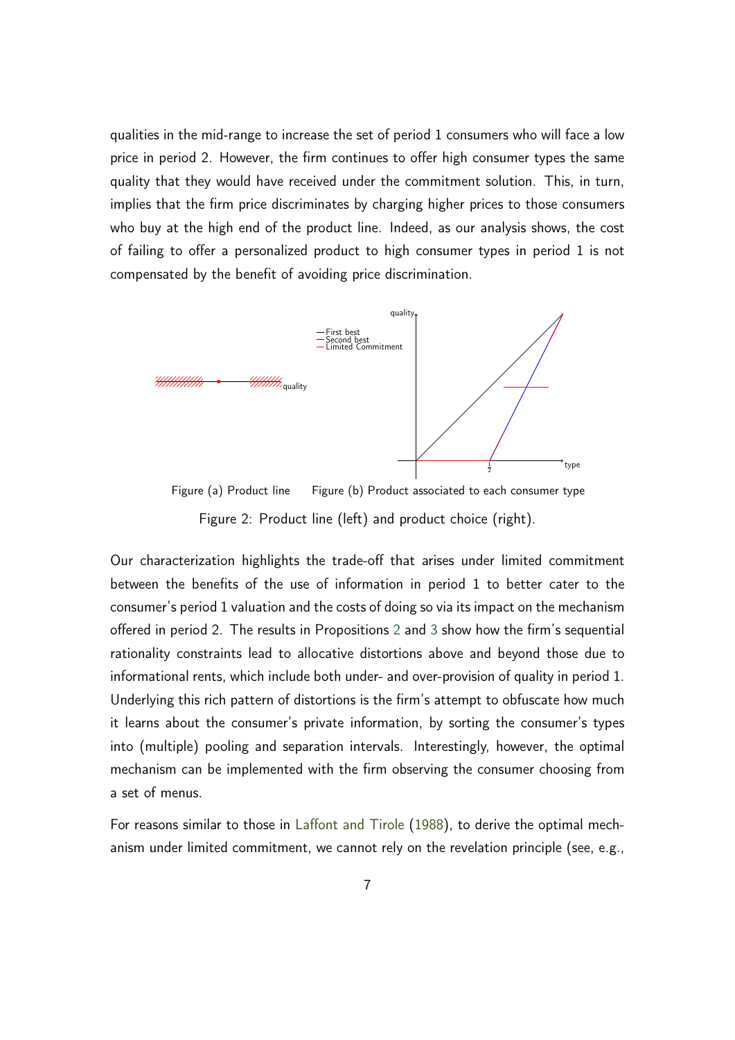qualities in the mid-range to increase the set of period 1 consumers who will face a low price in period 2. However, the firm continues to offer high consumer types the same quality that they would have received under the commitment solution. This, in turn, implies that the firm price discriminates by charging higher prices to those consumers who buy at the high end of the product line. Indeed, as our analysis shows, the cost of failing to offer a personalized product to high consumer types in period 1 is not compensated by the benefit of avoiding price discrimination.

Figure (a) Product line    Figure (b) Product associated to each consumer type

Figure 2: Product line (left) and product choice (right).

Our characterization highlights the trade-off that arises under limited commitment between the benefits of the use of information in period 1 to better cater to the consumer's period 1 valuation and the costs of doing so via its impact on the mechanism offered in period 2. The results in Propositions 2 and 3 show how the firm's sequential rationality constraints lead to allocative distortions above and beyond those due to informational rents, which include both under- and over-provision of quality in period 1. Underlying this rich pattern of distortions is the firm's attempt to obfuscate how much it learns about the consumer's private information, by sorting the consumer's types into (multiple) pooling and separation intervals. Interestingly, however, the optimal mechanism can be implemented with the firm observing the consumer choosing from a set of menus.

For reasons similar to those in Laffont and Tirole (1988), to derive the optimal mechanism under limited commitment, we cannot rely on the revelation principle (see, e.g.,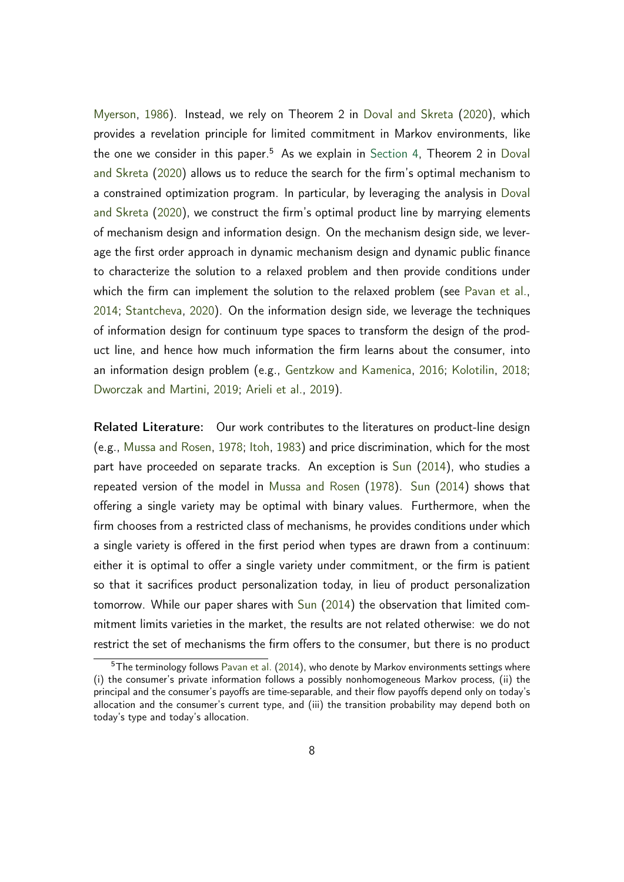Myerson, 1986). Instead, we rely on Theorem 2 in Doval and Skreta (2020), which provides a revelation principle for limited commitment in Markov environments, like the one we consider in this paper.[5] As we explain in Section 4, Theorem 2 in Doval and Skreta (2020) allows us to reduce the search for the firm's optimal mechanism to a constrained optimization program. In particular, by leveraging the analysis in Doval and Skreta (2020), we construct the firm's optimal product line by marrying elements of mechanism design and information design. On the mechanism design side, we leverage the first order approach in dynamic mechanism design and dynamic public finance to characterize the solution to a relaxed problem and then provide conditions under which the firm can implement the solution to the relaxed problem (see Pavan et al., 2014; Stantcheva, 2020). On the information design side, we leverage the techniques of information design for continuum type spaces to transform the design of the product line, and hence how much information the firm learns about the consumer, into an information design problem (e.g., Gentzkow and Kamenica, 2016; Kolotilin, 2018; Dworczak and Martini, 2019; Arieli et al., 2019).

**Related Literature:** Our work contributes to the literatures on product-line design (e.g., Mussa and Rosen, 1978; Itoh, 1983) and price discrimination, which for the most part have proceeded on separate tracks. An exception is Sun (2014), who studies a repeated version of the model in Mussa and Rosen (1978). Sun (2014) shows that offering a single variety may be optimal with binary values. Furthermore, when the firm chooses from a restricted class of mechanisms, he provides conditions under which a single variety is offered in the first period when types are drawn from a continuum: either it is optimal to offer a single variety under commitment, or the firm is patient so that it sacrifices product personalization today, in lieu of product personalization tomorrow. While our paper shares with Sun (2014) the observation that limited commitment limits varieties in the market, the results are not related otherwise: we do not restrict the set of mechanisms the firm offers to the consumer, but there is no product

[5] The terminology follows Pavan et al. (2014), who denote by Markov environments settings where (i) the consumer's private information follows a possibly nonhomogeneous Markov process, (ii) the principal and the consumer's payoffs are time-separable, and their flow payoffs depend only on today's allocation and the consumer's current type, and (iii) the transition probability may depend both on today's type and today's allocation.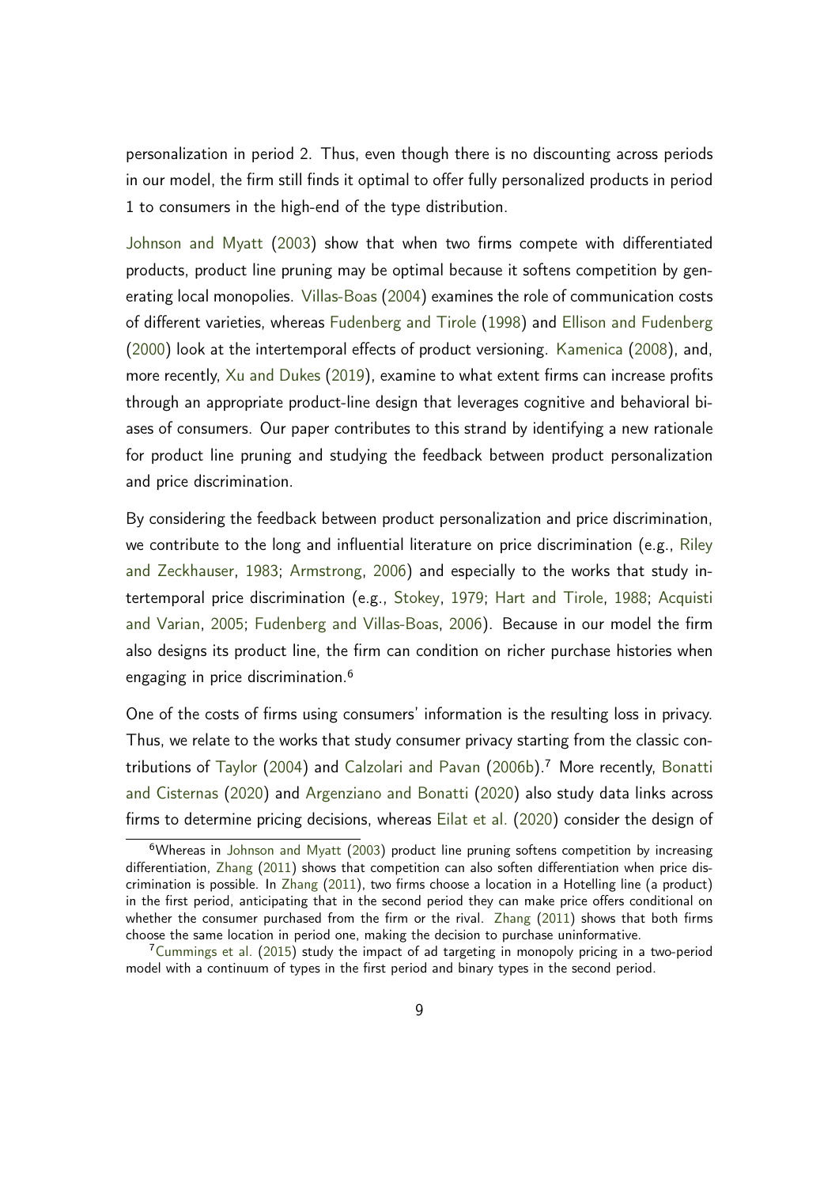personalization in period 2. Thus, even though there is no discounting across periods in our model, the firm still finds it optimal to offer fully personalized products in period 1 to consumers in the high-end of the type distribution.

Johnson and Myatt (2003) show that when two firms compete with differentiated products, product line pruning may be optimal because it softens competition by generating local monopolies. Villas-Boas (2004) examines the role of communication costs of different varieties, whereas Fudenberg and Tirole (1998) and Ellison and Fudenberg (2000) look at the intertemporal effects of product versioning. Kamenica (2008), and, more recently, Xu and Dukes (2019), examine to what extent firms can increase profits through an appropriate product-line design that leverages cognitive and behavioral biases of consumers. Our paper contributes to this strand by identifying a new rationale for product line pruning and studying the feedback between product personalization and price discrimination.

By considering the feedback between product personalization and price discrimination, we contribute to the long and influential literature on price discrimination (e.g., Riley and Zeckhauser, 1983; Armstrong, 2006) and especially to the works that study intertemporal price discrimination (e.g., Stokey, 1979; Hart and Tirole, 1988; Acquisti and Varian, 2005; Fudenberg and Villas-Boas, 2006). Because in our model the firm also designs its product line, the firm can condition on richer purchase histories when engaging in price discrimination.[6]

One of the costs of firms using consumers' information is the resulting loss in privacy. Thus, we relate to the works that study consumer privacy starting from the classic contributions of Taylor (2004) and Calzolari and Pavan (2006b).[7] More recently, Bonatti and Cisternas (2020) and Argenziano and Bonatti (2020) also study data links across firms to determine pricing decisions, whereas Eilat et al. (2020) consider the design of

[6] Whereas in Johnson and Myatt (2003) product line pruning softens competition by increasing differentiation, Zhang (2011) shows that competition can also soften differentiation when price discrimination is possible. In Zhang (2011), two firms choose a location in a Hotelling line (a product) in the first period, anticipating that in the second period they can make price offers conditional on whether the consumer purchased from the firm or the rival. Zhang (2011) shows that both firms choose the same location in period one, making the decision to purchase uninformative.

[7] Cummings et al. (2015) study the impact of ad targeting in monopoly pricing in a two-period model with a continuum of types in the first period and binary types in the second period.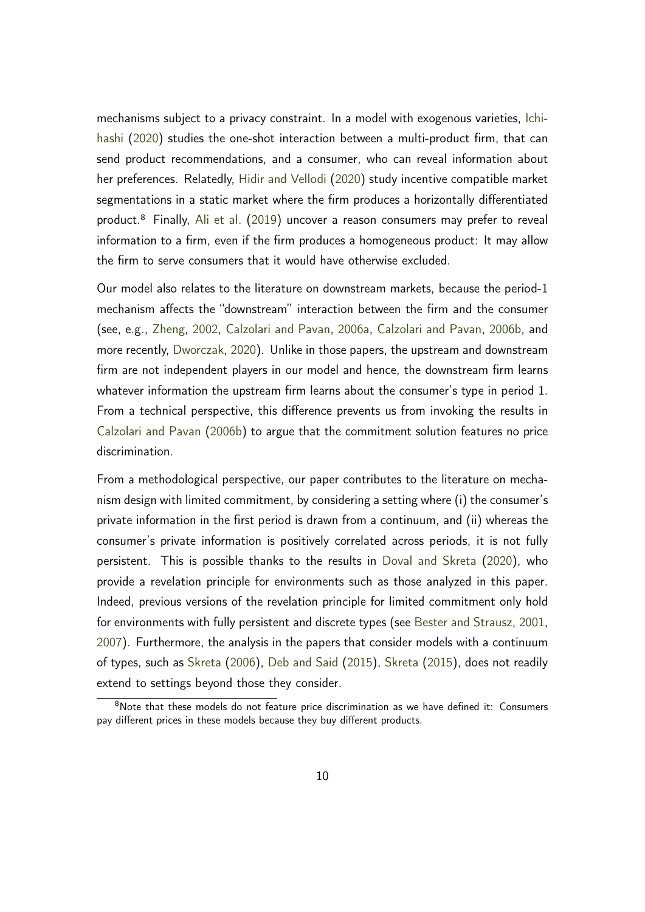mechanisms subject to a privacy constraint. In a model with exogenous varieties, Ichihashi (2020) studies the one-shot interaction between a multi-product firm, that can send product recommendations, and a consumer, who can reveal information about her preferences. Relatedly, Hidir and Vellodi (2020) study incentive compatible market segmentations in a static market where the firm produces a horizontally differentiated product.[8] Finally, Ali et al. (2019) uncover a reason consumers may prefer to reveal information to a firm, even if the firm produces a homogeneous product: It may allow the firm to serve consumers that it would have otherwise excluded.

Our model also relates to the literature on downstream markets, because the period-1 mechanism affects the "downstream" interaction between the firm and the consumer (see, e.g., Zheng, 2002, Calzolari and Pavan, 2006a, Calzolari and Pavan, 2006b, and more recently, Dworczak, 2020). Unlike in those papers, the upstream and downstream firm are not independent players in our model and hence, the downstream firm learns whatever information the upstream firm learns about the consumer's type in period 1. From a technical perspective, this difference prevents us from invoking the results in Calzolari and Pavan (2006b) to argue that the commitment solution features no price discrimination.

From a methodological perspective, our paper contributes to the literature on mechanism design with limited commitment, by considering a setting where (i) the consumer's private information in the first period is drawn from a continuum, and (ii) whereas the consumer's private information is positively correlated across periods, it is not fully persistent. This is possible thanks to the results in Doval and Skreta (2020), who provide a revelation principle for environments such as those analyzed in this paper. Indeed, previous versions of the revelation principle for limited commitment only hold for environments with fully persistent and discrete types (see Bester and Strausz, 2001, 2007). Furthermore, the analysis in the papers that consider models with a continuum of types, such as Skreta (2006), Deb and Said (2015), Skreta (2015), does not readily extend to settings beyond those they consider.

[8] Note that these models do not feature price discrimination as we have defined it: Consumers pay different prices in these models because they buy different products.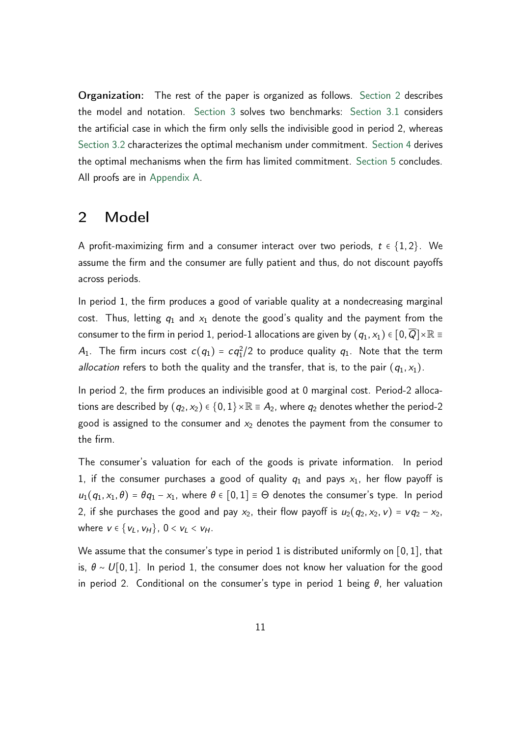**Organization:** The rest of the paper is organized as follows. Section 2 describes the model and notation. Section 3 solves two benchmarks: Section 3.1 considers the artificial case in which the firm only sells the indivisible good in period 2, whereas Section 3.2 characterizes the optimal mechanism under commitment. Section 4 derives the optimal mechanisms when the firm has limited commitment. Section 5 concludes. All proofs are in Appendix A.

## 2 Model

A profit-maximizing firm and a consumer interact over two periods, $t \in \{1, 2\}$. We assume the firm and the consumer are fully patient and thus, do not discount payoffs across periods.

In period 1, the firm produces a good of variable quality at a nondecreasing marginal cost. Thus, letting $q_1$ and $x_1$ denote the good's quality and the payment from the consumer to the firm in period 1, period-1 allocations are given by $(q_1, x_1) \in [0, \overline{Q}] \times \mathbb{R} \equiv A_1$. The firm incurs cost $c(q_1) = cq_1^2/2$ to produce quality $q_1$. Note that the term *allocation* refers to both the quality and the transfer, that is, to the pair $(q_1, x_1)$.

In period 2, the firm produces an indivisible good at 0 marginal cost. Period-2 allocations are described by $(q_2, x_2) \in \{0, 1\} \times \mathbb{R} \equiv A_2$, where $q_2$ denotes whether the period-2 good is assigned to the consumer and $x_2$ denotes the payment from the consumer to the firm.

The consumer's valuation for each of the goods is private information. In period 1, if the consumer purchases a good of quality $q_1$ and pays $x_1$, her flow payoff is $u_1(q_1, x_1, \theta) = \theta q_1 - x_1$, where $\theta \in [0, 1] \equiv \Theta$ denotes the consumer's type. In period 2, if she purchases the good and pay $x_2$, their flow payoff is $u_2(q_2, x_2, v) = vq_2 - x_2$, where $v \in \{v_L, v_H\}$, $0 < v_L < v_H$.

We assume that the consumer's type in period 1 is distributed uniformly on $[0, 1]$, that is, $\theta \sim U[0, 1]$. In period 1, the consumer does not know her valuation for the good in period 2. Conditional on the consumer's type in period 1 being $\theta$, her valuation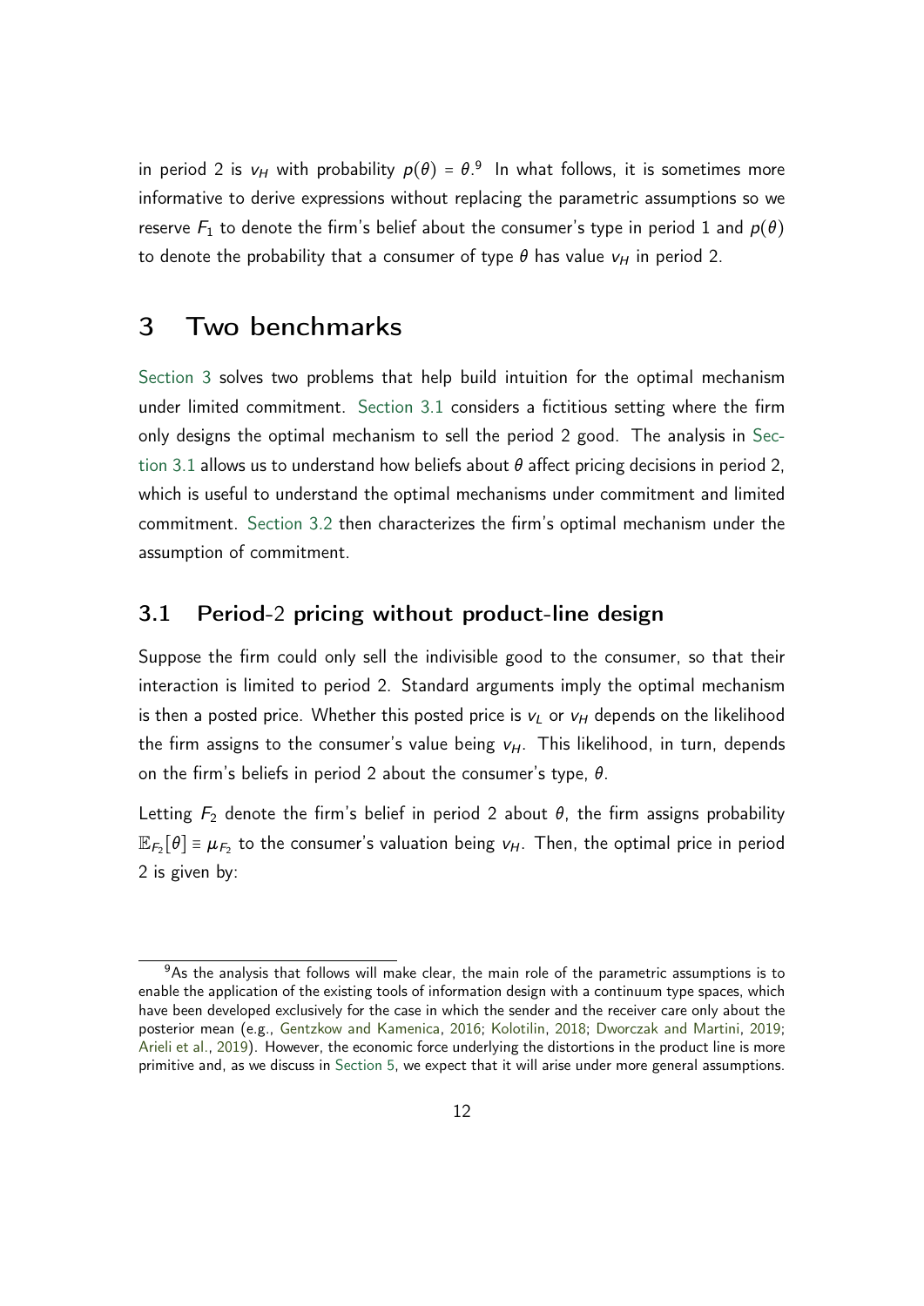in period 2 is $v_H$ with probability $p(\theta) = \theta$.[9] In what follows, it is sometimes more informative to derive expressions without replacing the parametric assumptions so we reserve $F_1$ to denote the firm's belief about the consumer's type in period 1 and $p(\theta)$ to denote the probability that a consumer of type $\theta$ has value $v_H$ in period 2.

## 3 Two benchmarks

Section 3 solves two problems that help build intuition for the optimal mechanism under limited commitment. Section 3.1 considers a fictitious setting where the firm only designs the optimal mechanism to sell the period 2 good. The analysis in Section 3.1 allows us to understand how beliefs about $\theta$ affect pricing decisions in period 2, which is useful to understand the optimal mechanisms under commitment and limited commitment. Section 3.2 then characterizes the firm's optimal mechanism under the assumption of commitment.

### 3.1 Period-2 pricing without product-line design

Suppose the firm could only sell the indivisible good to the consumer, so that their interaction is limited to period 2. Standard arguments imply the optimal mechanism is then a posted price. Whether this posted price is $v_L$ or $v_H$ depends on the likelihood the firm assigns to the consumer's value being $v_H$. This likelihood, in turn, depends on the firm's beliefs in period 2 about the consumer's type, $\theta$.

Letting $F_2$ denote the firm's belief in period 2 about $\theta$, the firm assigns probability $\mathbb{E}_{F_2}[\theta] \equiv \mu_{F_2}$ to the consumer's valuation being $v_H$. Then, the optimal price in period 2 is given by:

[9] As the analysis that follows will make clear, the main role of the parametric assumptions is to enable the application of the existing tools of information design with a continuum type spaces, which have been developed exclusively for the case in which the sender and the receiver care only about the posterior mean (e.g., Gentzkow and Kamenica, 2016; Kolotilin, 2018; Dworczak and Martini, 2019; Arieli et al., 2019). However, the economic force underlying the distortions in the product line is more primitive and, as we discuss in Section 5, we expect that it will arise under more general assumptions.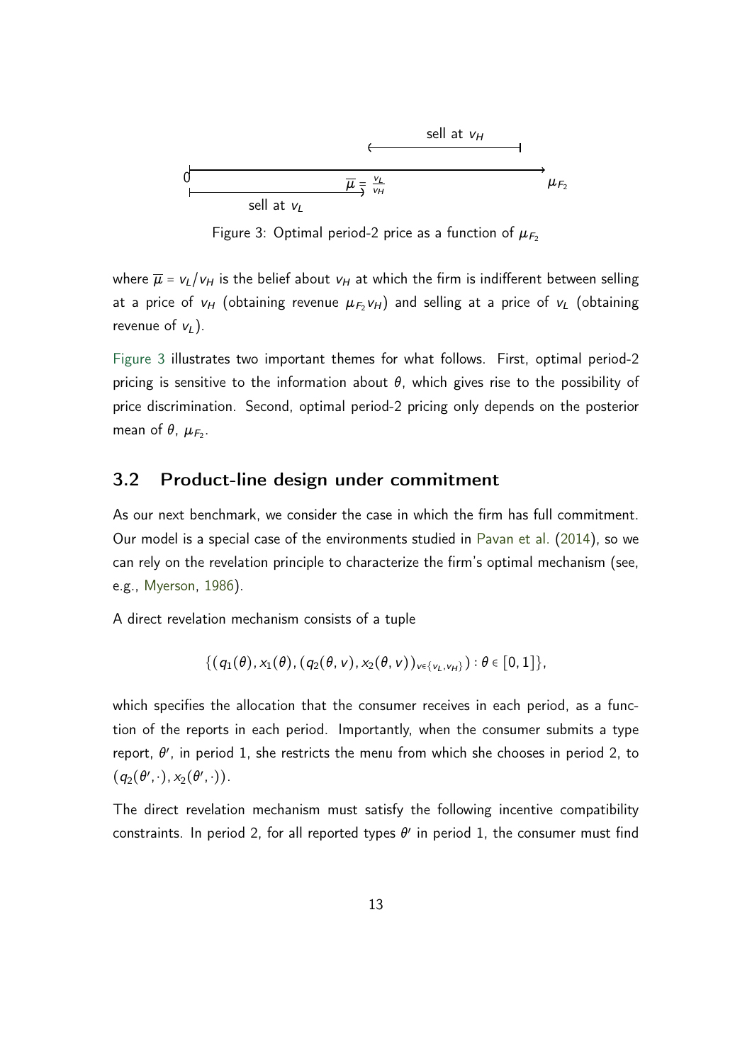Figure 3: Optimal period-2 price as a function of $\mu_{F_2}$

where $\overline{\mu} = v_L/v_H$ is the belief about $v_H$ at which the firm is indifferent between selling at a price of $v_H$ (obtaining revenue $\mu_{F_2} v_H$) and selling at a price of $v_L$ (obtaining revenue of $v_L$).

Figure 3 illustrates two important themes for what follows. First, optimal period-2 pricing is sensitive to the information about $\theta$, which gives rise to the possibility of price discrimination. Second, optimal period-2 pricing only depends on the posterior mean of $\theta$, $\mu_{F_2}$.

## 3.2 Product-line design under commitment

As our next benchmark, we consider the case in which the firm has full commitment. Our model is a special case of the environments studied in Pavan et al. (2014), so we can rely on the revelation principle to characterize the firm's optimal mechanism (see, e.g., Myerson, 1986).

A direct revelation mechanism consists of a tuple

$$\{(q_1(\theta), x_1(\theta), (q_2(\theta, v), x_2(\theta, v))_{v \in \{v_L, v_H\}}) : \theta \in [0, 1]\},$$

which specifies the allocation that the consumer receives in each period, as a function of the reports in each period. Importantly, when the consumer submits a type report, $\theta'$, in period 1, she restricts the menu from which she chooses in period 2, to $(q_2(\theta', \cdot), x_2(\theta', \cdot))$.

The direct revelation mechanism must satisfy the following incentive compatibility constraints. In period 2, for all reported types $\theta'$ in period 1, the consumer must find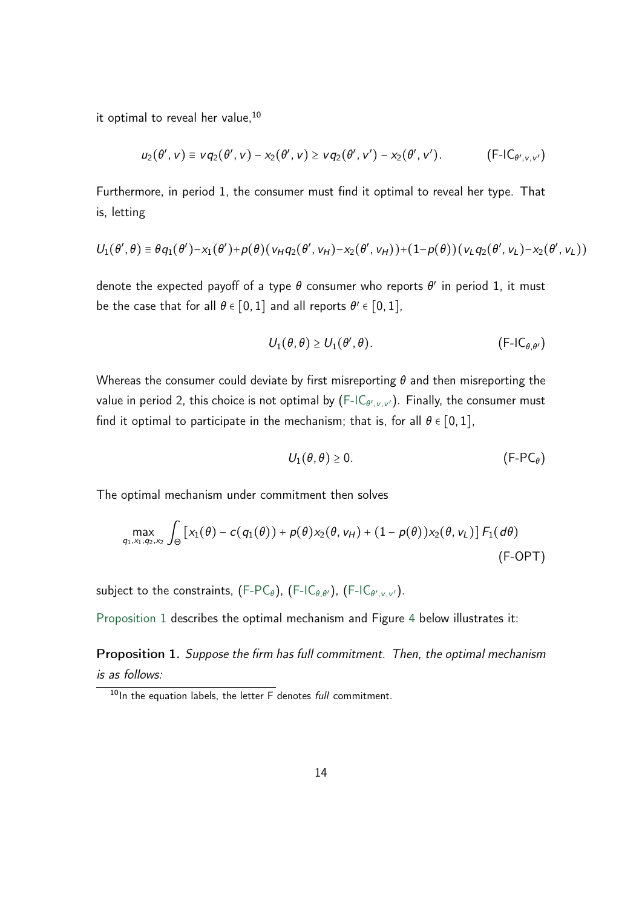it optimal to reveal her value,[10]

$$u_2(\theta', v) \equiv v q_2(\theta', v) - x_2(\theta', v) \geq v q_2(\theta', v') - x_2(\theta', v'). \tag{F-IC$_{\theta',v,v'}$}$$

Furthermore, in period 1, the consumer must find it optimal to reveal her type. That is, letting

$$U_1(\theta', \theta) \equiv \theta q_1(\theta') - x_1(\theta') + p(\theta)(v_H q_2(\theta', v_H) - x_2(\theta', v_H)) + (1 - p(\theta))(v_L q_2(\theta', v_L) - x_2(\theta', v_L))$$

denote the expected payoff of a type $\theta$ consumer who reports $\theta'$ in period 1, it must be the case that for all $\theta \in [0, 1]$ and all reports $\theta' \in [0, 1]$,

$$U_1(\theta, \theta) \geq U_1(\theta', \theta). \tag{F-IC$_{\theta,\theta'}$}$$

Whereas the consumer could deviate by first misreporting $\theta$ and then misreporting the value in period 2, this choice is not optimal by (F-IC$_{\theta',v,v'}$). Finally, the consumer must find it optimal to participate in the mechanism; that is, for all $\theta \in [0, 1]$,

$$U_1(\theta, \theta) \geq 0. \tag{F-PC$_\theta$}$$

The optimal mechanism under commitment then solves

$$\max_{q_1, x_1, q_2, x_2} \int_\Theta \left[ x_1(\theta) - c(q_1(\theta)) + p(\theta) x_2(\theta, v_H) + (1 - p(\theta)) x_2(\theta, v_L) \right] F_1(d\theta) \tag{F-OPT}$$

subject to the constraints, (F-PC$_\theta$), (F-IC$_{\theta,\theta'}$), (F-IC$_{\theta',v,v'}$).

Proposition 1 describes the optimal mechanism and Figure 4 below illustrates it:

**Proposition 1.** *Suppose the firm has full commitment. Then, the optimal mechanism is as follows:*

[10] In the equation labels, the letter F denotes *full* commitment.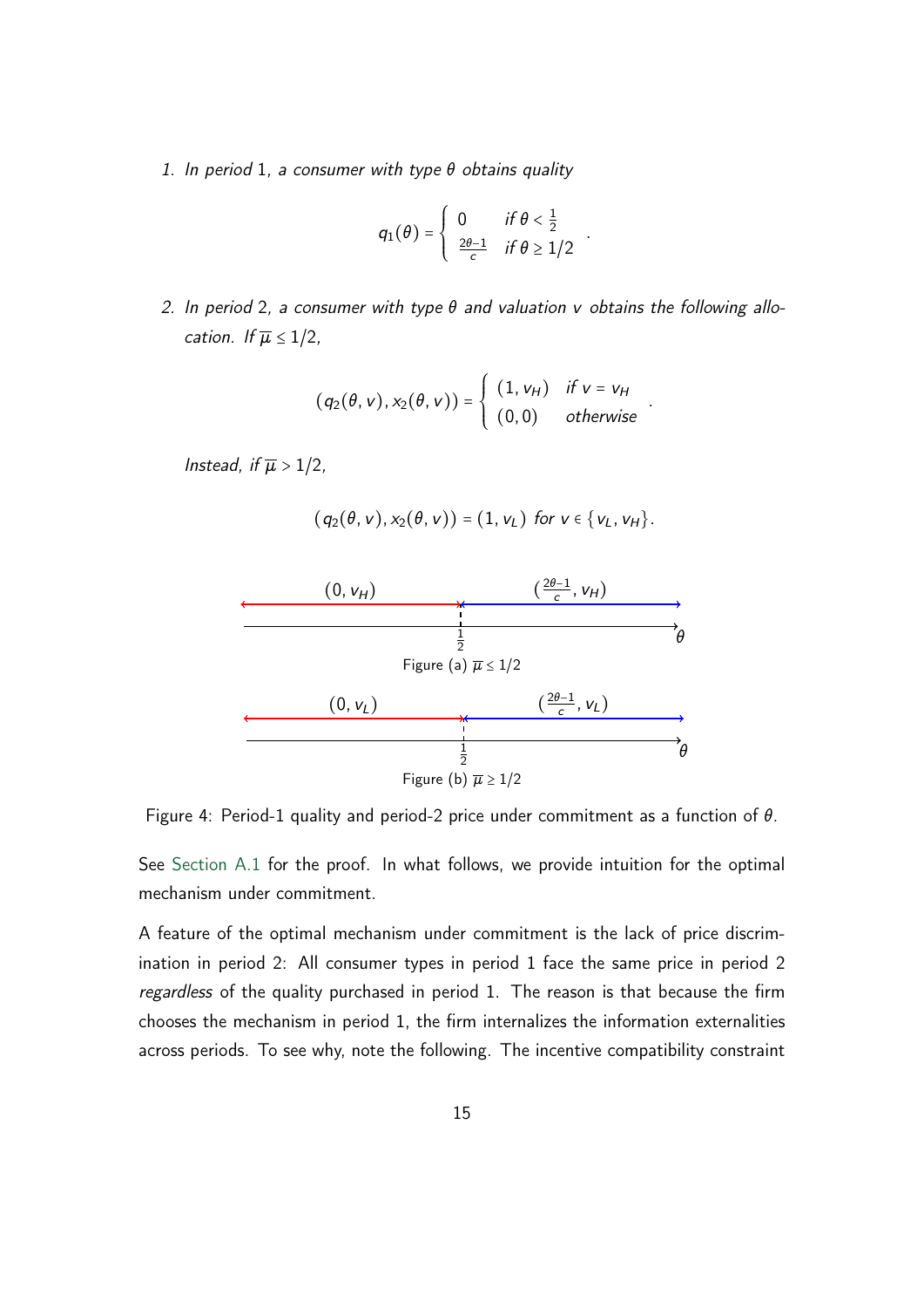1. *In period* 1*, a consumer with type* $\theta$ *obtains quality*

$$q_1(\theta) = \begin{cases} 0 & \text{if } \theta < \frac{1}{2} \\ \frac{2\theta - 1}{c} & \text{if } \theta \geq 1/2 \end{cases}.$$

2. *In period* 2*, a consumer with type* $\theta$ *and valuation* $v$ *obtains the following allocation. If* $\overline{\mu} \leq 1/2$*,*

$$(q_2(\theta, v), x_2(\theta, v)) = \begin{cases} (1, v_H) & \text{if } v = v_H \\ (0, 0) & \text{otherwise} \end{cases}.$$

*Instead, if* $\overline{\mu} > 1/2$*,*

$$(q_2(\theta, v), x_2(\theta, v)) = (1, v_L) \text{ for } v \in \{v_L, v_H\}.$$

$(0, v_H)$ | $(\frac{2\theta-1}{c}, v_H)$ | $\frac{1}{2}$ | $\theta$

Figure (a) $\overline{\mu} \leq 1/2$

$(0, v_L)$ | $(\frac{2\theta-1}{c}, v_L)$ | $\frac{1}{2}$ | $\theta$

Figure (b) $\overline{\mu} \geq 1/2$

Figure 4: Period-1 quality and period-2 price under commitment as a function of $\theta$.

See Section A.1 for the proof. In what follows, we provide intuition for the optimal mechanism under commitment.

A feature of the optimal mechanism under commitment is the lack of price discrimination in period 2: All consumer types in period 1 face the same price in period 2 *regardless* of the quality purchased in period 1. The reason is that because the firm chooses the mechanism in period 1, the firm internalizes the information externalities across periods. To see why, note the following. The incentive compatibility constraint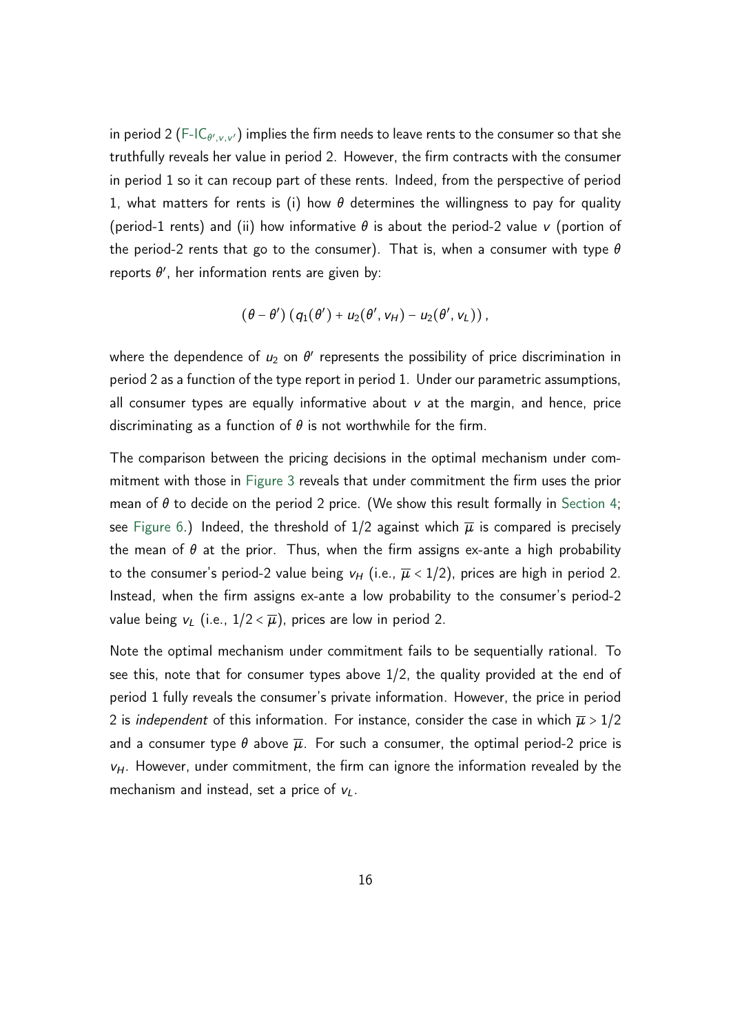in period 2 (F-IC$_{\theta',v,v'}$) implies the firm needs to leave rents to the consumer so that she truthfully reveals her value in period 2. However, the firm contracts with the consumer in period 1 so it can recoup part of these rents. Indeed, from the perspective of period 1, what matters for rents is (i) how $\theta$ determines the willingness to pay for quality (period-1 rents) and (ii) how informative $\theta$ is about the period-2 value $v$ (portion of the period-2 rents that go to the consumer). That is, when a consumer with type $\theta$ reports $\theta'$, her information rents are given by:

$$(\theta - \theta')\left(q_1(\theta') + u_2(\theta', v_H) - u_2(\theta', v_L)\right),$$

where the dependence of $u_2$ on $\theta'$ represents the possibility of price discrimination in period 2 as a function of the type report in period 1. Under our parametric assumptions, all consumer types are equally informative about $v$ at the margin, and hence, price discriminating as a function of $\theta$ is not worthwhile for the firm.

The comparison between the pricing decisions in the optimal mechanism under commitment with those in Figure 3 reveals that under commitment the firm uses the prior mean of $\theta$ to decide on the period 2 price. (We show this result formally in Section 4; see Figure 6.) Indeed, the threshold of $1/2$ against which $\overline{\mu}$ is compared is precisely the mean of $\theta$ at the prior. Thus, when the firm assigns ex-ante a high probability to the consumer's period-2 value being $v_H$ (i.e., $\overline{\mu} < 1/2$), prices are high in period 2. Instead, when the firm assigns ex-ante a low probability to the consumer's period-2 value being $v_L$ (i.e., $1/2 < \overline{\mu}$), prices are low in period 2.

Note the optimal mechanism under commitment fails to be sequentially rational. To see this, note that for consumer types above $1/2$, the quality provided at the end of period 1 fully reveals the consumer's private information. However, the price in period 2 is *independent* of this information. For instance, consider the case in which $\overline{\mu} > 1/2$ and a consumer type $\theta$ above $\overline{\mu}$. For such a consumer, the optimal period-2 price is $v_H$. However, under commitment, the firm can ignore the information revealed by the mechanism and instead, set a price of $v_L$.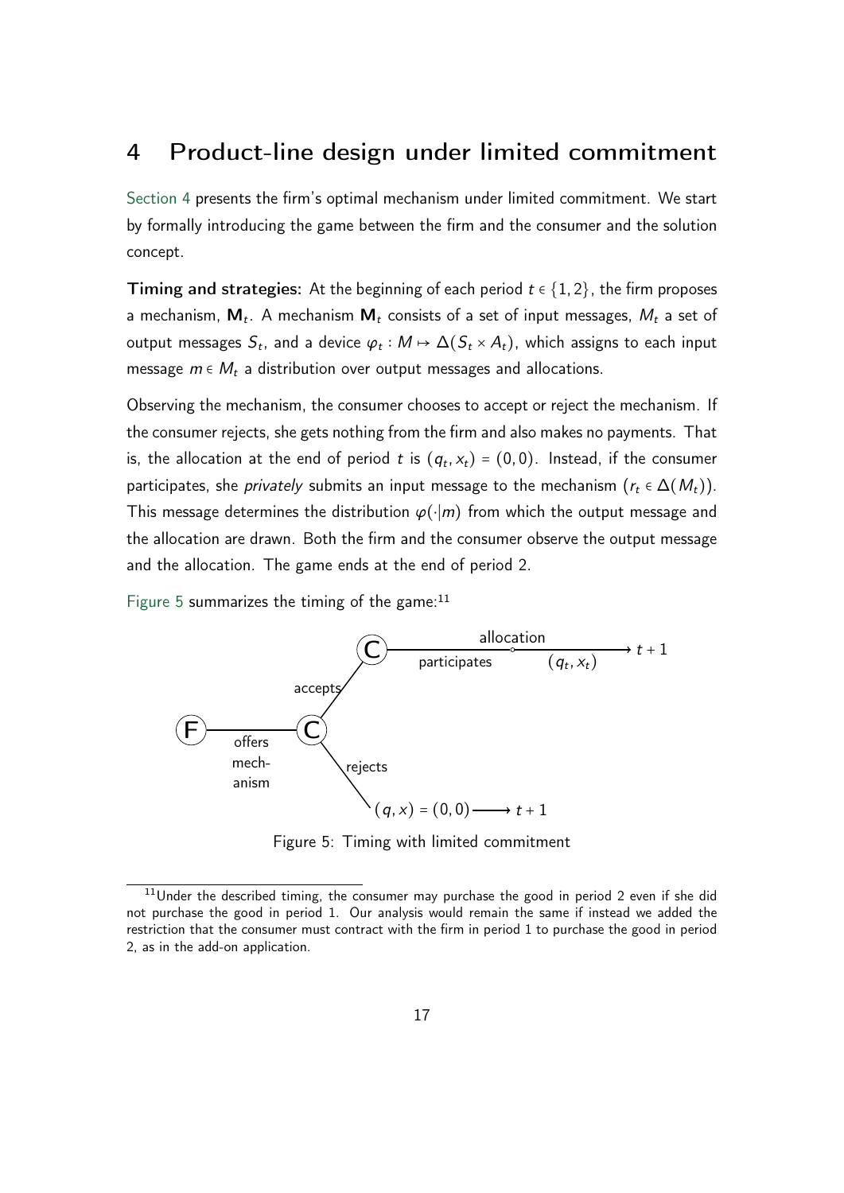# 4 Product-line design under limited commitment

Section 4 presents the firm's optimal mechanism under limited commitment. We start by formally introducing the game between the firm and the consumer and the solution concept.

**Timing and strategies:** At the beginning of each period $t \in \{1, 2\}$, the firm proposes a mechanism, $\mathbf{M}_t$. A mechanism $\mathbf{M}_t$ consists of a set of input messages, $M_t$ a set of output messages $S_t$, and a device $\varphi_t : M \mapsto \Delta(S_t \times A_t)$, which assigns to each input message $m \in M_t$ a distribution over output messages and allocations.

Observing the mechanism, the consumer chooses to accept or reject the mechanism. If the consumer rejects, she gets nothing from the firm and also makes no payments. That is, the allocation at the end of period $t$ is $(q_t, x_t) = (0, 0)$. Instead, if the consumer participates, she *privately* submits an input message to the mechanism ($r_t \in \Delta(M_t)$). This message determines the distribution $\varphi(\cdot|m)$ from which the output message and the allocation are drawn. Both the firm and the consumer observe the output message and the allocation. The game ends at the end of period 2.

Figure 5 summarizes the timing of the game:[11]

Figure 5: Timing with limited commitment

[11] Under the described timing, the consumer may purchase the good in period 2 even if she did not purchase the good in period 1. Our analysis would remain the same if instead we added the restriction that the consumer must contract with the firm in period 1 to purchase the good in period 2, as in the add-on application.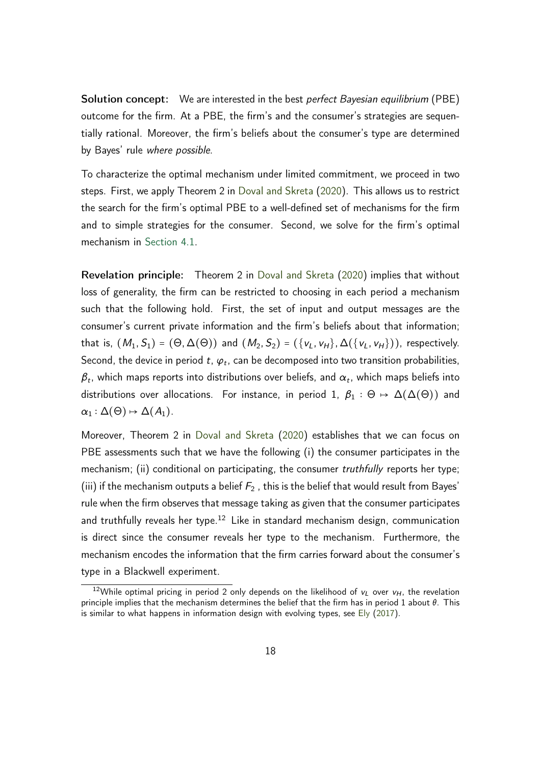**Solution concept:** We are interested in the best *perfect Bayesian equilibrium* (PBE) outcome for the firm. At a PBE, the firm's and the consumer's strategies are sequentially rational. Moreover, the firm's beliefs about the consumer's type are determined by Bayes' rule *where possible*.

To characterize the optimal mechanism under limited commitment, we proceed in two steps. First, we apply Theorem 2 in Doval and Skreta (2020). This allows us to restrict the search for the firm's optimal PBE to a well-defined set of mechanisms for the firm and to simple strategies for the consumer. Second, we solve for the firm's optimal mechanism in Section 4.1.

**Revelation principle:** Theorem 2 in Doval and Skreta (2020) implies that without loss of generality, the firm can be restricted to choosing in each period a mechanism such that the following hold. First, the set of input and output messages are the consumer's current private information and the firm's beliefs about that information; that is, $(M_1, S_1) = (\Theta, \Delta(\Theta))$ and $(M_2, S_2) = (\{v_L, v_H\}, \Delta(\{v_L, v_H\}))$, respectively. Second, the device in period $t$, $\varphi_t$, can be decomposed into two transition probabilities, $\beta_t$, which maps reports into distributions over beliefs, and $\alpha_t$, which maps beliefs into distributions over allocations. For instance, in period 1, $\beta_1 : \Theta \mapsto \Delta(\Delta(\Theta))$ and $\alpha_1 : \Delta(\Theta) \mapsto \Delta(A_1)$.

Moreover, Theorem 2 in Doval and Skreta (2020) establishes that we can focus on PBE assessments such that we have the following (i) the consumer participates in the mechanism; (ii) conditional on participating, the consumer *truthfully* reports her type; (iii) if the mechanism outputs a belief $F_2$ , this is the belief that would result from Bayes' rule when the firm observes that message taking as given that the consumer participates and truthfully reveals her type.[12] Like in standard mechanism design, communication is direct since the consumer reveals her type to the mechanism. Furthermore, the mechanism encodes the information that the firm carries forward about the consumer's type in a Blackwell experiment.

[12]While optimal pricing in period 2 only depends on the likelihood of $v_L$ over $v_H$, the revelation principle implies that the mechanism determines the belief that the firm has in period 1 about $\theta$. This is similar to what happens in information design with evolving types, see Ely (2017).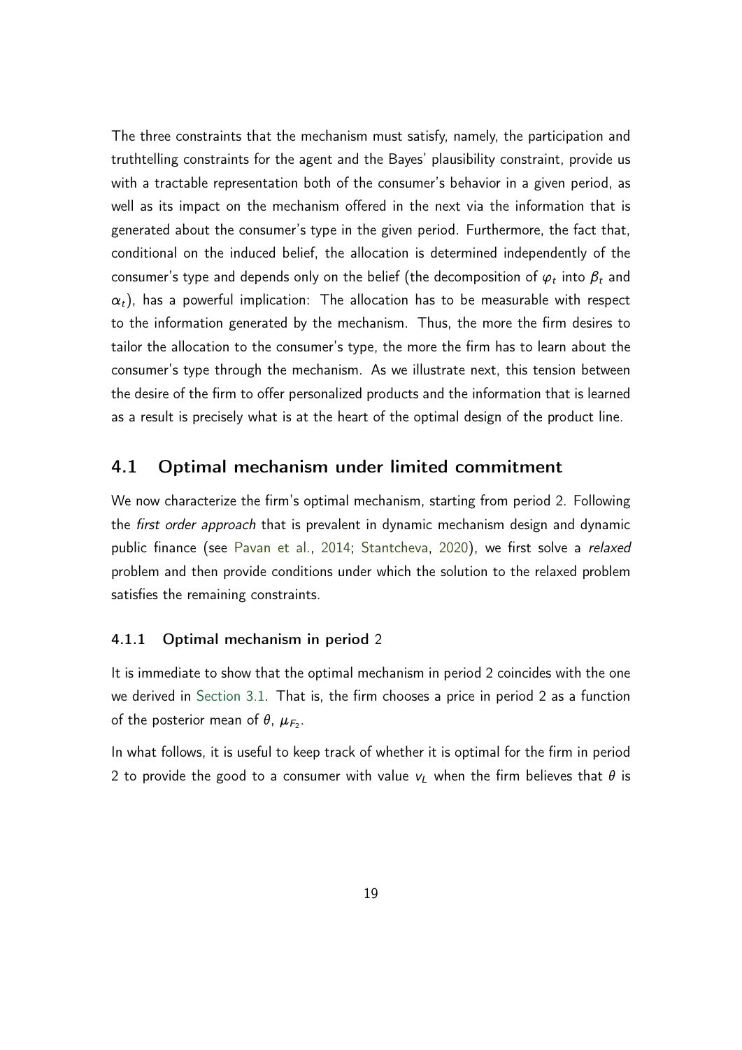The three constraints that the mechanism must satisfy, namely, the participation and truthtelling constraints for the agent and the Bayes' plausibility constraint, provide us with a tractable representation both of the consumer's behavior in a given period, as well as its impact on the mechanism offered in the next via the information that is generated about the consumer's type in the given period. Furthermore, the fact that, conditional on the induced belief, the allocation is determined independently of the consumer's type and depends only on the belief (the decomposition of $\varphi_t$ into $\beta_t$ and $\alpha_t$), has a powerful implication: The allocation has to be measurable with respect to the information generated by the mechanism. Thus, the more the firm desires to tailor the allocation to the consumer's type, the more the firm has to learn about the consumer's type through the mechanism. As we illustrate next, this tension between the desire of the firm to offer personalized products and the information that is learned as a result is precisely what is at the heart of the optimal design of the product line.

## 4.1 Optimal mechanism under limited commitment

We now characterize the firm's optimal mechanism, starting from period 2. Following the *first order approach* that is prevalent in dynamic mechanism design and dynamic public finance (see Pavan et al., 2014; Stantcheva, 2020), we first solve a *relaxed* problem and then provide conditions under which the solution to the relaxed problem satisfies the remaining constraints.

### 4.1.1 Optimal mechanism in period 2

It is immediate to show that the optimal mechanism in period 2 coincides with the one we derived in Section 3.1. That is, the firm chooses a price in period 2 as a function of the posterior mean of $\theta$, $\mu_{F_2}$.

In what follows, it is useful to keep track of whether it is optimal for the firm in period 2 to provide the good to a consumer with value $v_L$ when the firm believes that $\theta$ is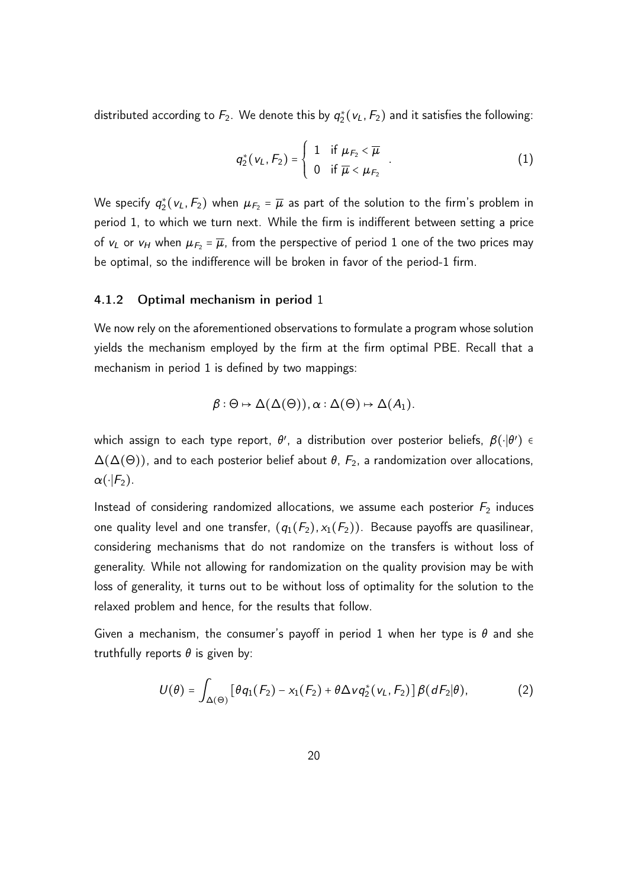distributed according to $F_2$. We denote this by $q_2^*(v_L, F_2)$ and it satisfies the following:

$$q_2^*(v_L, F_2) = \begin{cases} 1 & \text{if } \mu_{F_2} < \overline{\mu} \\ 0 & \text{if } \overline{\mu} < \mu_{F_2} \end{cases} . \tag{1}$$

We specify $q_2^*(v_L, F_2)$ when $\mu_{F_2} = \overline{\mu}$ as part of the solution to the firm's problem in period 1, to which we turn next. While the firm is indifferent between setting a price of $v_L$ or $v_H$ when $\mu_{F_2} = \overline{\mu}$, from the perspective of period 1 one of the two prices may be optimal, so the indifference will be broken in favor of the period-1 firm.

### 4.1.2 Optimal mechanism in period 1

We now rely on the aforementioned observations to formulate a program whose solution yields the mechanism employed by the firm at the firm optimal PBE. Recall that a mechanism in period 1 is defined by two mappings:

$$\beta : \Theta \mapsto \Delta(\Delta(\Theta)), \alpha : \Delta(\Theta) \mapsto \Delta(A_1).$$

which assign to each type report, $\theta'$, a distribution over posterior beliefs, $\beta(\cdot|\theta') \in \Delta(\Delta(\Theta))$, and to each posterior belief about $\theta$, $F_2$, a randomization over allocations, $\alpha(\cdot|F_2)$.

Instead of considering randomized allocations, we assume each posterior $F_2$ induces one quality level and one transfer, $(q_1(F_2), x_1(F_2))$. Because payoffs are quasilinear, considering mechanisms that do not randomize on the transfers is without loss of generality. While not allowing for randomization on the quality provision may be with loss of generality, it turns out to be without loss of optimality for the solution to the relaxed problem and hence, for the results that follow.

Given a mechanism, the consumer's payoff in period 1 when her type is $\theta$ and she truthfully reports $\theta$ is given by:

$$U(\theta) = \int_{\Delta(\Theta)} \left[\theta q_1(F_2) - x_1(F_2) + \theta \Delta v q_2^*(v_L, F_2)\right] \beta(dF_2|\theta), \tag{2}$$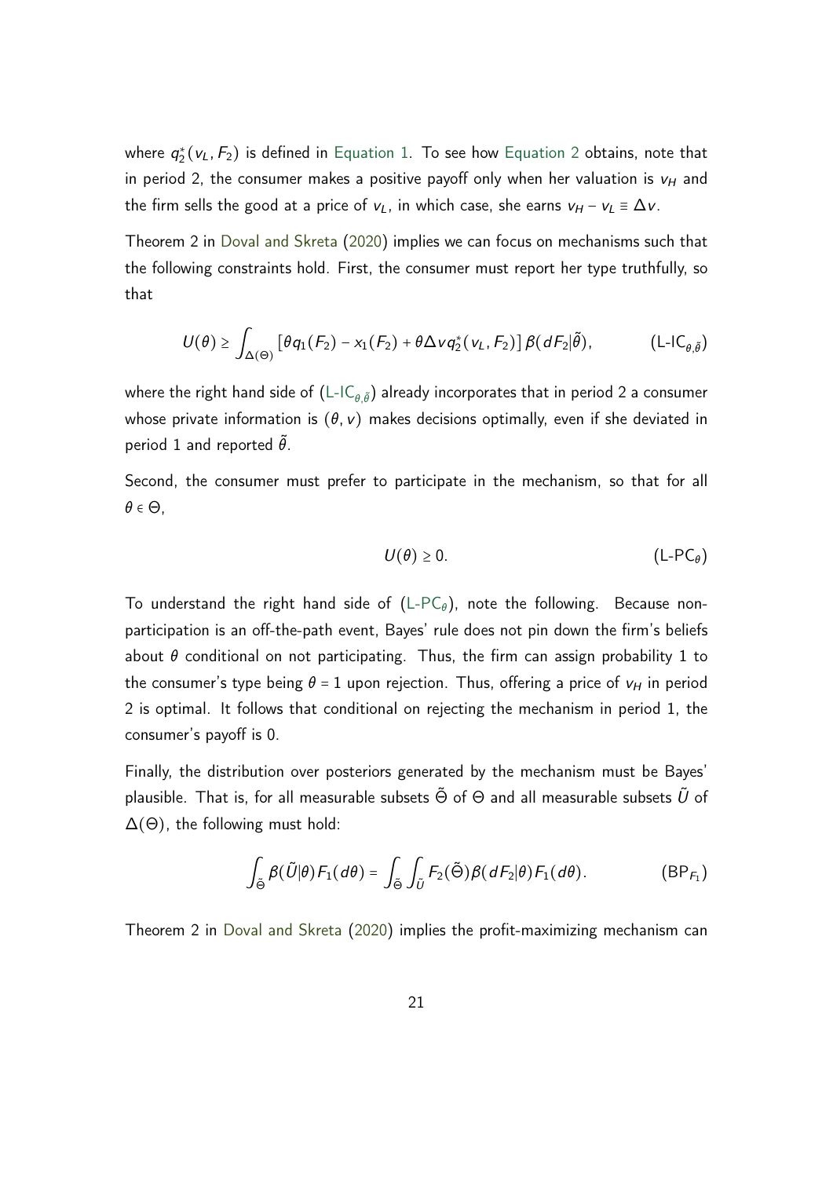where $q_2^*(v_L, F_2)$ is defined in Equation 1. To see how Equation 2 obtains, note that in period 2, the consumer makes a positive payoff only when her valuation is $v_H$ and the firm sells the good at a price of $v_L$, in which case, she earns $v_H - v_L \equiv \Delta v$.

Theorem 2 in Doval and Skreta (2020) implies we can focus on mechanisms such that the following constraints hold. First, the consumer must report her type truthfully, so that

$$U(\theta) \geq \int_{\Delta(\Theta)} \left[\theta q_1(F_2) - x_1(F_2) + \theta \Delta v q_2^*(v_L, F_2)\right] \beta(dF_2|\tilde{\theta}), \tag{L-IC$_{\theta,\tilde{\theta}}$}$$

where the right hand side of (L-IC$_{\theta,\tilde{\theta}}$) already incorporates that in period 2 a consumer whose private information is $(\theta, v)$ makes decisions optimally, even if she deviated in period 1 and reported $\tilde{\theta}$.

Second, the consumer must prefer to participate in the mechanism, so that for all $\theta \in \Theta$,

$$U(\theta) \geq 0. \tag{L-PC$_\theta$}$$

To understand the right hand side of (L-PC$_\theta$), note the following. Because non-participation is an off-the-path event, Bayes' rule does not pin down the firm's beliefs about $\theta$ conditional on not participating. Thus, the firm can assign probability 1 to the consumer's type being $\theta = 1$ upon rejection. Thus, offering a price of $v_H$ in period 2 is optimal. It follows that conditional on rejecting the mechanism in period 1, the consumer's payoff is 0.

Finally, the distribution over posteriors generated by the mechanism must be Bayes' plausible. That is, for all measurable subsets $\tilde{\Theta}$ of $\Theta$ and all measurable subsets $\tilde{U}$ of $\Delta(\Theta)$, the following must hold:

$$\int_{\tilde{\Theta}} \beta(\tilde{U}|\theta) F_1(d\theta) = \int_{\tilde{\Theta}} \int_{\tilde{U}} F_2(\tilde{\Theta}) \beta(dF_2|\theta) F_1(d\theta). \tag{BP$_{F_1}$}$$

Theorem 2 in Doval and Skreta (2020) implies the profit-maximizing mechanism can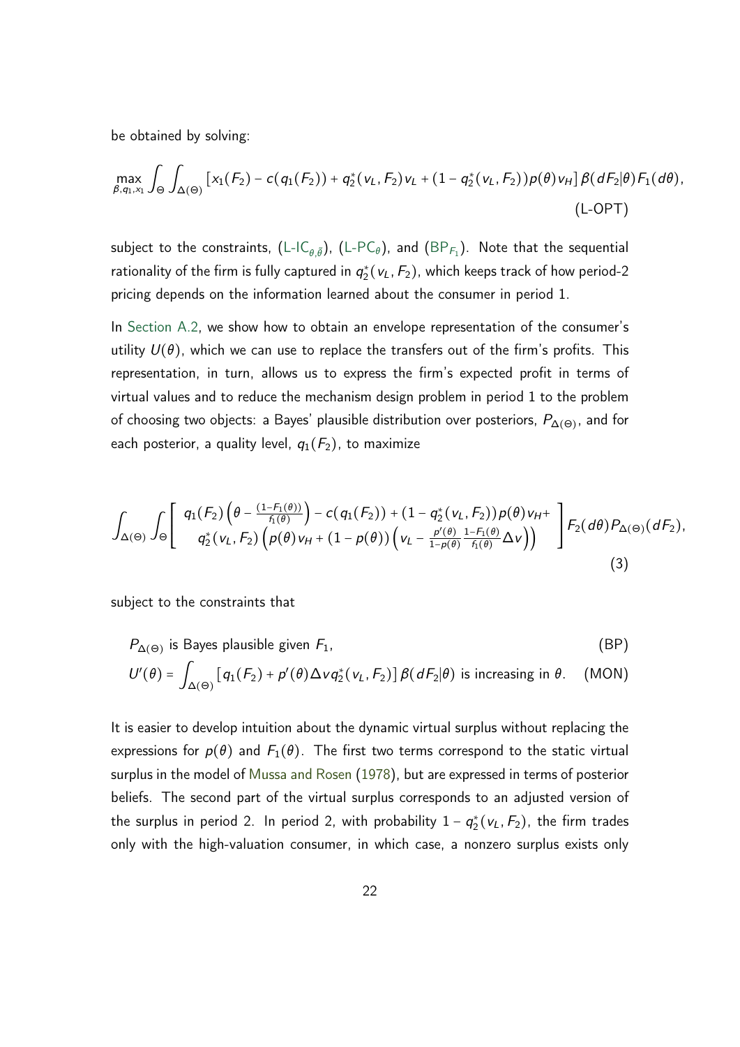be obtained by solving:

$$\max_{\beta, q_1, x_1} \int_\Theta \int_{\Delta(\Theta)} \left[ x_1(F_2) - c(q_1(F_2)) + q_2^*(v_L, F_2) v_L + (1 - q_2^*(v_L, F_2)) p(\theta) v_H \right] \beta(dF_2|\theta) F_1(d\theta), \tag{L-OPT}$$

subject to the constraints, (L-IC$_{\theta,\hat{\theta}}$), (L-PC$_\theta$), and (BP$_{F_1}$). Note that the sequential rationality of the firm is fully captured in $q_2^*(v_L, F_2)$, which keeps track of how period-2 pricing depends on the information learned about the consumer in period 1.

In Section A.2, we show how to obtain an envelope representation of the consumer's utility $U(\theta)$, which we can use to replace the transfers out of the firm's profits. This representation, in turn, allows us to express the firm's expected profit in terms of virtual values and to reduce the mechanism design problem in period 1 to the problem of choosing two objects: a Bayes' plausible distribution over posteriors, $P_{\Delta(\Theta)}$, and for each posterior, a quality level, $q_1(F_2)$, to maximize

$$\int_{\Delta(\Theta)} \int_\Theta \left[ \begin{array}{c} q_1(F_2)\left(\theta - \frac{(1-F_1(\theta))}{f_1(\theta)}\right) - c(q_1(F_2)) + (1 - q_2^*(v_L, F_2)) p(\theta) v_H + \\ q_2^*(v_L, F_2)\left(p(\theta) v_H + (1 - p(\theta))\left(v_L - \frac{p'(\theta)}{1-p(\theta)} \frac{1-F_1(\theta)}{f_1(\theta)} \Delta v\right)\right) \end{array} \right] F_2(d\theta) P_{\Delta(\Theta)}(dF_2), \tag{3}$$

subject to the constraints that

$$P_{\Delta(\Theta)} \text{ is Bayes plausible given } F_1, \tag{BP}$$

$$U'(\theta) = \int_{\Delta(\Theta)} \left[ q_1(F_2) + p'(\theta) \Delta v q_2^*(v_L, F_2) \right] \beta(dF_2|\theta) \text{ is increasing in } \theta. \tag{MON}$$

It is easier to develop intuition about the dynamic virtual surplus without replacing the expressions for $p(\theta)$ and $F_1(\theta)$. The first two terms correspond to the static virtual surplus in the model of Mussa and Rosen (1978), but are expressed in terms of posterior beliefs. The second part of the virtual surplus corresponds to an adjusted version of the surplus in period 2. In period 2, with probability $1 - q_2^*(v_L, F_2)$, the firm trades only with the high-valuation consumer, in which case, a nonzero surplus exists only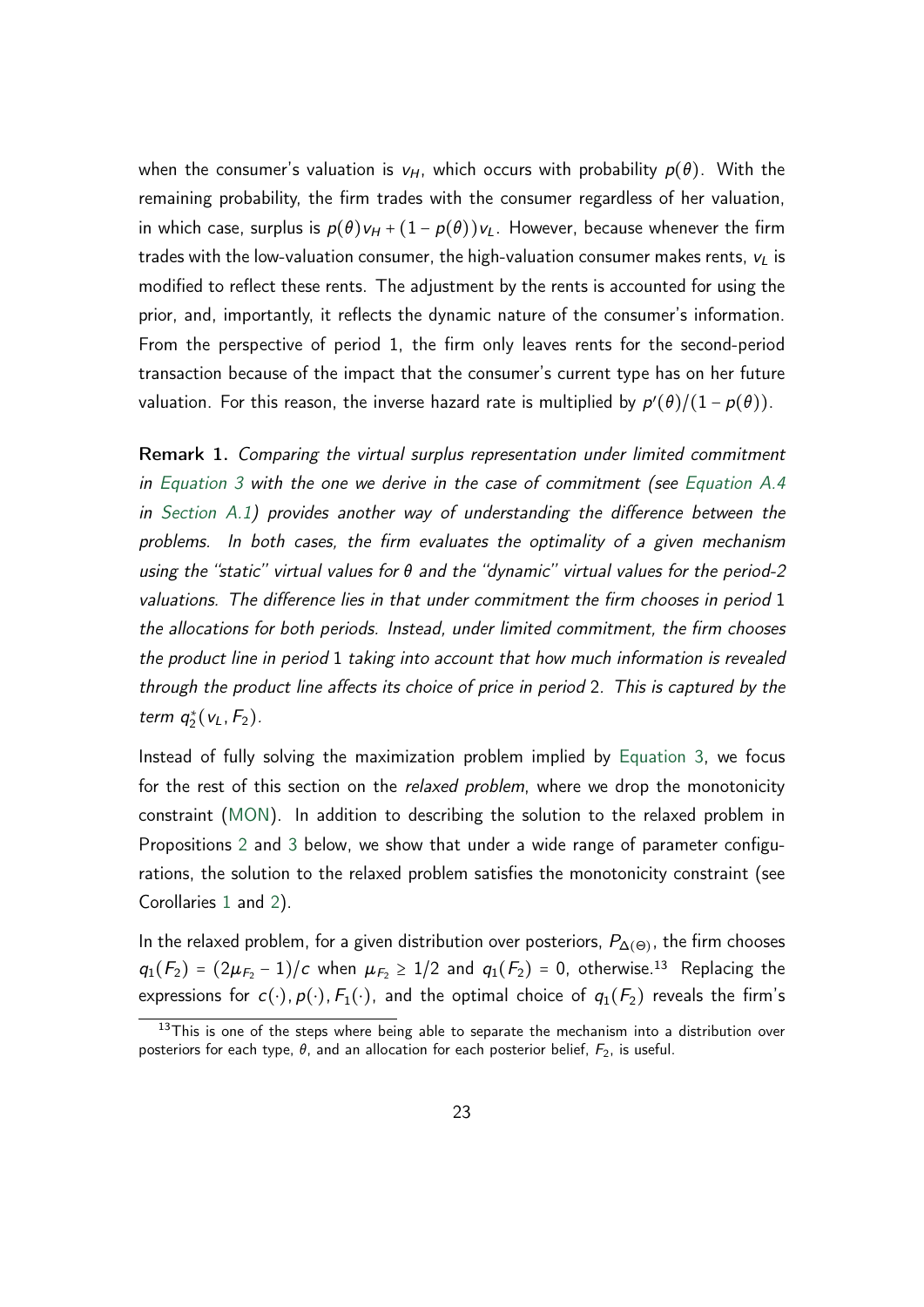when the consumer's valuation is $v_H$, which occurs with probability $p(\theta)$. With the remaining probability, the firm trades with the consumer regardless of her valuation, in which case, surplus is $p(\theta)v_H + (1 - p(\theta))v_L$. However, because whenever the firm trades with the low-valuation consumer, the high-valuation consumer makes rents, $v_L$ is modified to reflect these rents. The adjustment by the rents is accounted for using the prior, and, importantly, it reflects the dynamic nature of the consumer's information. From the perspective of period 1, the firm only leaves rents for the second-period transaction because of the impact that the consumer's current type has on her future valuation. For this reason, the inverse hazard rate is multiplied by $p'(\theta)/(1 - p(\theta))$.

**Remark 1.** *Comparing the virtual surplus representation under limited commitment in Equation 3 with the one we derive in the case of commitment (see Equation A.4 in Section A.1) provides another way of understanding the difference between the problems. In both cases, the firm evaluates the optimality of a given mechanism using the "static" virtual values for $\theta$ and the "dynamic" virtual values for the period-2 valuations. The difference lies in that under commitment the firm chooses in period 1 the allocations for both periods. Instead, under limited commitment, the firm chooses the product line in period 1 taking into account that how much information is revealed through the product line affects its choice of price in period 2. This is captured by the term $q_2^*(v_L, F_2)$.*

Instead of fully solving the maximization problem implied by Equation 3, we focus for the rest of this section on the *relaxed problem*, where we drop the monotonicity constraint (MON). In addition to describing the solution to the relaxed problem in Propositions 2 and 3 below, we show that under a wide range of parameter configurations, the solution to the relaxed problem satisfies the monotonicity constraint (see Corollaries 1 and 2).

In the relaxed problem, for a given distribution over posteriors, $P_{\Delta(\Theta)}$, the firm chooses $q_1(F_2) = (2\mu_{F_2} - 1)/c$ when $\mu_{F_2} \geq 1/2$ and $q_1(F_2) = 0$, otherwise.[13] Replacing the expressions for $c(\cdot), p(\cdot), F_1(\cdot)$, and the optimal choice of $q_1(F_2)$ reveals the firm's

[13] This is one of the steps where being able to separate the mechanism into a distribution over posteriors for each type, $\theta$, and an allocation for each posterior belief, $F_2$, is useful.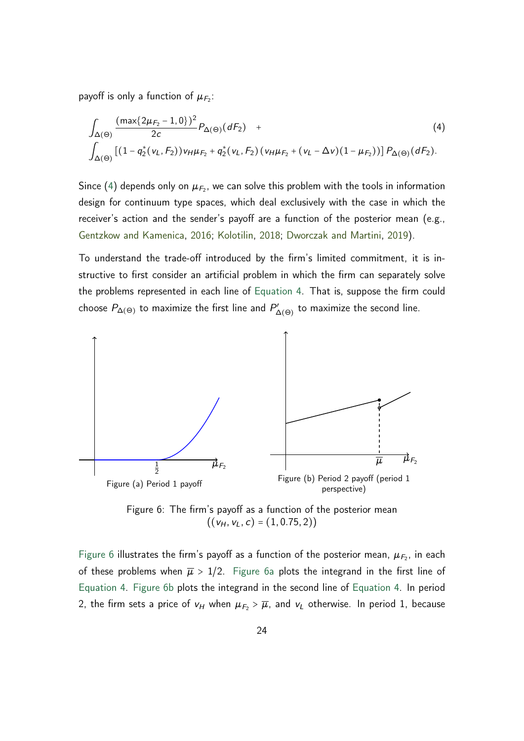payoff is only a function of $\mu_{F_2}$:

$$
\begin{aligned}
&\int_{\Delta(\Theta)} \frac{(\max\{2\mu_{F_2}-1,0\})^2}{2c} P_{\Delta(\Theta)}(dF_2) \quad + \\
&\int_{\Delta(\Theta)} \left[(1-q_2^*(v_L,F_2))v_H\mu_{F_2} + q_2^*(v_L,F_2)\left(v_H\mu_{F_2} + (v_L-\Delta v)(1-\mu_{F_2})\right)\right] P_{\Delta(\Theta)}(dF_2).
\end{aligned}
\tag{4}
$$

Since (4) depends only on $\mu_{F_2}$, we can solve this problem with the tools in information design for continuum type spaces, which deal exclusively with the case in which the receiver's action and the sender's payoff are a function of the posterior mean (e.g., Gentzkow and Kamenica, 2016; Kolotilin, 2018; Dworczak and Martini, 2019).

To understand the trade-off introduced by the firm's limited commitment, it is instructive to first consider an artificial problem in which the firm can separately solve the problems represented in each line of Equation 4. That is, suppose the firm could choose $P_{\Delta(\Theta)}$ to maximize the first line and $P'_{\Delta(\Theta)}$ to maximize the second line.

Figure (a) Period 1 payoff

Figure (b) Period 2 payoff (period 1 perspective)

Figure 6: The firm's payoff as a function of the posterior mean $((v_H, v_L, c) = (1, 0.75, 2))$

Figure 6 illustrates the firm's payoff as a function of the posterior mean, $\mu_{F_2}$, in each of these problems when $\overline{\mu} > 1/2$. Figure 6a plots the integrand in the first line of Equation 4. Figure 6b plots the integrand in the second line of Equation 4. In period 2, the firm sets a price of $v_H$ when $\mu_{F_2} > \overline{\mu}$, and $v_L$ otherwise. In period 1, because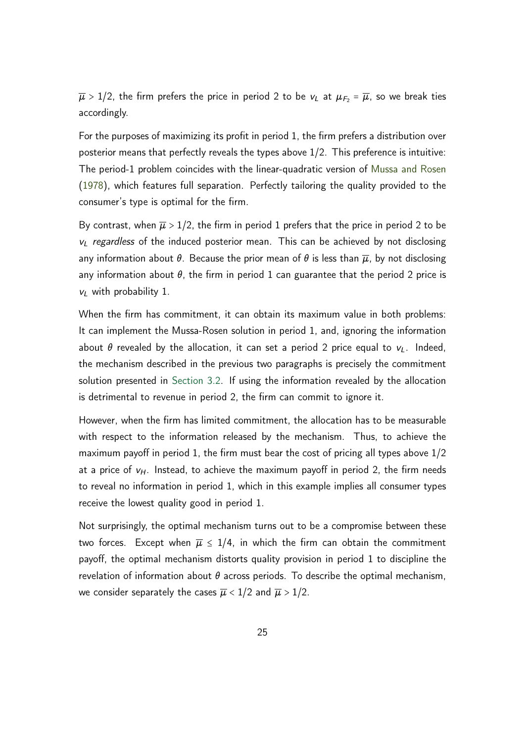$\overline{\mu} > 1/2$, the firm prefers the price in period 2 to be $v_L$ at $\mu_{F_2} = \overline{\mu}$, so we break ties accordingly.

For the purposes of maximizing its profit in period 1, the firm prefers a distribution over posterior means that perfectly reveals the types above 1/2. This preference is intuitive: The period-1 problem coincides with the linear-quadratic version of Mussa and Rosen (1978), which features full separation. Perfectly tailoring the quality provided to the consumer's type is optimal for the firm.

By contrast, when $\overline{\mu} > 1/2$, the firm in period 1 prefers that the price in period 2 to be $v_L$ *regardless* of the induced posterior mean. This can be achieved by not disclosing any information about $\theta$. Because the prior mean of $\theta$ is less than $\overline{\mu}$, by not disclosing any information about $\theta$, the firm in period 1 can guarantee that the period 2 price is $v_L$ with probability 1.

When the firm has commitment, it can obtain its maximum value in both problems: It can implement the Mussa-Rosen solution in period 1, and, ignoring the information about $\theta$ revealed by the allocation, it can set a period 2 price equal to $v_L$. Indeed, the mechanism described in the previous two paragraphs is precisely the commitment solution presented in Section 3.2. If using the information revealed by the allocation is detrimental to revenue in period 2, the firm can commit to ignore it.

However, when the firm has limited commitment, the allocation has to be measurable with respect to the information released by the mechanism. Thus, to achieve the maximum payoff in period 1, the firm must bear the cost of pricing all types above 1/2 at a price of $v_H$. Instead, to achieve the maximum payoff in period 2, the firm needs to reveal no information in period 1, which in this example implies all consumer types receive the lowest quality good in period 1.

Not surprisingly, the optimal mechanism turns out to be a compromise between these two forces. Except when $\overline{\mu} \leq 1/4$, in which the firm can obtain the commitment payoff, the optimal mechanism distorts quality provision in period 1 to discipline the revelation of information about $\theta$ across periods. To describe the optimal mechanism, we consider separately the cases $\overline{\mu} < 1/2$ and $\overline{\mu} > 1/2$.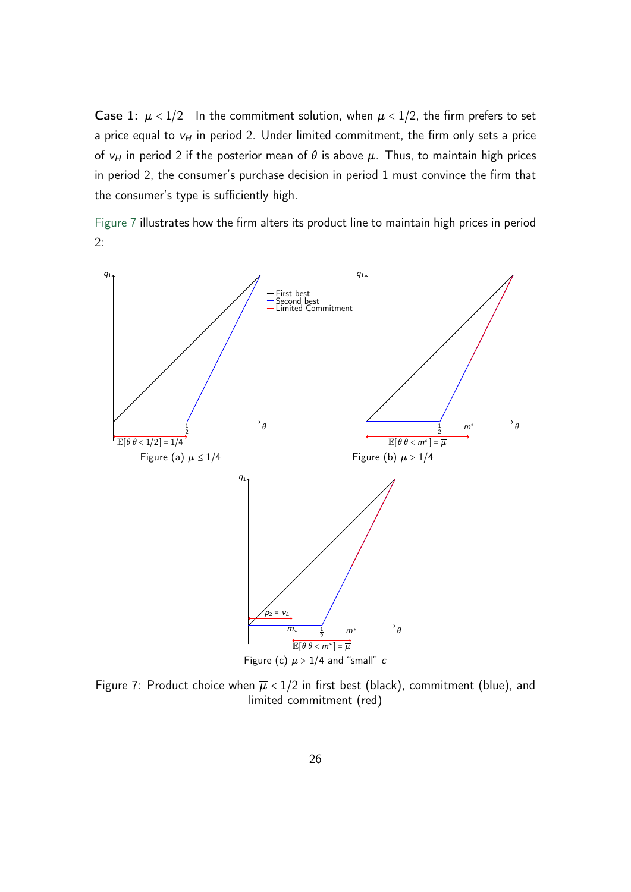**Case 1:** $\overline{\mu} < 1/2$ In the commitment solution, when $\overline{\mu} < 1/2$, the firm prefers to set a price equal to $v_H$ in period 2. Under limited commitment, the firm only sets a price of $v_H$ in period 2 if the posterior mean of $\theta$ is above $\overline{\mu}$. Thus, to maintain high prices in period 2, the consumer's purchase decision in period 1 must convince the firm that the consumer's type is sufficiently high.

Figure 7 illustrates how the firm alters its product line to maintain high prices in period 2:

Figure (a) $\overline{\mu} \leq 1/4$

Figure (b) $\overline{\mu} > 1/4$

Figure (c) $\overline{\mu} > 1/4$ and "small" $c$

Figure 7: Product choice when $\overline{\mu} < 1/2$ in first best (black), commitment (blue), and limited commitment (red)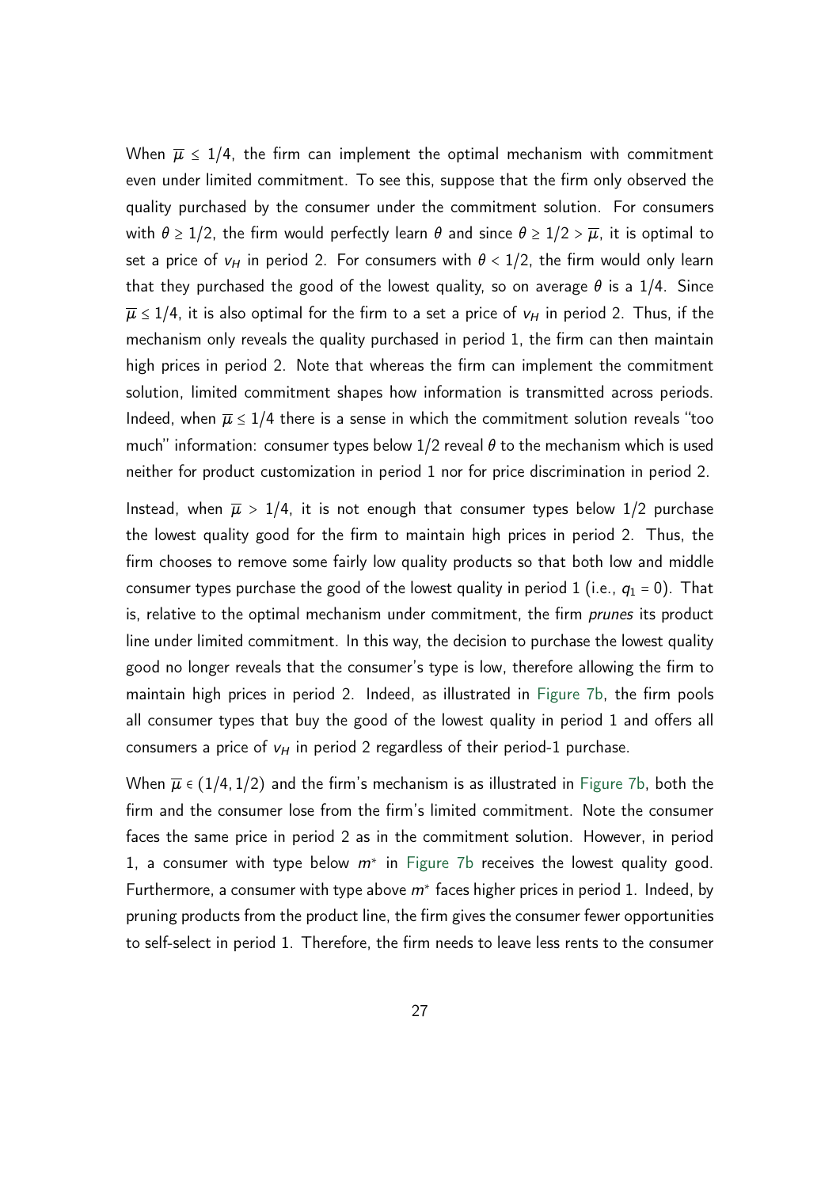When $\overline{\mu} \leq 1/4$, the firm can implement the optimal mechanism with commitment even under limited commitment. To see this, suppose that the firm only observed the quality purchased by the consumer under the commitment solution. For consumers with $\theta \geq 1/2$, the firm would perfectly learn $\theta$ and since $\theta \geq 1/2 > \overline{\mu}$, it is optimal to set a price of $v_H$ in period 2. For consumers with $\theta < 1/2$, the firm would only learn that they purchased the good of the lowest quality, so on average $\theta$ is a $1/4$. Since $\overline{\mu} \leq 1/4$, it is also optimal for the firm to a set a price of $v_H$ in period 2. Thus, if the mechanism only reveals the quality purchased in period 1, the firm can then maintain high prices in period 2. Note that whereas the firm can implement the commitment solution, limited commitment shapes how information is transmitted across periods. Indeed, when $\overline{\mu} \leq 1/4$ there is a sense in which the commitment solution reveals "too much" information: consumer types below $1/2$ reveal $\theta$ to the mechanism which is used neither for product customization in period 1 nor for price discrimination in period 2.

Instead, when $\overline{\mu} > 1/4$, it is not enough that consumer types below $1/2$ purchase the lowest quality good for the firm to maintain high prices in period 2. Thus, the firm chooses to remove some fairly low quality products so that both low and middle consumer types purchase the good of the lowest quality in period 1 (i.e., $q_1 = 0$). That is, relative to the optimal mechanism under commitment, the firm *prunes* its product line under limited commitment. In this way, the decision to purchase the lowest quality good no longer reveals that the consumer's type is low, therefore allowing the firm to maintain high prices in period 2. Indeed, as illustrated in Figure 7b, the firm pools all consumer types that buy the good of the lowest quality in period 1 and offers all consumers a price of $v_H$ in period 2 regardless of their period-1 purchase.

When $\overline{\mu} \in (1/4, 1/2)$ and the firm's mechanism is as illustrated in Figure 7b, both the firm and the consumer lose from the firm's limited commitment. Note the consumer faces the same price in period 2 as in the commitment solution. However, in period 1, a consumer with type below $m^*$ in Figure 7b receives the lowest quality good. Furthermore, a consumer with type above $m^*$ faces higher prices in period 1. Indeed, by pruning products from the product line, the firm gives the consumer fewer opportunities to self-select in period 1. Therefore, the firm needs to leave less rents to the consumer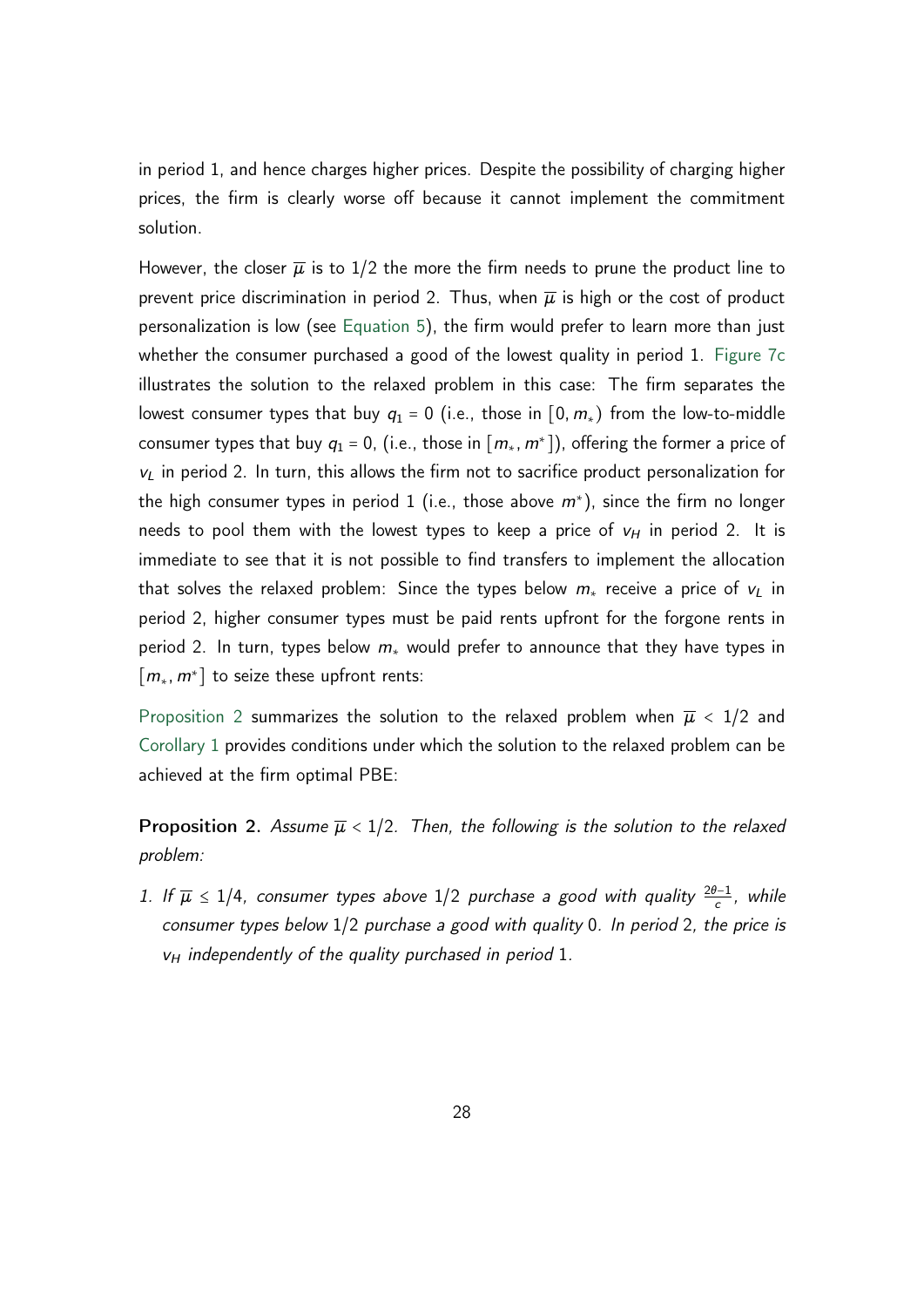in period 1, and hence charges higher prices. Despite the possibility of charging higher prices, the firm is clearly worse off because it cannot implement the commitment solution.

However, the closer $\overline{\mu}$ is to 1/2 the more the firm needs to prune the product line to prevent price discrimination in period 2. Thus, when $\overline{\mu}$ is high or the cost of product personalization is low (see Equation 5), the firm would prefer to learn more than just whether the consumer purchased a good of the lowest quality in period 1. Figure 7c illustrates the solution to the relaxed problem in this case: The firm separates the lowest consumer types that buy $q_1 = 0$ (i.e., those in $[0, m_*)$ from the low-to-middle consumer types that buy $q_1 = 0$, (i.e., those in $[m_*, m^*]$), offering the former a price of $v_L$ in period 2. In turn, this allows the firm not to sacrifice product personalization for the high consumer types in period 1 (i.e., those above $m^*$), since the firm no longer needs to pool them with the lowest types to keep a price of $v_H$ in period 2. It is immediate to see that it is not possible to find transfers to implement the allocation that solves the relaxed problem: Since the types below $m_*$ receive a price of $v_L$ in period 2, higher consumer types must be paid rents upfront for the forgone rents in period 2. In turn, types below $m_*$ would prefer to announce that they have types in $[m_*, m^*]$ to seize these upfront rents:

Proposition 2 summarizes the solution to the relaxed problem when $\overline{\mu} < 1/2$ and Corollary 1 provides conditions under which the solution to the relaxed problem can be achieved at the firm optimal PBE:

**Proposition 2.** *Assume $\overline{\mu} < 1/2$. Then, the following is the solution to the relaxed problem:*

1. *If $\overline{\mu} \leq 1/4$, consumer types above 1/2 purchase a good with quality $\frac{2\theta - 1}{c}$, while consumer types below 1/2 purchase a good with quality 0. In period 2, the price is $v_H$ independently of the quality purchased in period 1.*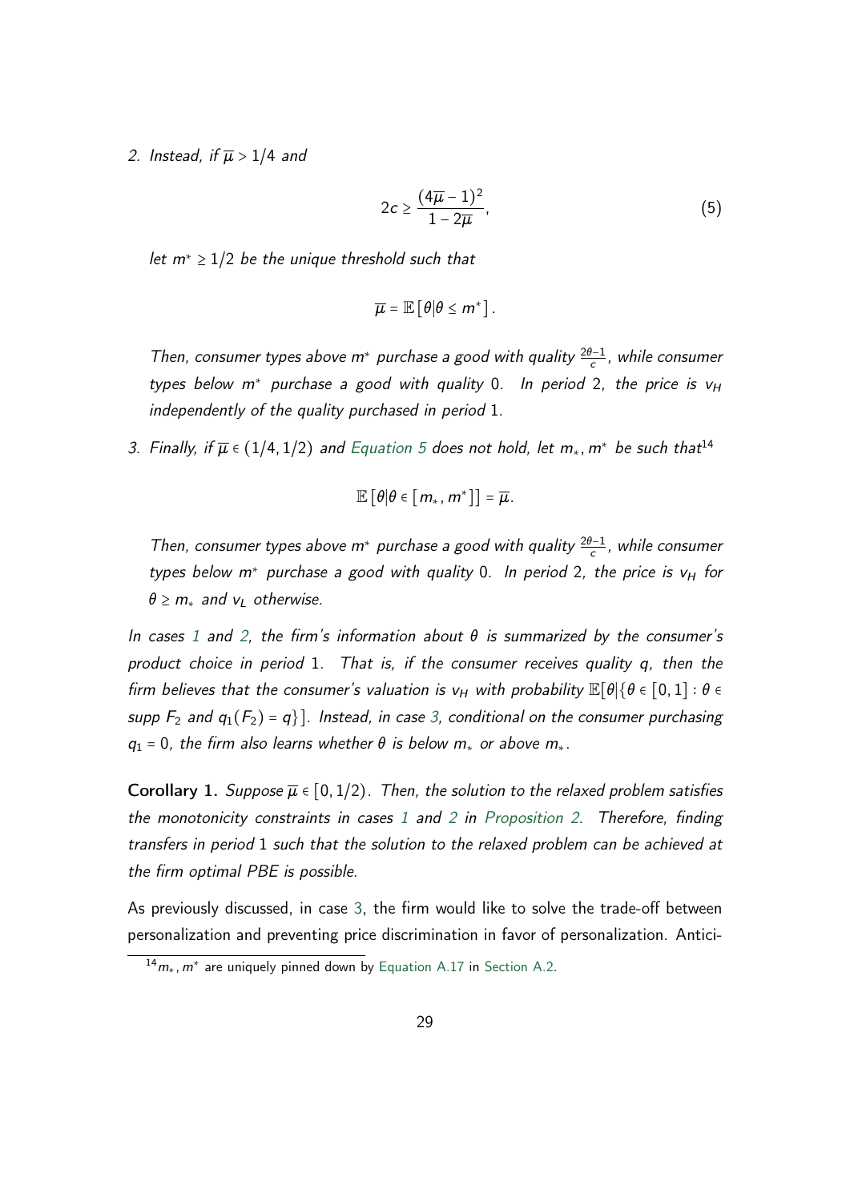2. *Instead, if $\overline{\mu} > 1/4$ and*

$$2c \geq \frac{(4\overline{\mu} - 1)^2}{1 - 2\overline{\mu}}, \tag{5}$$

*let $m^* \geq 1/2$ be the unique threshold such that*

$$\overline{\mu} = \mathbb{E}\left[\theta | \theta \leq m^*\right].$$

*Then, consumer types above $m^*$ purchase a good with quality $\frac{2\theta - 1}{c}$, while consumer types below $m^*$ purchase a good with quality $0$. In period $2$, the price is $v_H$ independently of the quality purchased in period $1$.*

3. *Finally, if $\overline{\mu} \in (1/4, 1/2)$ and Equation 5 does not hold, let $m_*, m^*$ be such that*[14]

$$\mathbb{E}\left[\theta | \theta \in \left[m_*, m^*\right]\right] = \overline{\mu}.$$

*Then, consumer types above $m^*$ purchase a good with quality $\frac{2\theta - 1}{c}$, while consumer types below $m^*$ purchase a good with quality $0$. In period $2$, the price is $v_H$ for $\theta \geq m_*$ and $v_L$ otherwise.*

*In cases 1 and 2, the firm's information about $\theta$ is summarized by the consumer's product choice in period $1$. That is, if the consumer receives quality $q$, then the firm believes that the consumer's valuation is $v_H$ with probability $\mathbb{E}[\theta | \{\theta \in [0, 1] : \theta \in$ supp $F_2$ and $q_1(F_2) = q\}]$. Instead, in case 3, conditional on the consumer purchasing $q_1 = 0$, the firm also learns whether $\theta$ is below $m_*$ or above $m_*$.*

**Corollary 1.** *Suppose $\overline{\mu} \in [0, 1/2)$. Then, the solution to the relaxed problem satisfies the monotonicity constraints in cases 1 and 2 in Proposition 2. Therefore, finding transfers in period $1$ such that the solution to the relaxed problem can be achieved at the firm optimal PBE is possible.*

As previously discussed, in case 3, the firm would like to solve the trade-off between personalization and preventing price discrimination in favor of personalization. Antici-

[14] $m_*, m^*$ are uniquely pinned down by Equation A.17 in Section A.2.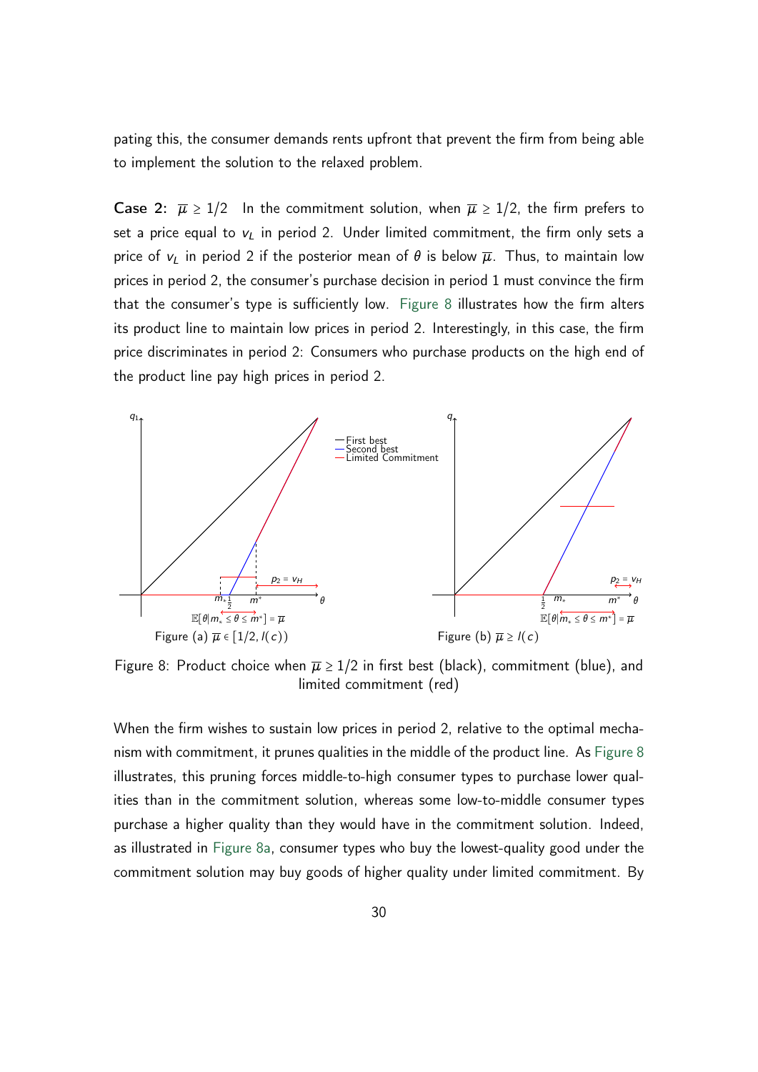pating this, the consumer demands rents upfront that prevent the firm from being able to implement the solution to the relaxed problem.

**Case 2:** $\overline{\mu} \geq 1/2$ In the commitment solution, when $\overline{\mu} \geq 1/2$, the firm prefers to set a price equal to $v_L$ in period 2. Under limited commitment, the firm only sets a price of $v_L$ in period 2 if the posterior mean of $\theta$ is below $\overline{\mu}$. Thus, to maintain low prices in period 2, the consumer's purchase decision in period 1 must convince the firm that the consumer's type is sufficiently low. Figure 8 illustrates how the firm alters its product line to maintain low prices in period 2. Interestingly, in this case, the firm price discriminates in period 2: Consumers who purchase products on the high end of the product line pay high prices in period 2.

Figure (a) $\overline{\mu} \in [1/2, l(c))$

Figure (b) $\overline{\mu} \geq l(c)$

Figure 8: Product choice when $\overline{\mu} \geq 1/2$ in first best (black), commitment (blue), and limited commitment (red)

When the firm wishes to sustain low prices in period 2, relative to the optimal mechanism with commitment, it prunes qualities in the middle of the product line. As Figure 8 illustrates, this pruning forces middle-to-high consumer types to purchase lower qualities than in the commitment solution, whereas some low-to-middle consumer types purchase a higher quality than they would have in the commitment solution. Indeed, as illustrated in Figure 8a, consumer types who buy the lowest-quality good under the commitment solution may buy goods of higher quality under limited commitment. By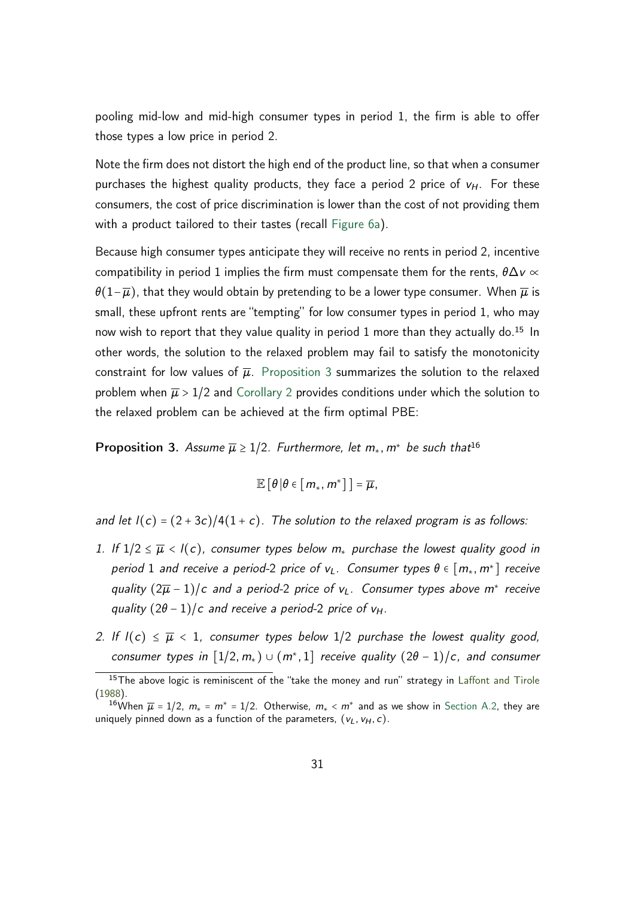pooling mid-low and mid-high consumer types in period 1, the firm is able to offer those types a low price in period 2.

Note the firm does not distort the high end of the product line, so that when a consumer purchases the highest quality products, they face a period 2 price of $v_H$. For these consumers, the cost of price discrimination is lower than the cost of not providing them with a product tailored to their tastes (recall Figure 6a).

Because high consumer types anticipate they will receive no rents in period 2, incentive compatibility in period 1 implies the firm must compensate them for the rents, $\theta \Delta v \propto \theta(1-\overline{\mu})$, that they would obtain by pretending to be a lower type consumer. When $\overline{\mu}$ is small, these upfront rents are "tempting" for low consumer types in period 1, who may now wish to report that they value quality in period 1 more than they actually do.[15] In other words, the solution to the relaxed problem may fail to satisfy the monotonicity constraint for low values of $\overline{\mu}$. Proposition 3 summarizes the solution to the relaxed problem when $\overline{\mu} > 1/2$ and Corollary 2 provides conditions under which the solution to the relaxed problem can be achieved at the firm optimal PBE:

**Proposition 3.** *Assume $\overline{\mu} \geq 1/2$. Furthermore, let $m_*, m^*$ be such that*[16]

$$\mathbb{E}\left[\theta | \theta \in [m_*, m^*]\right] = \overline{\mu},$$

*and let $I(c) = (2+3c)/4(1+c)$. The solution to the relaxed program is as follows:*

1. *If $1/2 \leq \overline{\mu} < I(c)$, consumer types below $m_*$ purchase the lowest quality good in period 1 and receive a period-2 price of $v_L$. Consumer types $\theta \in [m_*, m^*]$ receive quality $(2\overline{\mu}-1)/c$ and a period-2 price of $v_L$. Consumer types above $m^*$ receive quality $(2\theta-1)/c$ and receive a period-2 price of $v_H$.*
2. *If $I(c) \leq \overline{\mu} < 1$, consumer types below $1/2$ purchase the lowest quality good, consumer types in $[1/2, m_*) \cup (m^*, 1]$ receive quality $(2\theta-1)/c$, and consumer*

[15] The above logic is reminiscent of the "take the money and run" strategy in Laffont and Tirole (1988).

[16] When $\overline{\mu} = 1/2$, $m_* = m^* = 1/2$. Otherwise, $m_* < m^*$ and as we show in Section A.2, they are uniquely pinned down as a function of the parameters, $(v_L, v_H, c)$.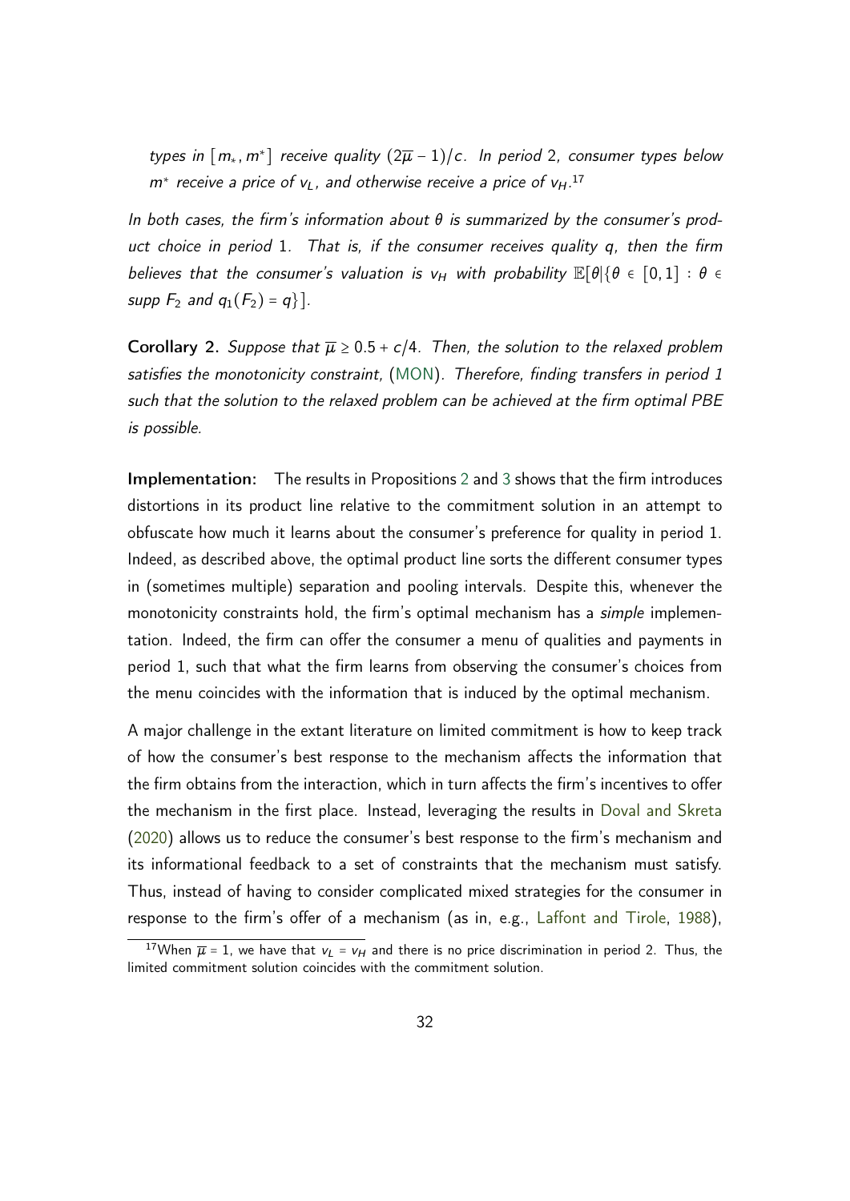*types in $[m_*, m^*]$ receive quality $(2\overline{\mu} - 1)/c$. In period 2, consumer types below $m^*$ receive a price of $v_L$, and otherwise receive a price of $v_H$.*[17]

*In both cases, the firm's information about $\theta$ is summarized by the consumer's product choice in period 1. That is, if the consumer receives quality $q$, then the firm believes that the consumer's valuation is $v_H$ with probability $\mathbb{E}[\theta | \{\theta \in [0,1] : \theta \in$ supp $F_2$ and $q_1(F_2) = q\}]$.*

**Corollary 2.** *Suppose that $\overline{\mu} \geq 0.5 + c/4$. Then, the solution to the relaxed problem satisfies the monotonicity constraint, (MON). Therefore, finding transfers in period 1 such that the solution to the relaxed problem can be achieved at the firm optimal PBE is possible.*

**Implementation:** The results in Propositions 2 and 3 shows that the firm introduces distortions in its product line relative to the commitment solution in an attempt to obfuscate how much it learns about the consumer's preference for quality in period 1. Indeed, as described above, the optimal product line sorts the different consumer types in (sometimes multiple) separation and pooling intervals. Despite this, whenever the monotonicity constraints hold, the firm's optimal mechanism has a *simple* implementation. Indeed, the firm can offer the consumer a menu of qualities and payments in period 1, such that what the firm learns from observing the consumer's choices from the menu coincides with the information that is induced by the optimal mechanism.

A major challenge in the extant literature on limited commitment is how to keep track of how the consumer's best response to the mechanism affects the information that the firm obtains from the interaction, which in turn affects the firm's incentives to offer the mechanism in the first place. Instead, leveraging the results in Doval and Skreta (2020) allows us to reduce the consumer's best response to the firm's mechanism and its informational feedback to a set of constraints that the mechanism must satisfy. Thus, instead of having to consider complicated mixed strategies for the consumer in response to the firm's offer of a mechanism (as in, e.g., Laffont and Tirole, 1988),

[17] When $\overline{\mu} = 1$, we have that $v_L = v_H$ and there is no price discrimination in period 2. Thus, the limited commitment solution coincides with the commitment solution.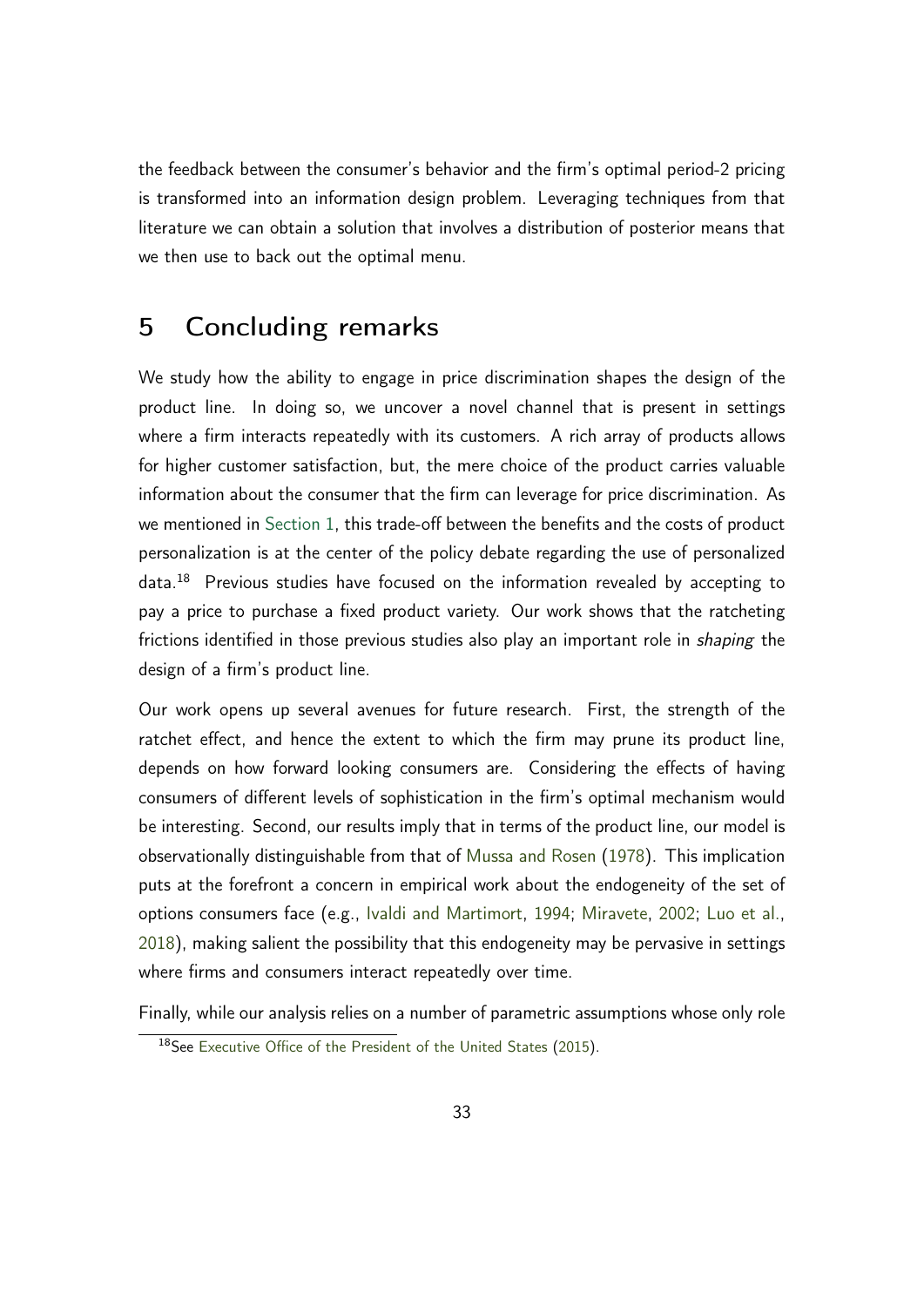the feedback between the consumer's behavior and the firm's optimal period-2 pricing is transformed into an information design problem. Leveraging techniques from that literature we can obtain a solution that involves a distribution of posterior means that we then use to back out the optimal menu.

## 5 Concluding remarks

We study how the ability to engage in price discrimination shapes the design of the product line. In doing so, we uncover a novel channel that is present in settings where a firm interacts repeatedly with its customers. A rich array of products allows for higher customer satisfaction, but, the mere choice of the product carries valuable information about the consumer that the firm can leverage for price discrimination. As we mentioned in Section 1, this trade-off between the benefits and the costs of product personalization is at the center of the policy debate regarding the use of personalized data.[18] Previous studies have focused on the information revealed by accepting to pay a price to purchase a fixed product variety. Our work shows that the ratcheting frictions identified in those previous studies also play an important role in *shaping* the design of a firm's product line.

Our work opens up several avenues for future research. First, the strength of the ratchet effect, and hence the extent to which the firm may prune its product line, depends on how forward looking consumers are. Considering the effects of having consumers of different levels of sophistication in the firm's optimal mechanism would be interesting. Second, our results imply that in terms of the product line, our model is observationally distinguishable from that of Mussa and Rosen (1978). This implication puts at the forefront a concern in empirical work about the endogeneity of the set of options consumers face (e.g., Ivaldi and Martimort, 1994; Miravete, 2002; Luo et al., 2018), making salient the possibility that this endogeneity may be pervasive in settings where firms and consumers interact repeatedly over time.

Finally, while our analysis relies on a number of parametric assumptions whose only role

[18] See Executive Office of the President of the United States (2015).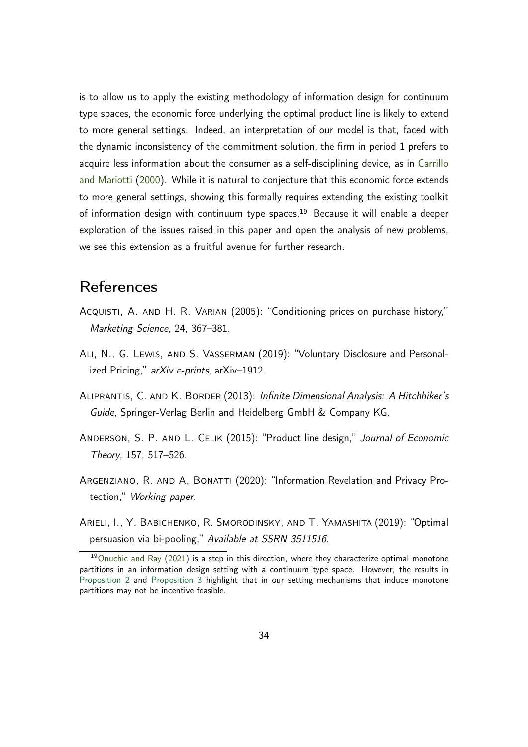is to allow us to apply the existing methodology of information design for continuum type spaces, the economic force underlying the optimal product line is likely to extend to more general settings. Indeed, an interpretation of our model is that, faced with the dynamic inconsistency of the commitment solution, the firm in period 1 prefers to acquire less information about the consumer as a self-disciplining device, as in Carrillo and Mariotti (2000). While it is natural to conjecture that this economic force extends to more general settings, showing this formally requires extending the existing toolkit of information design with continuum type spaces.[19] Because it will enable a deeper exploration of the issues raised in this paper and open the analysis of new problems, we see this extension as a fruitful avenue for further research.

# References

Acquisti, A. and H. R. Varian (2005): "Conditioning prices on purchase history," *Marketing Science*, 24, 367–381.

Ali, N., G. Lewis, and S. Vasserman (2019): "Voluntary Disclosure and Personalized Pricing," *arXiv e-prints*, arXiv–1912.

Aliprantis, C. and K. Border (2013): *Infinite Dimensional Analysis: A Hitchhiker's Guide*, Springer-Verlag Berlin and Heidelberg GmbH & Company KG.

Anderson, S. P. and L. Celik (2015): "Product line design," *Journal of Economic Theory*, 157, 517–526.

Argenziano, R. and A. Bonatti (2020): "Information Revelation and Privacy Protection," *Working paper*.

Arieli, I., Y. Babichenko, R. Smorodinsky, and T. Yamashita (2019): "Optimal persuasion via bi-pooling," *Available at SSRN 3511516*.

[19] Onuchic and Ray (2021) is a step in this direction, where they characterize optimal monotone partitions in an information design setting with a continuum type space. However, the results in Proposition 2 and Proposition 3 highlight that in our setting mechanisms that induce monotone partitions may not be incentive feasible.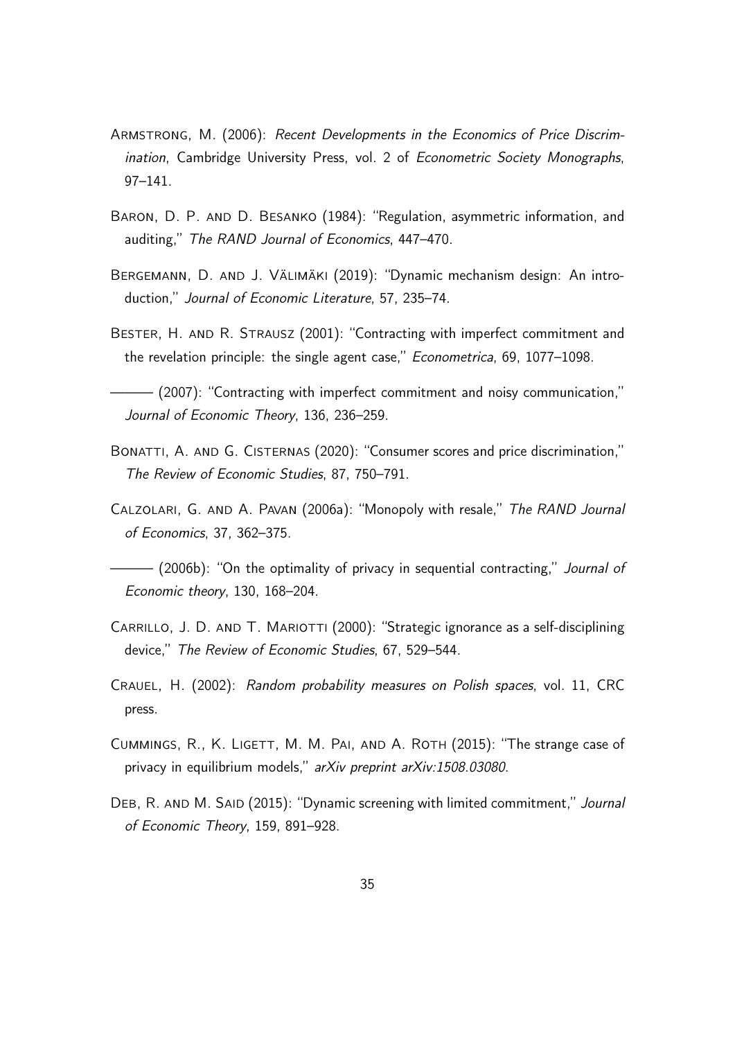Armstrong, M. (2006): *Recent Developments in the Economics of Price Discrimination*, Cambridge University Press, vol. 2 of *Econometric Society Monographs*, 97–141.

Baron, D. P. and D. Besanko (1984): "Regulation, asymmetric information, and auditing," *The RAND Journal of Economics*, 447–470.

Bergemann, D. and J. Välimäki (2019): "Dynamic mechanism design: An introduction," *Journal of Economic Literature*, 57, 235–74.

Bester, H. and R. Strausz (2001): "Contracting with imperfect commitment and the revelation principle: the single agent case," *Econometrica*, 69, 1077–1098.

——— (2007): "Contracting with imperfect commitment and noisy communication," *Journal of Economic Theory*, 136, 236–259.

Bonatti, A. and G. Cisternas (2020): "Consumer scores and price discrimination," *The Review of Economic Studies*, 87, 750–791.

Calzolari, G. and A. Pavan (2006a): "Monopoly with resale," *The RAND Journal of Economics*, 37, 362–375.

——— (2006b): "On the optimality of privacy in sequential contracting," *Journal of Economic theory*, 130, 168–204.

Carrillo, J. D. and T. Mariotti (2000): "Strategic ignorance as a self-disciplining device," *The Review of Economic Studies*, 67, 529–544.

Crauel, H. (2002): *Random probability measures on Polish spaces*, vol. 11, CRC press.

Cummings, R., K. Ligett, M. M. Pai, and A. Roth (2015): "The strange case of privacy in equilibrium models," *arXiv preprint arXiv:1508.03080*.

Deb, R. and M. Said (2015): "Dynamic screening with limited commitment," *Journal of Economic Theory*, 159, 891–928.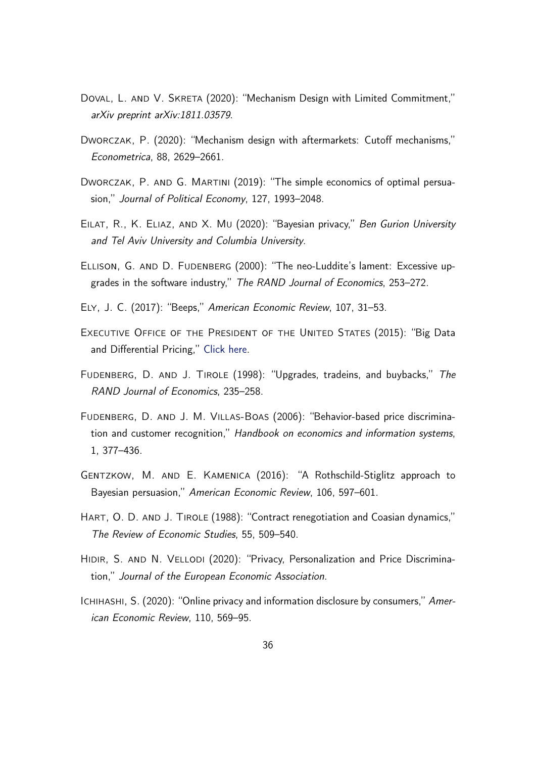Doval, L. and V. Skreta (2020): "Mechanism Design with Limited Commitment," *arXiv preprint arXiv:1811.03579*.

Dworczak, P. (2020): "Mechanism design with aftermarkets: Cutoff mechanisms," *Econometrica*, 88, 2629–2661.

Dworczak, P. and G. Martini (2019): "The simple economics of optimal persuasion," *Journal of Political Economy*, 127, 1993–2048.

Eilat, R., K. Eliaz, and X. Mu (2020): "Bayesian privacy," *Ben Gurion University and Tel Aviv University and Columbia University*.

Ellison, G. and D. Fudenberg (2000): "The neo-Luddite's lament: Excessive upgrades in the software industry," *The RAND Journal of Economics*, 253–272.

Ely, J. C. (2017): "Beeps," *American Economic Review*, 107, 31–53.

Executive Office of the President of the United States (2015): "Big Data and Differential Pricing," Click here.

Fudenberg, D. and J. Tirole (1998): "Upgrades, tradeins, and buybacks," *The RAND Journal of Economics*, 235–258.

Fudenberg, D. and J. M. Villas-Boas (2006): "Behavior-based price discrimination and customer recognition," *Handbook on economics and information systems*, 1, 377–436.

Gentzkow, M. and E. Kamenica (2016): "A Rothschild-Stiglitz approach to Bayesian persuasion," *American Economic Review*, 106, 597–601.

Hart, O. D. and J. Tirole (1988): "Contract renegotiation and Coasian dynamics," *The Review of Economic Studies*, 55, 509–540.

Hidir, S. and N. Vellodi (2020): "Privacy, Personalization and Price Discrimination," *Journal of the European Economic Association*.

Ichihashi, S. (2020): "Online privacy and information disclosure by consumers," *American Economic Review*, 110, 569–95.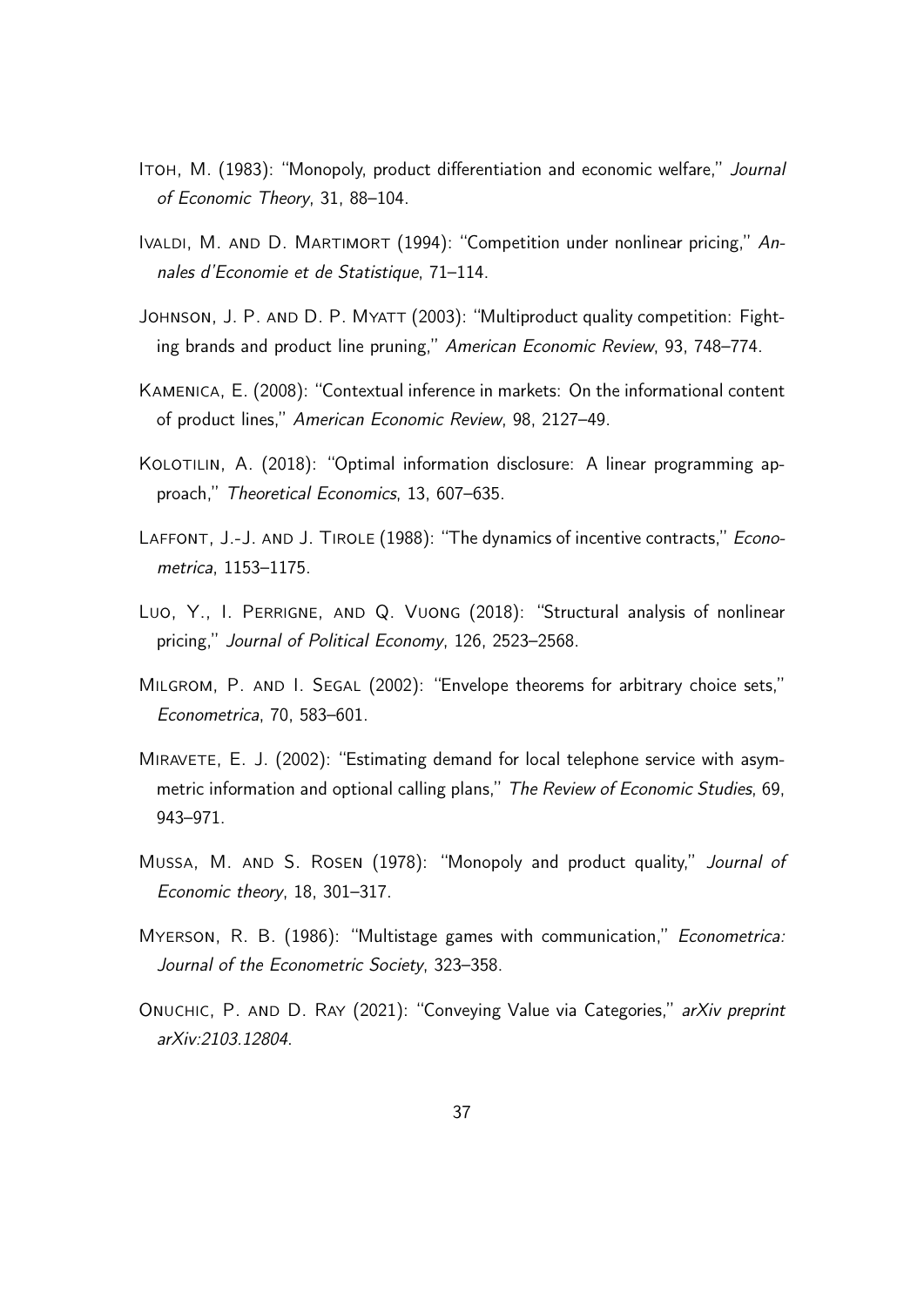Itoh, M. (1983): "Monopoly, product differentiation and economic welfare," *Journal of Economic Theory*, 31, 88–104.

Ivaldi, M. and D. Martimort (1994): "Competition under nonlinear pricing," *Annales d'Economie et de Statistique*, 71–114.

Johnson, J. P. and D. P. Myatt (2003): "Multiproduct quality competition: Fighting brands and product line pruning," *American Economic Review*, 93, 748–774.

Kamenica, E. (2008): "Contextual inference in markets: On the informational content of product lines," *American Economic Review*, 98, 2127–49.

Kolotilin, A. (2018): "Optimal information disclosure: A linear programming approach," *Theoretical Economics*, 13, 607–635.

Laffont, J.-J. and J. Tirole (1988): "The dynamics of incentive contracts," *Econometrica*, 1153–1175.

Luo, Y., I. Perrigne, and Q. Vuong (2018): "Structural analysis of nonlinear pricing," *Journal of Political Economy*, 126, 2523–2568.

Milgrom, P. and I. Segal (2002): "Envelope theorems for arbitrary choice sets," *Econometrica*, 70, 583–601.

Miravete, E. J. (2002): "Estimating demand for local telephone service with asymmetric information and optional calling plans," *The Review of Economic Studies*, 69, 943–971.

Mussa, M. and S. Rosen (1978): "Monopoly and product quality," *Journal of Economic theory*, 18, 301–317.

Myerson, R. B. (1986): "Multistage games with communication," *Econometrica: Journal of the Econometric Society*, 323–358.

Onuchic, P. and D. Ray (2021): "Conveying Value via Categories," *arXiv preprint arXiv:2103.12804*.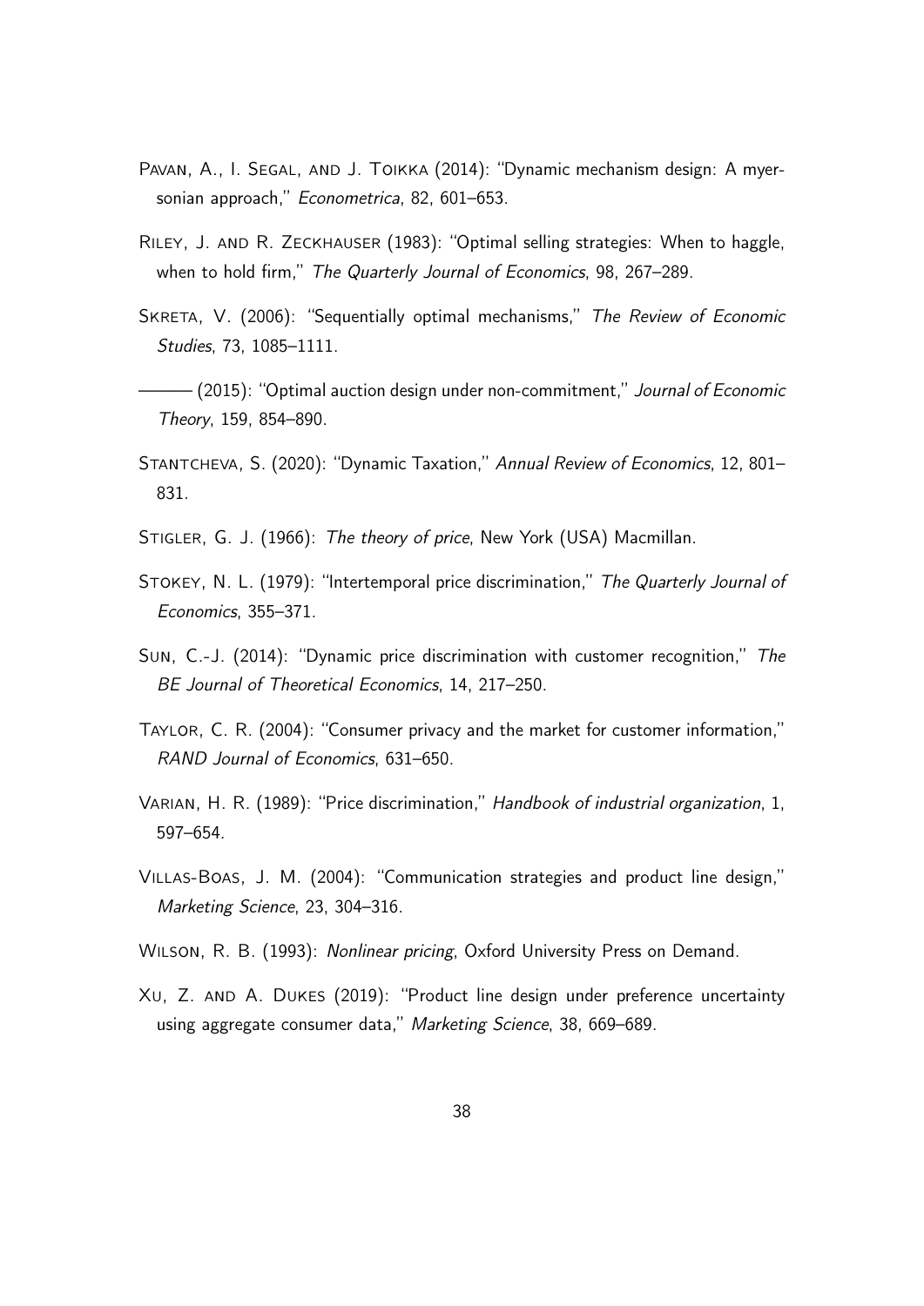Pavan, A., I. Segal, and J. Toikka (2014): "Dynamic mechanism design: A myersonian approach," *Econometrica*, 82, 601–653.

Riley, J. and R. Zeckhauser (1983): "Optimal selling strategies: When to haggle, when to hold firm," *The Quarterly Journal of Economics*, 98, 267–289.

Skreta, V. (2006): "Sequentially optimal mechanisms," *The Review of Economic Studies*, 73, 1085–1111.

——— (2015): "Optimal auction design under non-commitment," *Journal of Economic Theory*, 159, 854–890.

Stantcheva, S. (2020): "Dynamic Taxation," *Annual Review of Economics*, 12, 801–831.

Stigler, G. J. (1966): *The theory of price*, New York (USA) Macmillan.

Stokey, N. L. (1979): "Intertemporal price discrimination," *The Quarterly Journal of Economics*, 355–371.

Sun, C.-J. (2014): "Dynamic price discrimination with customer recognition," *The BE Journal of Theoretical Economics*, 14, 217–250.

Taylor, C. R. (2004): "Consumer privacy and the market for customer information," *RAND Journal of Economics*, 631–650.

Varian, H. R. (1989): "Price discrimination," *Handbook of industrial organization*, 1, 597–654.

Villas-Boas, J. M. (2004): "Communication strategies and product line design," *Marketing Science*, 23, 304–316.

Wilson, R. B. (1993): *Nonlinear pricing*, Oxford University Press on Demand.

Xu, Z. and A. Dukes (2019): "Product line design under preference uncertainty using aggregate consumer data," *Marketing Science*, 38, 669–689.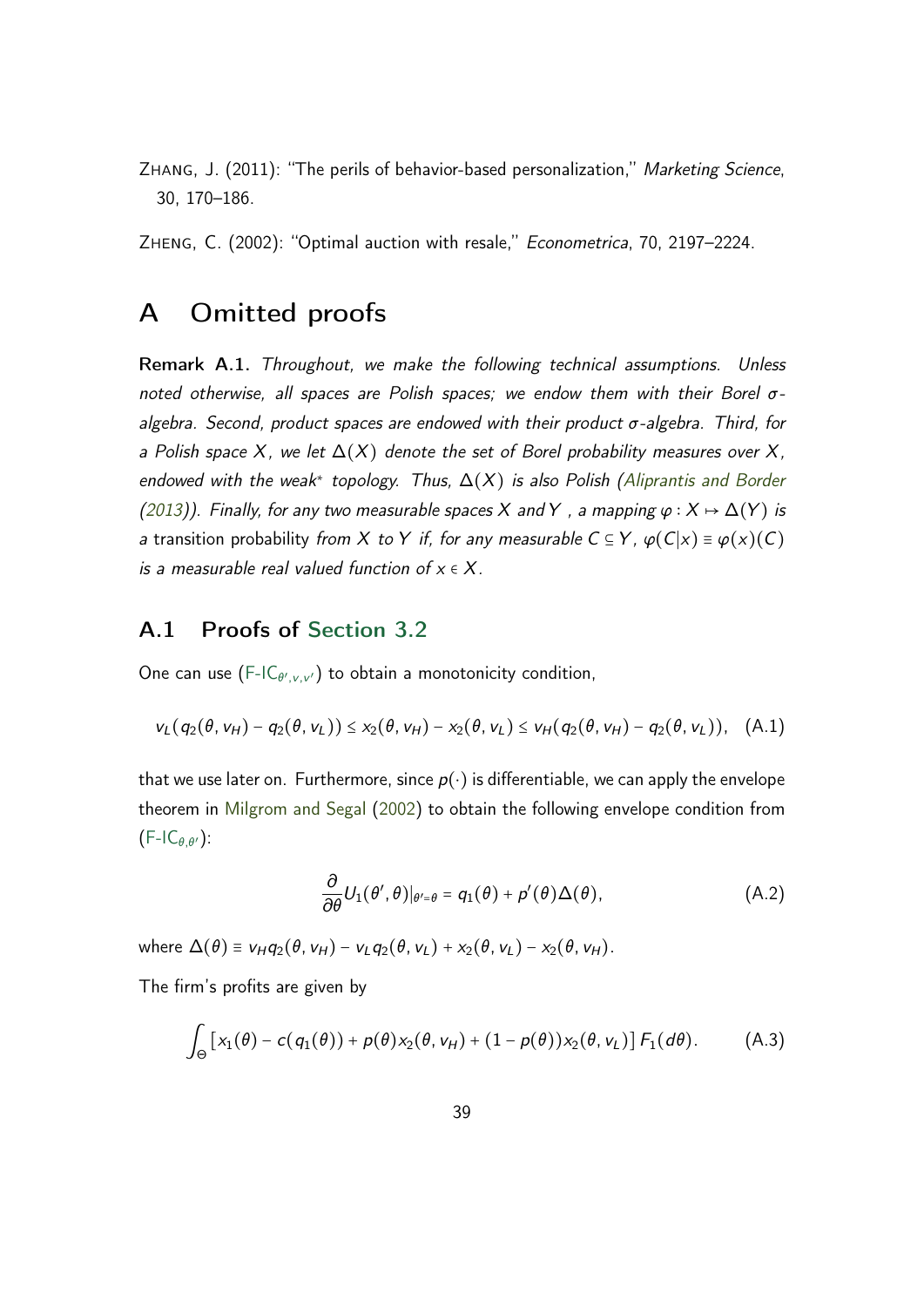Zhang, J. (2011): "The perils of behavior-based personalization," *Marketing Science*, 30, 170–186.

Zheng, C. (2002): "Optimal auction with resale," *Econometrica*, 70, 2197–2224.

# A Omitted proofs

**Remark A.1.** *Throughout, we make the following technical assumptions. Unless noted otherwise, all spaces are Polish spaces; we endow them with their Borel $\sigma$-algebra. Second, product spaces are endowed with their product $\sigma$-algebra. Third, for a Polish space $X$, we let $\Delta(X)$ denote the set of Borel probability measures over $X$, endowed with the weak* topology. Thus, $\Delta(X)$ is also Polish (Aliprantis and Border (2013)). Finally, for any two measurable spaces $X$ and $Y$, a mapping $\varphi : X \mapsto \Delta(Y)$ is a* transition probability *from $X$ to $Y$ if, for any measurable $C \subseteq Y$, $\varphi(C|x) \equiv \varphi(x)(C)$ is a measurable real valued function of $x \in X$.*

## A.1 Proofs of Section 3.2

One can use (F-IC$_{\theta',v,v'}$) to obtain a monotonicity condition,

$$v_L(q_2(\theta, v_H) - q_2(\theta, v_L)) \leq x_2(\theta, v_H) - x_2(\theta, v_L) \leq v_H(q_2(\theta, v_H) - q_2(\theta, v_L)), \quad \text{(A.1)}$$

that we use later on. Furthermore, since $p(\cdot)$ is differentiable, we can apply the envelope theorem in Milgrom and Segal (2002) to obtain the following envelope condition from (F-IC$_{\theta,\theta'}$):

$$\frac{\partial}{\partial \theta} U_1(\theta', \theta)|_{\theta'=\theta} = q_1(\theta) + p'(\theta)\Delta(\theta), \quad \text{(A.2)}$$

where $\Delta(\theta) \equiv v_H q_2(\theta, v_H) - v_L q_2(\theta, v_L) + x_2(\theta, v_L) - x_2(\theta, v_H)$.

The firm's profits are given by

$$\int_\Theta \left[x_1(\theta) - c(q_1(\theta)) + p(\theta)x_2(\theta, v_H) + (1 - p(\theta))x_2(\theta, v_L)\right] F_1(d\theta). \quad \text{(A.3)}$$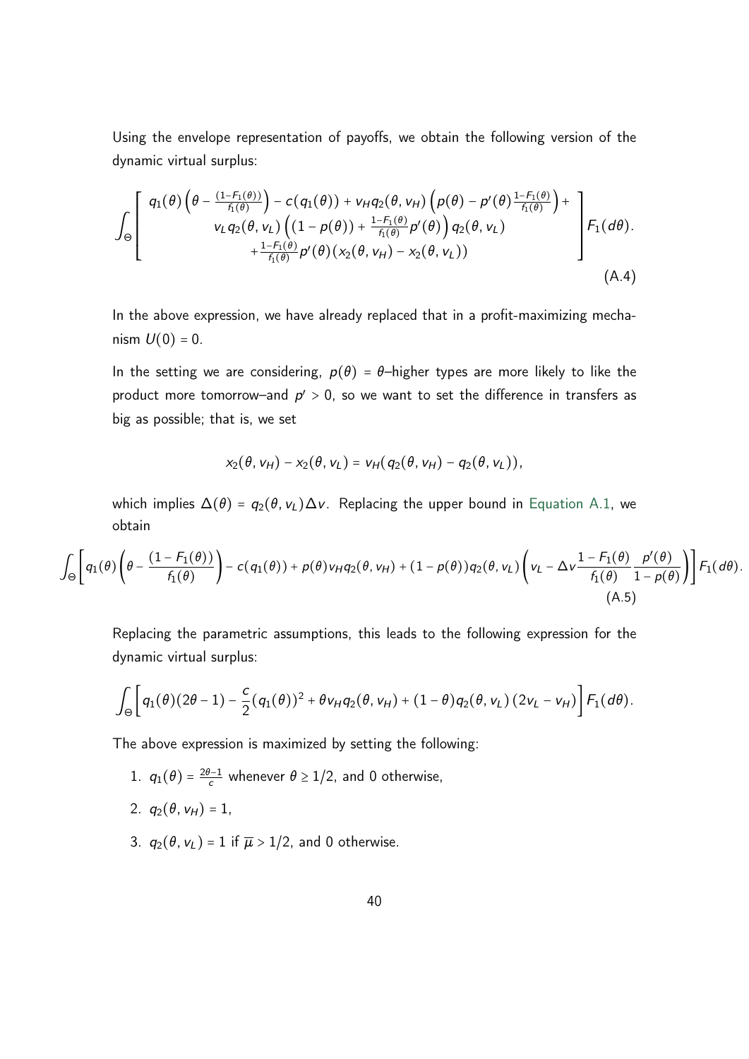Using the envelope representation of payoffs, we obtain the following version of the dynamic virtual surplus:

$$\int_\Theta \left[ \begin{array}{c} q_1(\theta)\left(\theta - \frac{(1-F_1(\theta))}{f_1(\theta)}\right) - c(q_1(\theta)) + v_H q_2(\theta, v_H)\left(p(\theta) - p'(\theta)\frac{1-F_1(\theta)}{f_1(\theta)}\right) + \\ v_L q_2(\theta, v_L)\left((1-p(\theta)) + \frac{1-F_1(\theta)}{f_1(\theta)}p'(\theta)\right) q_2(\theta, v_L) \\ + \frac{1-F_1(\theta)}{f_1(\theta)}p'(\theta)(x_2(\theta, v_H) - x_2(\theta, v_L)) \end{array} \right] F_1(d\theta). \tag{A.4}$$

In the above expression, we have already replaced that in a profit-maximizing mechanism $U(0) = 0$.

In the setting we are considering, $p(\theta) = \theta$–higher types are more likely to like the product more tomorrow–and $p' > 0$, so we want to set the difference in transfers as big as possible; that is, we set

$$x_2(\theta, v_H) - x_2(\theta, v_L) = v_H(q_2(\theta, v_H) - q_2(\theta, v_L)),$$

which implies $\Delta(\theta) = q_2(\theta, v_L)\Delta v$. Replacing the upper bound in Equation A.1, we obtain

$$\int_\Theta \left[ q_1(\theta)\left(\theta - \frac{(1-F_1(\theta))}{f_1(\theta)}\right) - c(q_1(\theta)) + p(\theta)v_H q_2(\theta, v_H) + (1-p(\theta))q_2(\theta, v_L)\left(v_L - \Delta v \frac{1-F_1(\theta)}{f_1(\theta)}\frac{p'(\theta)}{1-p(\theta)}\right)\right] F_1(d\theta). \tag{A.5}$$

Replacing the parametric assumptions, this leads to the following expression for the dynamic virtual surplus:

$$\int_\Theta \left[ q_1(\theta)(2\theta - 1) - \frac{c}{2}(q_1(\theta))^2 + \theta v_H q_2(\theta, v_H) + (1-\theta)q_2(\theta, v_L)(2v_L - v_H)\right] F_1(d\theta).$$

The above expression is maximized by setting the following:

1. $q_1(\theta) = \frac{2\theta-1}{c}$ whenever $\theta \geq 1/2$, and 0 otherwise,
2. $q_2(\theta, v_H) = 1$,
3. $q_2(\theta, v_L) = 1$ if $\overline{\mu} > 1/2$, and 0 otherwise.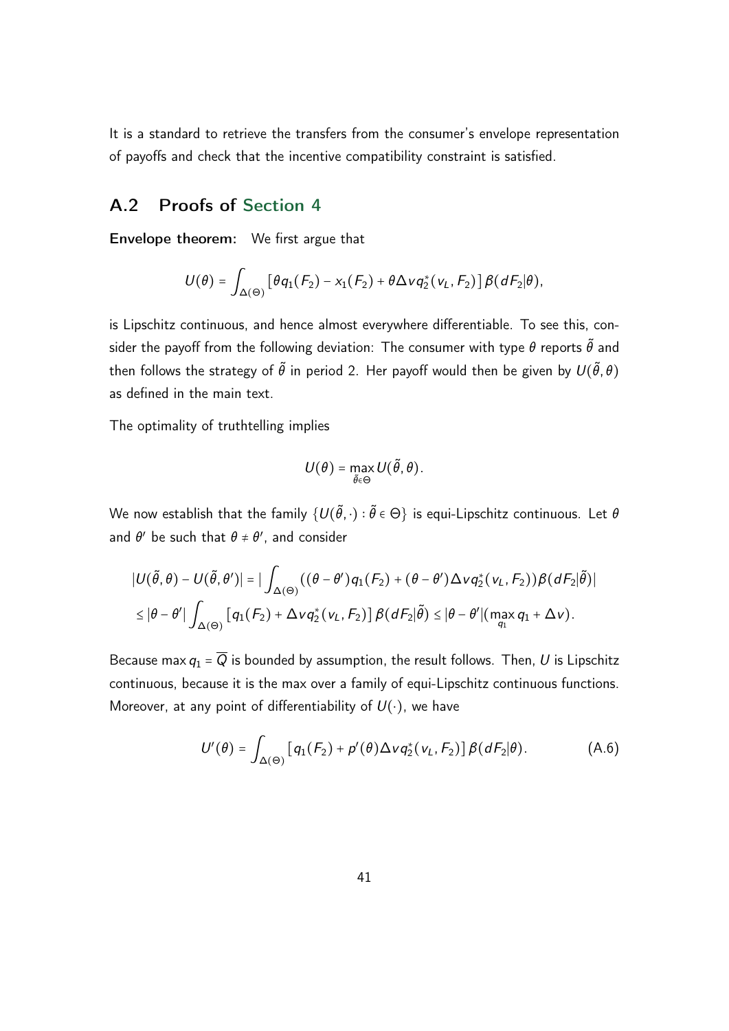It is a standard to retrieve the transfers from the consumer's envelope representation of payoffs and check that the incentive compatibility constraint is satisfied.

## A.2 Proofs of Section 4

**Envelope theorem:** We first argue that

$$U(\theta) = \int_{\Delta(\Theta)} \left[\theta q_1(F_2) - x_1(F_2) + \theta \Delta v q_2^*(v_L, F_2)\right] \beta(dF_2|\theta),$$

is Lipschitz continuous, and hence almost everywhere differentiable. To see this, consider the payoff from the following deviation: The consumer with type $\theta$ reports $\tilde{\theta}$ and then follows the strategy of $\tilde{\theta}$ in period 2. Her payoff would then be given by $U(\tilde{\theta}, \theta)$ as defined in the main text.

The optimality of truthtelling implies

$$U(\theta) = \max_{\tilde{\theta} \in \Theta} U(\tilde{\theta}, \theta).$$

We now establish that the family $\{U(\tilde{\theta}, \cdot) : \tilde{\theta} \in \Theta\}$ is equi-Lipschitz continuous. Let $\theta$ and $\theta'$ be such that $\theta \neq \theta'$, and consider

$$\begin{aligned}
|U(\tilde{\theta}, \theta) - U(\tilde{\theta}, \theta')| &= \Big| \int_{\Delta(\Theta)} ((\theta - \theta') q_1(F_2) + (\theta - \theta') \Delta v q_2^*(v_L, F_2)) \beta(dF_2|\tilde{\theta}) \Big| \\
&\leq |\theta - \theta'| \int_{\Delta(\Theta)} \left[q_1(F_2) + \Delta v q_2^*(v_L, F_2)\right] \beta(dF_2|\tilde{\theta}) \leq |\theta - \theta'| (\max_{q_1} q_1 + \Delta v).
\end{aligned}$$

Because $\max q_1 = \overline{Q}$ is bounded by assumption, the result follows. Then, $U$ is Lipschitz continuous, because it is the max over a family of equi-Lipschitz continuous functions. Moreover, at any point of differentiability of $U(\cdot)$, we have

$$U'(\theta) = \int_{\Delta(\Theta)} \left[q_1(F_2) + p'(\theta) \Delta v q_2^*(v_L, F_2)\right] \beta(dF_2|\theta). \tag{A.6}$$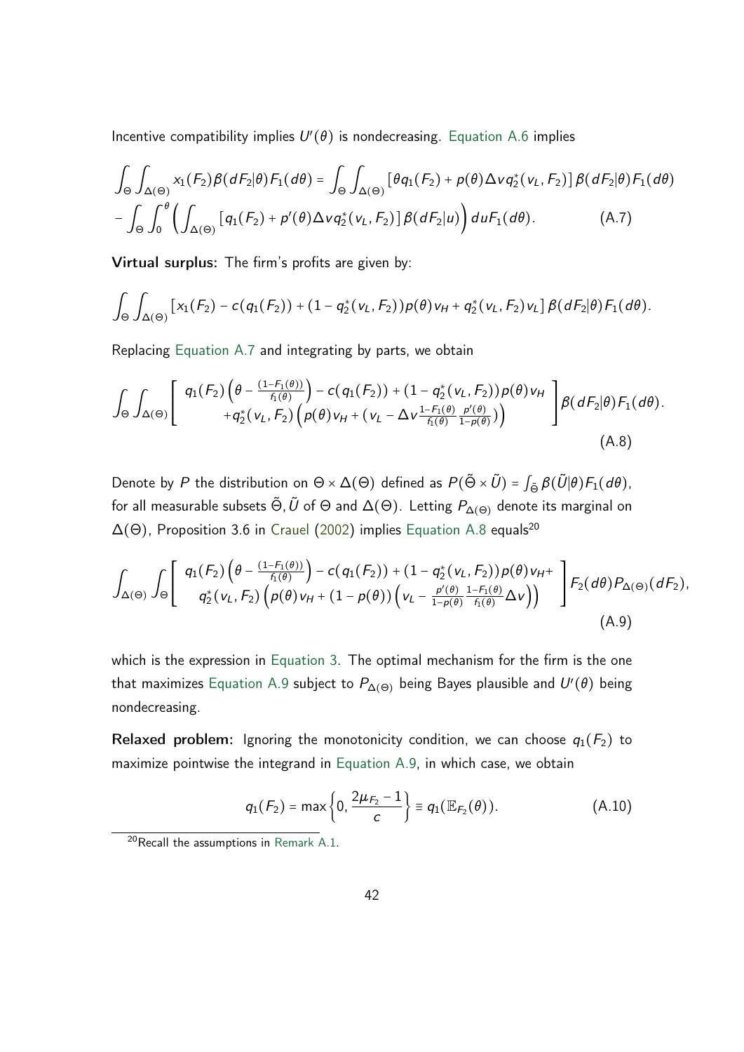Incentive compatibility implies $U'(\theta)$ is nondecreasing. Equation A.6 implies

$$\int_{\Theta}\int_{\Delta(\Theta)} x_1(F_2)\beta(dF_2|\theta)F_1(d\theta) = \int_{\Theta}\int_{\Delta(\Theta)} \left[\theta q_1(F_2) + p(\theta)\Delta v q_2^*(v_L, F_2)\right]\beta(dF_2|\theta)F_1(d\theta)$$
$$-\int_{\Theta}\int_0^{\theta}\left(\int_{\Delta(\Theta)}\left[q_1(F_2) + p'(\theta)\Delta v q_2^*(v_L, F_2)\right]\beta(dF_2|u)\right)du F_1(d\theta). \tag{A.7}$$

**Virtual surplus:** The firm's profits are given by:

$$\int_{\Theta}\int_{\Delta(\Theta)}\left[x_1(F_2) - c(q_1(F_2)) + (1 - q_2^*(v_L, F_2))p(\theta)v_H + q_2^*(v_L, F_2)v_L\right]\beta(dF_2|\theta)F_1(d\theta).$$

Replacing Equation A.7 and integrating by parts, we obtain

$$\int_{\Theta}\int_{\Delta(\Theta)}\left[\begin{array}{c} q_1(F_2)\left(\theta - \frac{(1-F_1(\theta))}{f_1(\theta)}\right) - c(q_1(F_2)) + (1 - q_2^*(v_L, F_2))p(\theta)v_H \\ +q_2^*(v_L, F_2)\left(p(\theta)v_H + (v_L - \Delta v\frac{1-F_1(\theta)}{f_1(\theta)}\frac{p'(\theta)}{1-p(\theta)})\right)\end{array}\right]\beta(dF_2|\theta)F_1(d\theta). \tag{A.8}$$

Denote by $P$ the distribution on $\Theta \times \Delta(\Theta)$ defined as $P(\tilde{\Theta} \times \tilde{U}) = \int_{\tilde{\Theta}}\beta(\tilde{U}|\theta)F_1(d\theta)$, for all measurable subsets $\tilde{\Theta}, \tilde{U}$ of $\Theta$ and $\Delta(\Theta)$. Letting $P_{\Delta(\Theta)}$ denote its marginal on $\Delta(\Theta)$, Proposition 3.6 in Crauel (2002) implies Equation A.8 equals[20]

$$\int_{\Delta(\Theta)}\int_{\Theta}\left[\begin{array}{c} q_1(F_2)\left(\theta - \frac{(1-F_1(\theta))}{f_1(\theta)}\right) - c(q_1(F_2)) + (1 - q_2^*(v_L, F_2))p(\theta)v_H + \\ q_2^*(v_L, F_2)\left(p(\theta)v_H + (1-p(\theta))\left(v_L - \frac{p'(\theta)}{1-p(\theta)}\frac{1-F_1(\theta)}{f_1(\theta)}\Delta v\right)\right)\end{array}\right]F_2(d\theta)P_{\Delta(\Theta)}(dF_2), \tag{A.9}$$

which is the expression in Equation 3. The optimal mechanism for the firm is the one that maximizes Equation A.9 subject to $P_{\Delta(\Theta)}$ being Bayes plausible and $U'(\theta)$ being nondecreasing.

**Relaxed problem:** Ignoring the monotonicity condition, we can choose $q_1(F_2)$ to maximize pointwise the integrand in Equation A.9, in which case, we obtain

$$q_1(F_2) = \max\left\{0, \frac{2\mu_{F_2} - 1}{c}\right\} \equiv q_1(\mathbb{E}_{F_2}(\theta)). \tag{A.10}$$

[20] Recall the assumptions in Remark A.1.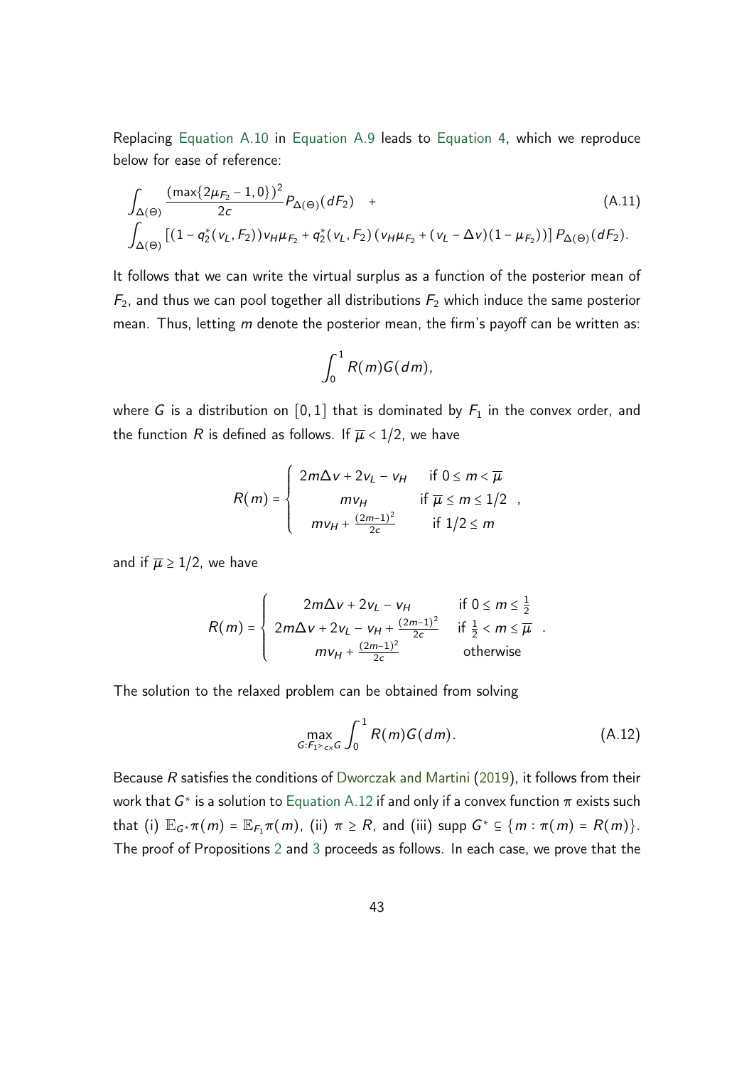Replacing Equation A.10 in Equation A.9 leads to Equation 4, which we reproduce below for ease of reference:

$$\int_{\Delta(\Theta)} \frac{(\max\{2\mu_{F_2}-1,0\})^2}{2c} P_{\Delta(\Theta)}(dF_2) \quad + \tag{A.11}$$
$$\int_{\Delta(\Theta)} \left[(1-q_2^*(v_L,F_2))v_H\mu_{F_2} + q_2^*(v_L,F_2)\left(v_H\mu_{F_2}+(v_L-\Delta v)(1-\mu_{F_2})\right)\right] P_{\Delta(\Theta)}(dF_2).$$

It follows that we can write the virtual surplus as a function of the posterior mean of $F_2$, and thus we can pool together all distributions $F_2$ which induce the same posterior mean. Thus, letting $m$ denote the posterior mean, the firm's payoff can be written as:

$$\int_0^1 R(m)G(dm),$$

where $G$ is a distribution on $[0,1]$ that is dominated by $F_1$ in the convex order, and the function $R$ is defined as follows. If $\overline{\mu} < 1/2$, we have

$$R(m) = \begin{cases} 2m\Delta v + 2v_L - v_H & \text{if } 0 \leq m < \overline{\mu} \\ mv_H & \text{if } \overline{\mu} \leq m \leq 1/2 \\ mv_H + \frac{(2m-1)^2}{2c} & \text{if } 1/2 \leq m \end{cases},$$

and if $\overline{\mu} \geq 1/2$, we have

$$R(m) = \begin{cases} 2m\Delta v + 2v_L - v_H & \text{if } 0 \leq m \leq \frac{1}{2} \\ 2m\Delta v + 2v_L - v_H + \frac{(2m-1)^2}{2c} & \text{if } \frac{1}{2} < m \leq \overline{\mu} \\ mv_H + \frac{(2m-1)^2}{2c} & \text{otherwise} \end{cases}.$$

The solution to the relaxed problem can be obtained from solving

$$\max_{G:F_1 >_{cx} G} \int_0^1 R(m)G(dm). \tag{A.12}$$

Because $R$ satisfies the conditions of Dworczak and Martini (2019), it follows from their work that $G^*$ is a solution to Equation A.12 if and only if a convex function $\pi$ exists such that (i) $\mathbb{E}_{G^*}\pi(m) = \mathbb{E}_{F_1}\pi(m)$, (ii) $\pi \geq R$, and (iii) supp $G^* \subseteq \{m : \pi(m) = R(m)\}$. The proof of Propositions 2 and 3 proceeds as follows. In each case, we prove that the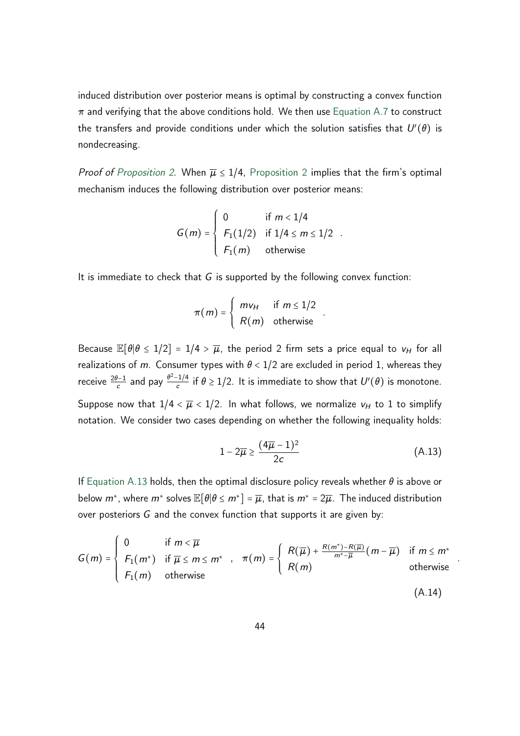induced distribution over posterior means is optimal by constructing a convex function $\pi$ and verifying that the above conditions hold. We then use Equation A.7 to construct the transfers and provide conditions under which the solution satisfies that $U'(\theta)$ is nondecreasing.

*Proof of Proposition 2.* When $\overline{\mu} \leq 1/4$, Proposition 2 implies that the firm's optimal mechanism induces the following distribution over posterior means:

$$G(m) = \begin{cases} 0 & \text{if } m < 1/4 \\ F_1(1/2) & \text{if } 1/4 \leq m \leq 1/2 \\ F_1(m) & \text{otherwise} \end{cases} .$$

It is immediate to check that $G$ is supported by the following convex function:

$$\pi(m) = \begin{cases} m v_H & \text{if } m \leq 1/2 \\ R(m) & \text{otherwise} \end{cases} .$$

Because $\mathbb{E}[\theta | \theta \leq 1/2] = 1/4 > \overline{\mu}$, the period 2 firm sets a price equal to $v_H$ for all realizations of $m$. Consumer types with $\theta < 1/2$ are excluded in period 1, whereas they receive $\frac{2\theta - 1}{c}$ and pay $\frac{\theta^2 - 1/4}{c}$ if $\theta \geq 1/2$. It is immediate to show that $U'(\theta)$ is monotone.

Suppose now that $1/4 < \overline{\mu} < 1/2$. In what follows, we normalize $v_H$ to 1 to simplify notation. We consider two cases depending on whether the following inequality holds:

$$1 - 2\overline{\mu} \geq \frac{(4\overline{\mu} - 1)^2}{2c} \tag{A.13}$$

If Equation A.13 holds, then the optimal disclosure policy reveals whether $\theta$ is above or below $m^*$, where $m^*$ solves $\mathbb{E}[\theta | \theta \leq m^*] = \overline{\mu}$, that is $m^* = 2\overline{\mu}$. The induced distribution over posteriors $G$ and the convex function that supports it are given by:

$$G(m) = \begin{cases} 0 & \text{if } m < \overline{\mu} \\ F_1(m^*) & \text{if } \overline{\mu} \leq m \leq m^* \\ F_1(m) & \text{otherwise} \end{cases} , \quad \pi(m) = \begin{cases} R(\overline{\mu}) + \frac{R(m^*) - R(\overline{\mu})}{m^* - \overline{\mu}}(m - \overline{\mu}) & \text{if } m \leq m^* \\ R(m) & \text{otherwise} \end{cases} . \tag{A.14}$$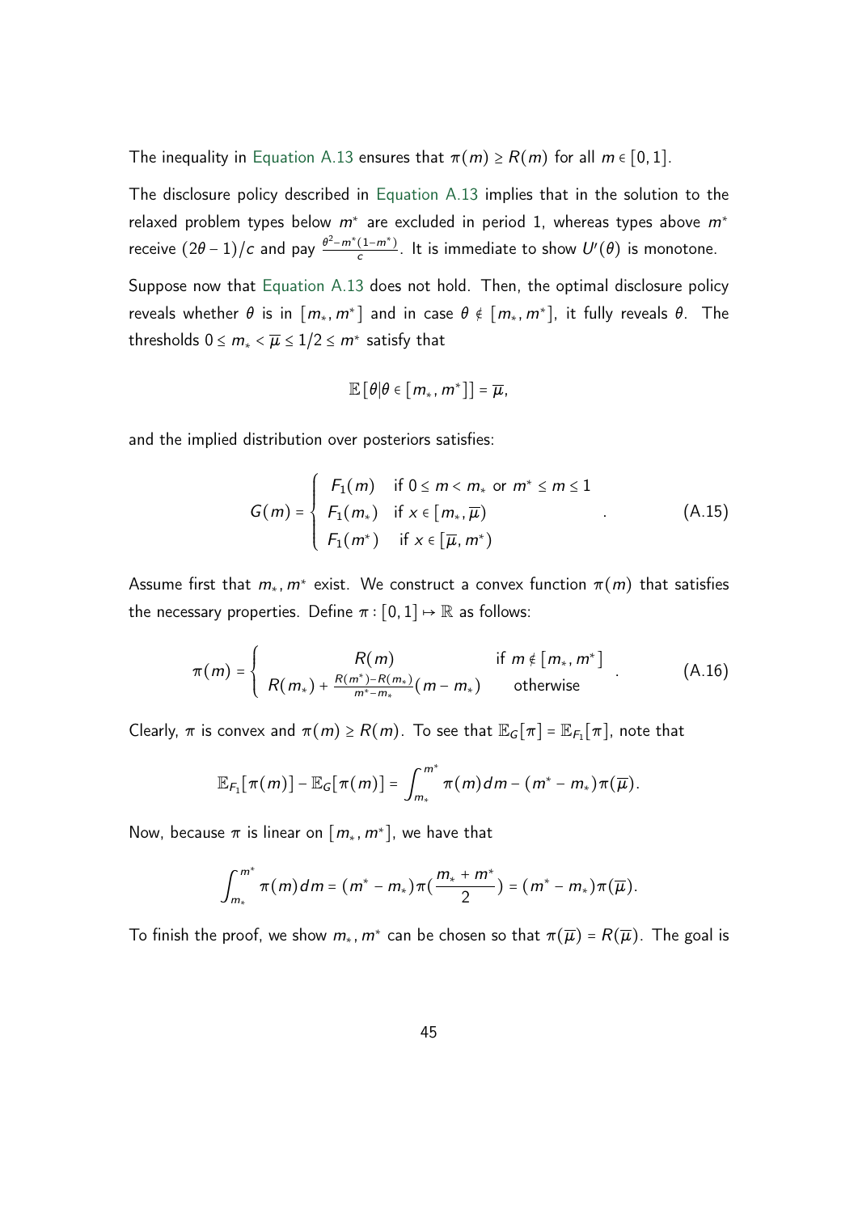The inequality in Equation A.13 ensures that $\pi(m) \geq R(m)$ for all $m \in [0,1]$.

The disclosure policy described in Equation A.13 implies that in the solution to the relaxed problem types below $m^*$ are excluded in period 1, whereas types above $m^*$ receive $(2\theta - 1)/c$ and pay $\frac{\theta^2 - m^*(1-m^*)}{c}$. It is immediate to show $U'(\theta)$ is monotone.

Suppose now that Equation A.13 does not hold. Then, the optimal disclosure policy reveals whether $\theta$ is in $[m_*, m^*]$ and in case $\theta \notin [m_*, m^*]$, it fully reveals $\theta$. The thresholds $0 \leq m_* < \overline{\mu} \leq 1/2 \leq m^*$ satisfy that

$$\mathbb{E}[\theta | \theta \in [m_*, m^*]] = \overline{\mu},$$

and the implied distribution over posteriors satisfies:

$$G(m) = \begin{cases} F_1(m) & \text{if } 0 \leq m < m_* \text{ or } m^* \leq m \leq 1 \\ F_1(m_*) & \text{if } x \in [m_*, \overline{\mu}) \\ F_1(m^*) & \text{if } x \in [\overline{\mu}, m^*) \end{cases} . \tag{A.15}$$

Assume first that $m_*, m^*$ exist. We construct a convex function $\pi(m)$ that satisfies the necessary properties. Define $\pi : [0,1] \mapsto \mathbb{R}$ as follows:

$$\pi(m) = \begin{cases} R(m) & \text{if } m \notin [m_*, m^*] \\ R(m_*) + \frac{R(m^*) - R(m_*)}{m^* - m_*}(m - m_*) & \text{otherwise} \end{cases} . \tag{A.16}$$

Clearly, $\pi$ is convex and $\pi(m) \geq R(m)$. To see that $\mathbb{E}_G[\pi] = \mathbb{E}_{F_1}[\pi]$, note that

$$\mathbb{E}_{F_1}[\pi(m)] - \mathbb{E}_G[\pi(m)] = \int_{m_*}^{m^*} \pi(m) dm - (m^* - m_*)\pi(\overline{\mu}).$$

Now, because $\pi$ is linear on $[m_*, m^*]$, we have that

$$\int_{m_*}^{m^*} \pi(m) dm = (m^* - m_*)\pi(\frac{m_* + m^*}{2}) = (m^* - m_*)\pi(\overline{\mu}).$$

To finish the proof, we show $m_*, m^*$ can be chosen so that $\pi(\overline{\mu}) = R(\overline{\mu})$. The goal is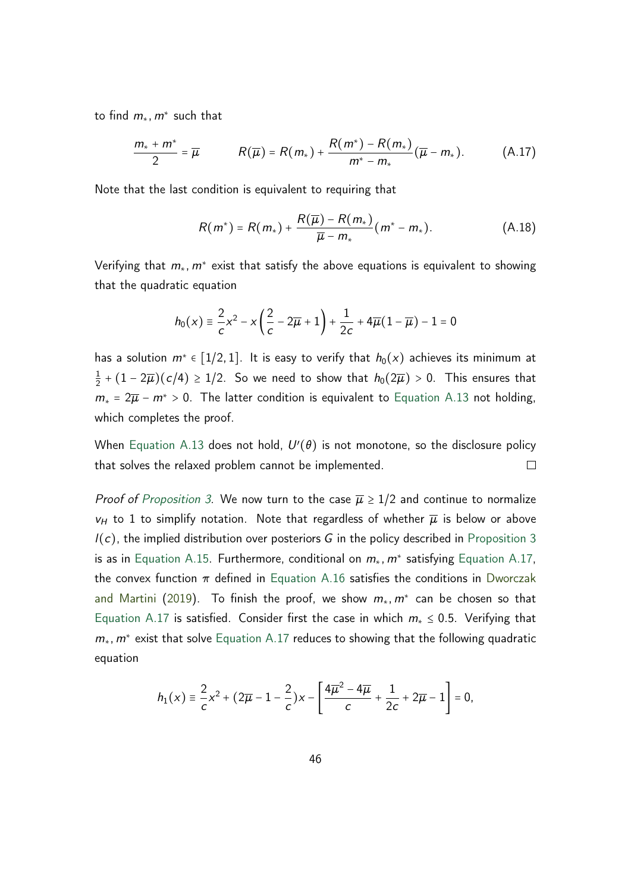to find $m_*, m^*$ such that

$$\frac{m_* + m^*}{2} = \overline{\mu} \qquad R(\overline{\mu}) = R(m_*) + \frac{R(m^*) - R(m_*)}{m^* - m_*}(\overline{\mu} - m_*). \tag{A.17}$$

Note that the last condition is equivalent to requiring that

$$R(m^*) = R(m_*) + \frac{R(\overline{\mu}) - R(m_*)}{\overline{\mu} - m_*}(m^* - m_*). \tag{A.18}$$

Verifying that $m_*, m^*$ exist that satisfy the above equations is equivalent to showing that the quadratic equation

$$h_0(x) \equiv \frac{2}{c}x^2 - x\left(\frac{2}{c} - 2\overline{\mu} + 1\right) + \frac{1}{2c} + 4\overline{\mu}(1 - \overline{\mu}) - 1 = 0$$

has a solution $m^* \in [1/2, 1]$. It is easy to verify that $h_0(x)$ achieves its minimum at $\frac{1}{2} + (1 - 2\overline{\mu})(c/4) \geq 1/2$. So we need to show that $h_0(2\overline{\mu}) > 0$. This ensures that $m_* = 2\overline{\mu} - m^* > 0$. The latter condition is equivalent to Equation A.13 not holding, which completes the proof.

When Equation A.13 does not hold, $U'(\theta)$ is not monotone, so the disclosure policy that solves the relaxed problem cannot be implemented. □

*Proof of Proposition 3.* We now turn to the case $\overline{\mu} \geq 1/2$ and continue to normalize $v_H$ to 1 to simplify notation. Note that regardless of whether $\overline{\mu}$ is below or above $I(c)$, the implied distribution over posteriors $G$ in the policy described in Proposition 3 is as in Equation A.15. Furthermore, conditional on $m_*, m^*$ satisfying Equation A.17, the convex function $\pi$ defined in Equation A.16 satisfies the conditions in Dworczak and Martini (2019). To finish the proof, we show $m_*, m^*$ can be chosen so that Equation A.17 is satisfied. Consider first the case in which $m_* \leq 0.5$. Verifying that $m_*, m^*$ exist that solve Equation A.17 reduces to showing that the following quadratic equation

$$h_1(x) \equiv \frac{2}{c}x^2 + (2\overline{\mu} - 1 - \frac{2}{c})x - \left[\frac{4\overline{\mu}^2 - 4\overline{\mu}}{c} + \frac{1}{2c} + 2\overline{\mu} - 1\right] = 0,$$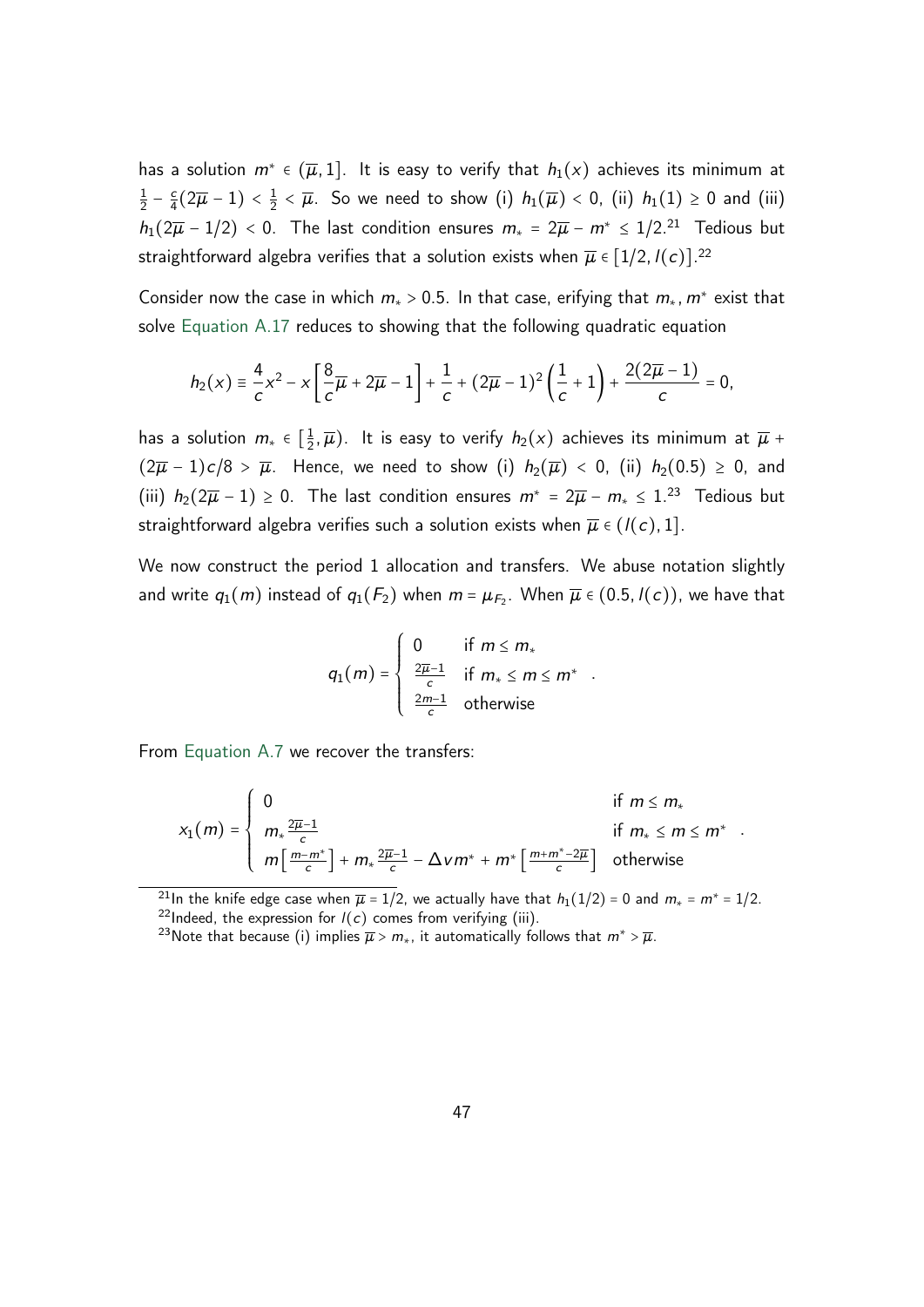has a solution $m^* \in (\overline{\mu}, 1]$. It is easy to verify that $h_1(x)$ achieves its minimum at $\frac{1}{2} - \frac{c}{4}(2\overline{\mu} - 1) < \frac{1}{2} < \overline{\mu}$. So we need to show (i) $h_1(\overline{\mu}) < 0$, (ii) $h_1(1) \geq 0$ and (iii) $h_1(2\overline{\mu} - 1/2) < 0$. The last condition ensures $m_* = 2\overline{\mu} - m^* \leq 1/2$.[21] Tedious but straightforward algebra verifies that a solution exists when $\overline{\mu} \in [1/2, l(c)]$.[22]

Consider now the case in which $m_* > 0.5$. In that case, erifying that $m_*, m^*$ exist that solve Equation A.17 reduces to showing that the following quadratic equation

$$h_2(x) \equiv \frac{4}{c}x^2 - x\left[\frac{8}{c}\overline{\mu} + 2\overline{\mu} - 1\right] + \frac{1}{c} + (2\overline{\mu} - 1)^2\left(\frac{1}{c} + 1\right) + \frac{2(2\overline{\mu} - 1)}{c} = 0,$$

has a solution $m_* \in [\frac{1}{2}, \overline{\mu})$. It is easy to verify $h_2(x)$ achieves its minimum at $\overline{\mu} + (2\overline{\mu} - 1)c/8 > \overline{\mu}$. Hence, we need to show (i) $h_2(\overline{\mu}) < 0$, (ii) $h_2(0.5) \geq 0$, and (iii) $h_2(2\overline{\mu} - 1) \geq 0$. The last condition ensures $m^* = 2\overline{\mu} - m_* \leq 1$.[23] Tedious but straightforward algebra verifies such a solution exists when $\overline{\mu} \in (l(c), 1]$.

We now construct the period 1 allocation and transfers. We abuse notation slightly and write $q_1(m)$ instead of $q_1(F_2)$ when $m = \mu_{F_2}$. When $\overline{\mu} \in (0.5, l(c))$, we have that

$$q_1(m) = \begin{cases} 0 & \text{if } m \leq m_* \\ \frac{2\overline{\mu} - 1}{c} & \text{if } m_* \leq m \leq m^* \\ \frac{2m - 1}{c} & \text{otherwise} \end{cases}.$$

From Equation A.7 we recover the transfers:

$$x_1(m) = \begin{cases} 0 & \text{if } m \leq m_* \\ m_* \frac{2\overline{\mu} - 1}{c} & \text{if } m_* \leq m \leq m^* \\ m\left[\frac{m - m^*}{c}\right] + m_* \frac{2\overline{\mu} - 1}{c} - \Delta v m^* + m^*\left[\frac{m + m^* - 2\overline{\mu}}{c}\right] & \text{otherwise} \end{cases}.$$

[21] In the knife edge case when $\overline{\mu} = 1/2$, we actually have that $h_1(1/2) = 0$ and $m_* = m^* = 1/2$.

[22] Indeed, the expression for $l(c)$ comes from verifying (iii).

[23] Note that because (i) implies $\overline{\mu} > m_*$, it automatically follows that $m^* > \overline{\mu}$.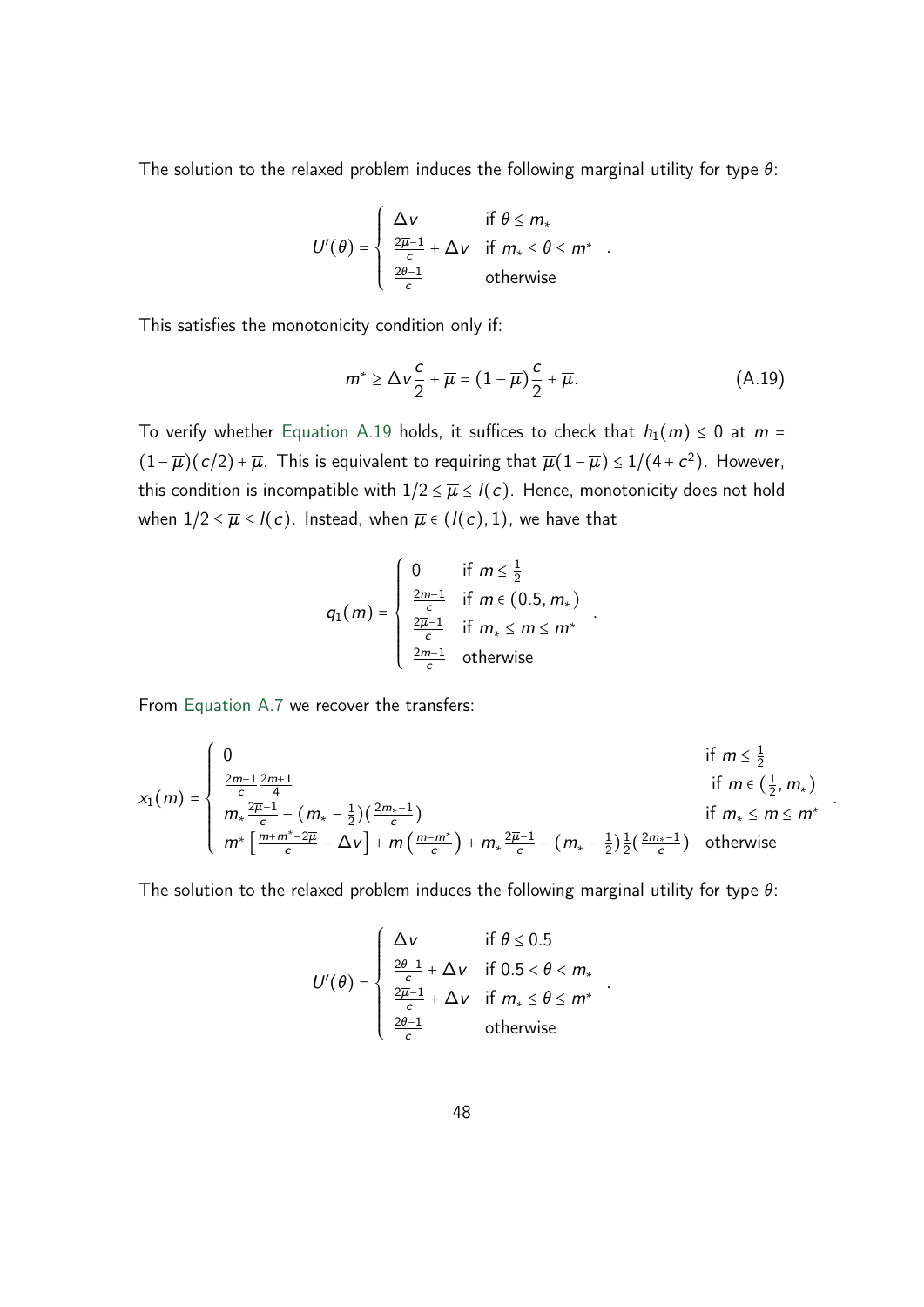The solution to the relaxed problem induces the following marginal utility for type $\theta$:

$$
U'(\theta) = \begin{cases} \Delta v & \text{if } \theta \le m_* \\ \frac{2\overline{\mu}-1}{c} + \Delta v & \text{if } m_* \le \theta \le m^* \\ \frac{2\theta-1}{c} & \text{otherwise} \end{cases}.
$$

This satisfies the monotonicity condition only if:

$$
m^* \ge \Delta v \frac{c}{2} + \overline{\mu} = (1-\overline{\mu})\frac{c}{2} + \overline{\mu}. \tag{A.19}
$$

To verify whether Equation A.19 holds, it suffices to check that $h_1(m) \le 0$ at $m = (1-\overline{\mu})(c/2) + \overline{\mu}$. This is equivalent to requiring that $\overline{\mu}(1-\overline{\mu}) \le 1/(4+c^2)$. However, this condition is incompatible with $1/2 \le \overline{\mu} \le l(c)$. Hence, monotonicity does not hold when $1/2 \le \overline{\mu} \le l(c)$. Instead, when $\overline{\mu} \in (l(c), 1)$, we have that

$$
q_1(m) = \begin{cases} 0 & \text{if } m \le \frac{1}{2} \\ \frac{2m-1}{c} & \text{if } m \in (0.5, m_*) \\ \frac{2\overline{\mu}-1}{c} & \text{if } m_* \le m \le m^* \\ \frac{2m-1}{c} & \text{otherwise} \end{cases}.
$$

From Equation A.7 we recover the transfers:

$$
x_1(m) = \begin{cases} 0 & \text{if } m \le \frac{1}{2} \\ \frac{2m-1}{c}\frac{2m+1}{4} & \text{if } m \in (\frac{1}{2}, m_*) \\ m_* \frac{2\overline{\mu}-1}{c} - (m_* - \frac{1}{2})(\frac{2m_*-1}{c}) & \text{if } m_* \le m \le m^* \\ m^* \left[\frac{m+m^*-2\overline{\mu}}{c} - \Delta v\right] + m\left(\frac{m-m^*}{c}\right) + m_* \frac{2\overline{\mu}-1}{c} - (m_* - \frac{1}{2})\frac{1}{2}(\frac{2m_*-1}{c}) & \text{otherwise} \end{cases}.
$$

The solution to the relaxed problem induces the following marginal utility for type $\theta$:

$$
U'(\theta) = \begin{cases} \Delta v & \text{if } \theta \le 0.5 \\ \frac{2\theta-1}{c} + \Delta v & \text{if } 0.5 < \theta < m_* \\ \frac{2\overline{\mu}-1}{c} + \Delta v & \text{if } m_* \le \theta \le m^* \\ \frac{2\theta-1}{c} & \text{otherwise} \end{cases}.
$$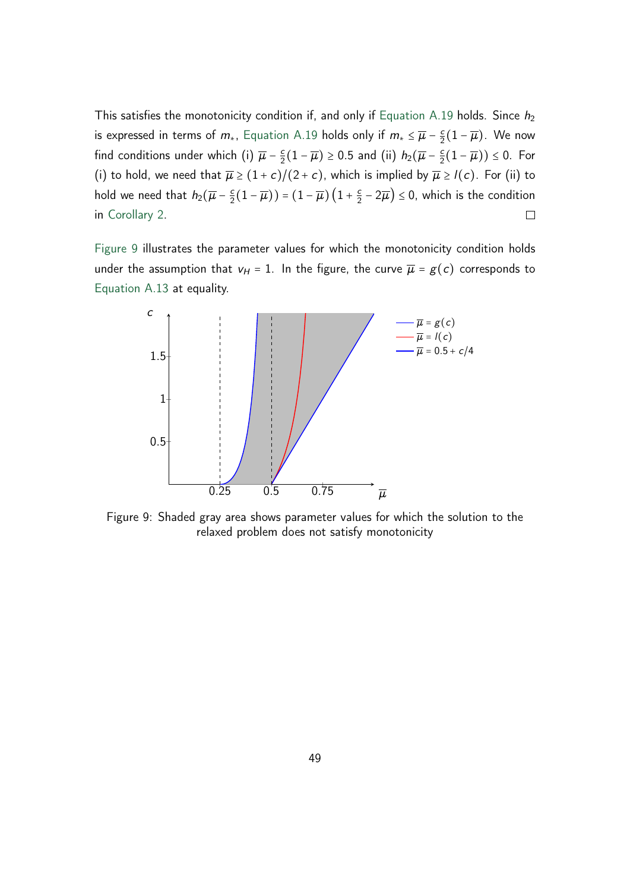This satisfies the monotonicity condition if, and only if Equation A.19 holds. Since $h_2$ is expressed in terms of $m_*$, Equation A.19 holds only if $m_* \leq \overline{\mu} - \frac{c}{2}(1 - \overline{\mu})$. We now find conditions under which (i) $\overline{\mu} - \frac{c}{2}(1 - \overline{\mu}) \geq 0.5$ and (ii) $h_2(\overline{\mu} - \frac{c}{2}(1 - \overline{\mu})) \leq 0$. For (i) to hold, we need that $\overline{\mu} \geq (1 + c)/(2 + c)$, which is implied by $\overline{\mu} \geq l(c)$. For (ii) to hold we need that $h_2(\overline{\mu} - \frac{c}{2}(1 - \overline{\mu})) = (1 - \overline{\mu})\left(1 + \frac{c}{2} - 2\overline{\mu}\right) \leq 0$, which is the condition in Corollary 2. □

Figure 9 illustrates the parameter values for which the monotonicity condition holds under the assumption that $v_H = 1$. In the figure, the curve $\overline{\mu} = g(c)$ corresponds to Equation A.13 at equality.

c

1.5

1

0.5

0.25 0.5 0.75 $\overline{\mu}$

$\overline{\mu} = g(c)$

$\overline{\mu} = l(c)$

$\overline{\mu} = 0.5 + c/4$

Figure 9: Shaded gray area shows parameter values for which the solution to the relaxed problem does not satisfy monotonicity